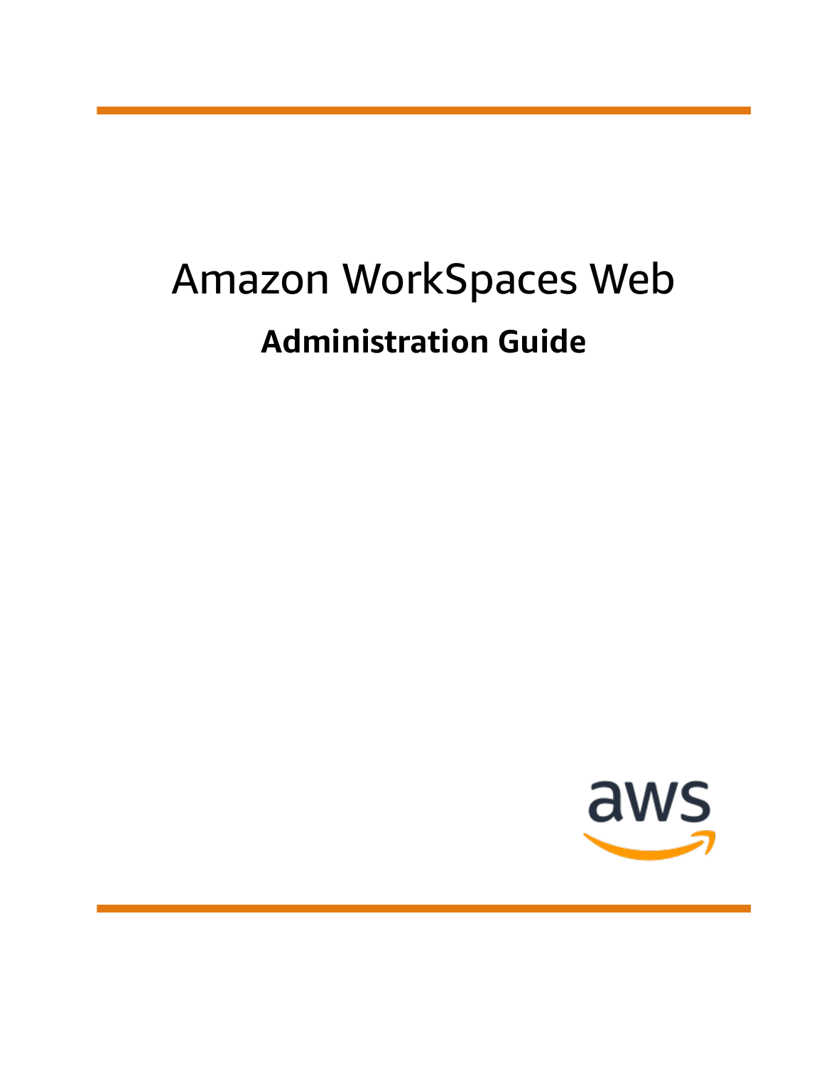# Amazon WorkSpaces Web

## Administration Guide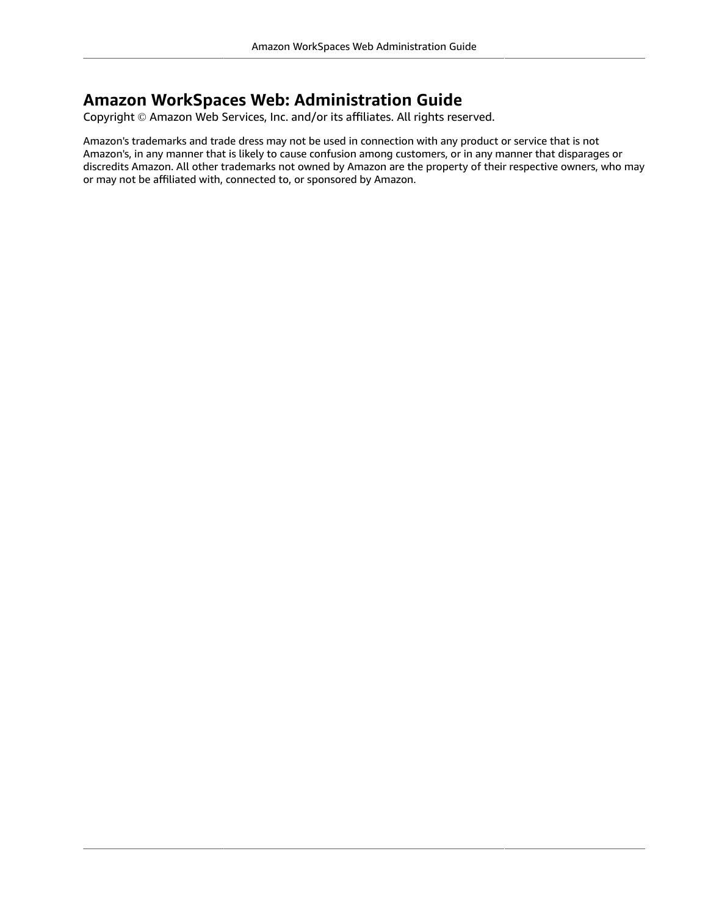# Amazon WorkSpaces Web: Administration Guide

Copyright © Amazon Web Services, Inc. and/or its affiliates. All rights reserved.

Amazon's trademarks and trade dress may not be used in connection with any product or service that is not Amazon's, in any manner that is likely to cause confusion among customers, or in any manner that disparages or discredits Amazon. All other trademarks not owned by Amazon are the property of their respective owners, who may or may not be affiliated with, connected to, or sponsored by Amazon.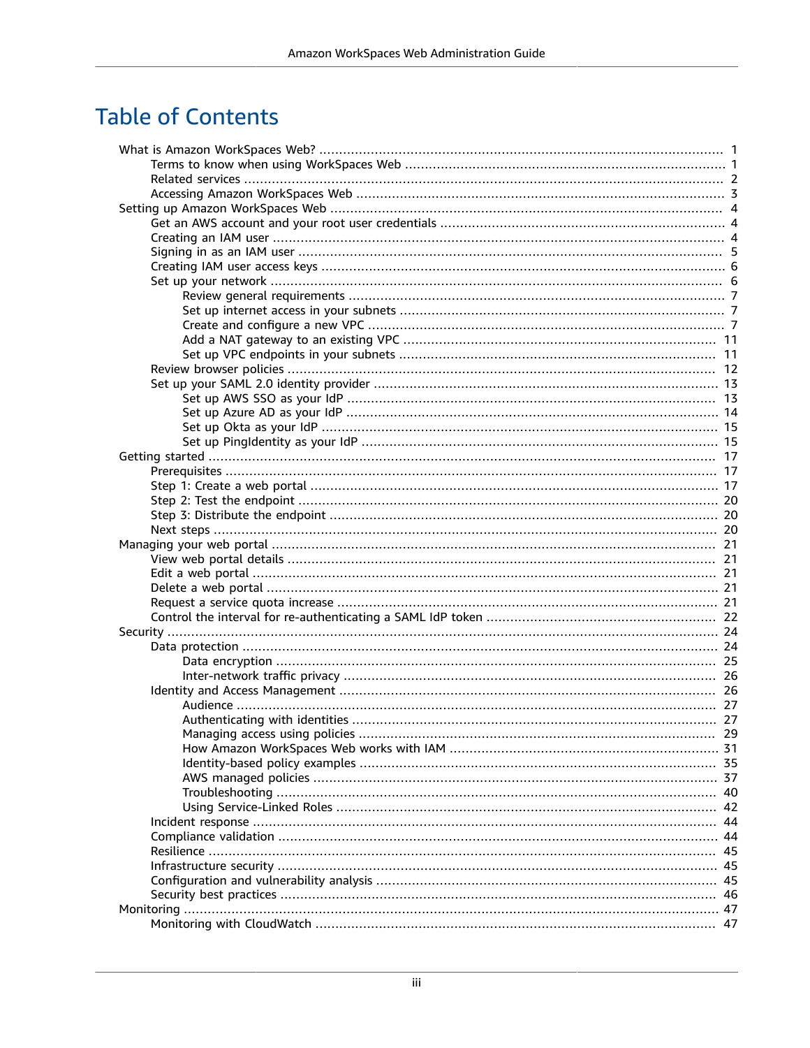# Table of Contents

- What is Amazon WorkSpaces Web? ..... 1
  - Terms to know when using WorkSpaces Web ..... 1
  - Related services ..... 2
  - Accessing Amazon WorkSpaces Web ..... 3
- Setting up Amazon WorkSpaces Web ..... 4
  - Get an AWS account and your root user credentials ..... 4
  - Creating an IAM user ..... 4
  - Signing in as an IAM user ..... 5
  - Creating IAM user access keys ..... 6
  - Set up your network ..... 6
    - Review general requirements ..... 7
    - Set up internet access in your subnets ..... 7
    - Create and configure a new VPC ..... 7
    - Add a NAT gateway to an existing VPC ..... 11
    - Set up VPC endpoints in your subnets ..... 11
  - Review browser policies ..... 12
  - Set up your SAML 2.0 identity provider ..... 13
    - Set up AWS SSO as your IdP ..... 13
    - Set up Azure AD as your IdP ..... 14
    - Set up Okta as your IdP ..... 15
    - Set up PingIdentity as your IdP ..... 15
- Getting started ..... 17
  - Prerequisites ..... 17
  - Step 1: Create a web portal ..... 17
  - Step 2: Test the endpoint ..... 20
  - Step 3: Distribute the endpoint ..... 20
  - Next steps ..... 20
- Managing your web portal ..... 21
  - View web portal details ..... 21
  - Edit a web portal ..... 21
  - Delete a web portal ..... 21
  - Request a service quota increase ..... 21
  - Control the interval for re-authenticating a SAML IdP token ..... 22
- Security ..... 24
  - Data protection ..... 24
    - Data encryption ..... 25
    - Inter-network traffic privacy ..... 26
  - Identity and Access Management ..... 26
    - Audience ..... 27
    - Authenticating with identities ..... 27
    - Managing access using policies ..... 29
    - How Amazon WorkSpaces Web works with IAM ..... 31
    - Identity-based policy examples ..... 35
    - AWS managed policies ..... 37
    - Troubleshooting ..... 40
    - Using Service-Linked Roles ..... 42
  - Incident response ..... 44
  - Compliance validation ..... 44
  - Resilience ..... 45
  - Infrastructure security ..... 45
  - Configuration and vulnerability analysis ..... 45
  - Security best practices ..... 46
- Monitoring ..... 47
  - Monitoring with CloudWatch ..... 47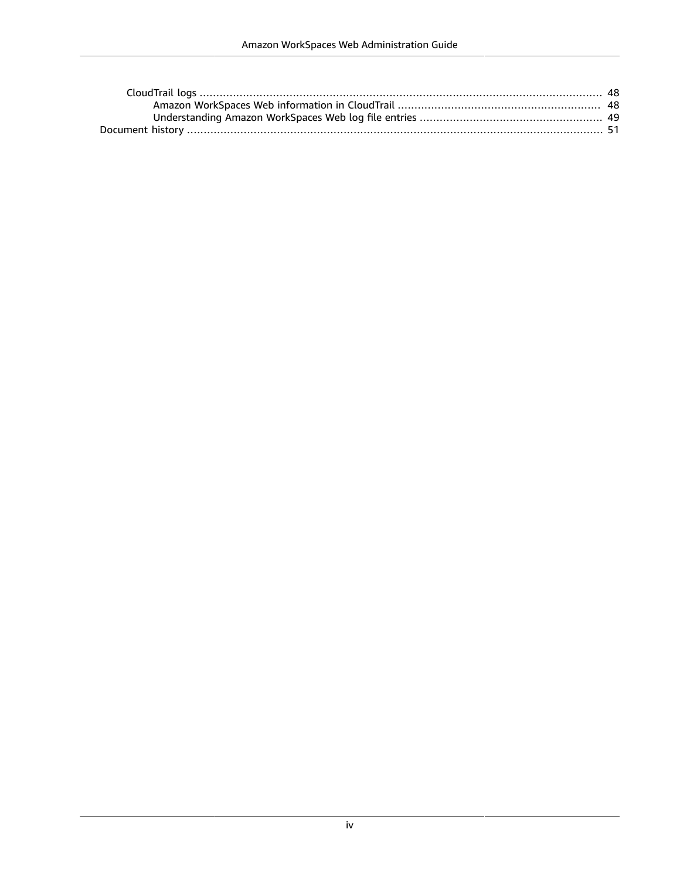- CloudTrail logs ........................................................................................................................ 48
  - Amazon WorkSpaces Web information in CloudTrail ............................................................ 48
  - Understanding Amazon WorkSpaces Web log file entries ...................................................... 49
- Document history ............................................................................................................................ 51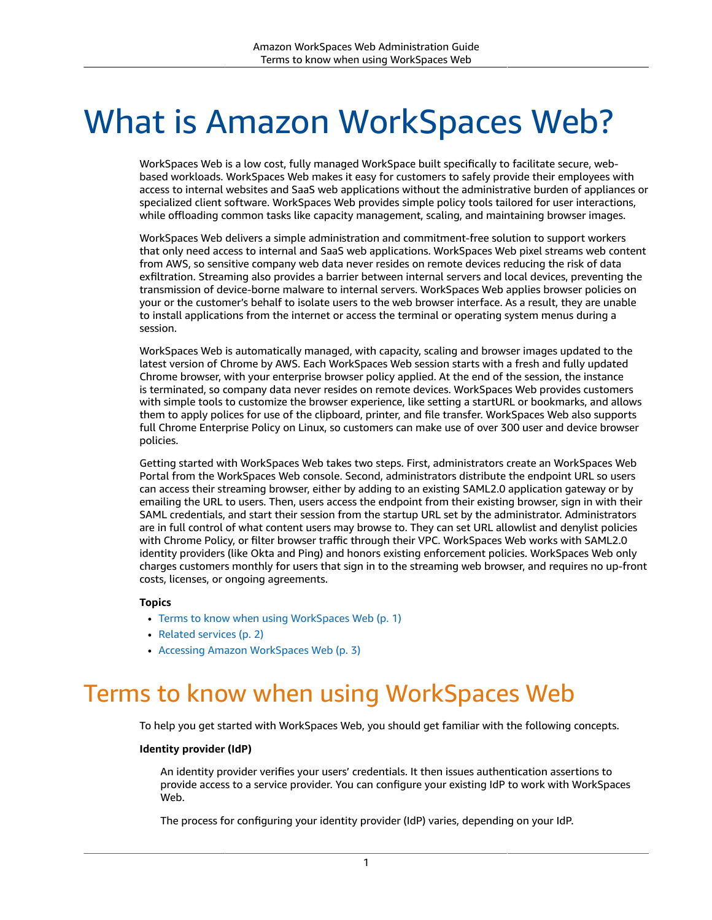# What is Amazon WorkSpaces Web?

WorkSpaces Web is a low cost, fully managed WorkSpace built specifically to facilitate secure, web-based workloads. WorkSpaces Web makes it easy for customers to safely provide their employees with access to internal websites and SaaS web applications without the administrative burden of appliances or specialized client software. WorkSpaces Web provides simple policy tools tailored for user interactions, while offloading common tasks like capacity management, scaling, and maintaining browser images.

WorkSpaces Web delivers a simple administration and commitment-free solution to support workers that only need access to internal and SaaS web applications. WorkSpaces Web pixel streams web content from AWS, so sensitive company web data never resides on remote devices reducing the risk of data exfiltration. Streaming also provides a barrier between internal servers and local devices, preventing the transmission of device-borne malware to internal servers. WorkSpaces Web applies browser policies on your or the customer's behalf to isolate users to the web browser interface. As a result, they are unable to install applications from the internet or access the terminal or operating system menus during a session.

WorkSpaces Web is automatically managed, with capacity, scaling and browser images updated to the latest version of Chrome by AWS. Each WorkSpaces Web session starts with a fresh and fully updated Chrome browser, with your enterprise browser policy applied. At the end of the session, the instance is terminated, so company data never resides on remote devices. WorkSpaces Web provides customers with simple tools to customize the browser experience, like setting a startURL or bookmarks, and allows them to apply polices for use of the clipboard, printer, and file transfer. WorkSpaces Web also supports full Chrome Enterprise Policy on Linux, so customers can make use of over 300 user and device browser policies.

Getting started with WorkSpaces Web takes two steps. First, administrators create an WorkSpaces Web Portal from the WorkSpaces Web console. Second, administrators distribute the endpoint URL so users can access their streaming browser, either by adding to an existing SAML2.0 application gateway or by emailing the URL to users. Then, users access the endpoint from their existing browser, sign in with their SAML credentials, and start their session from the startup URL set by the administrator. Administrators are in full control of what content users may browse to. They can set URL allowlist and denylist policies with Chrome Policy, or filter browser traffic through their VPC. WorkSpaces Web works with SAML2.0 identity providers (like Okta and Ping) and honors existing enforcement policies. WorkSpaces Web only charges customers monthly for users that sign in to the streaming web browser, and requires no up-front costs, licenses, or ongoing agreements.

**Topics**

- Terms to know when using WorkSpaces Web (p. 1)
- Related services (p. 2)
- Accessing Amazon WorkSpaces Web (p. 3)

## Terms to know when using WorkSpaces Web

To help you get started with WorkSpaces Web, you should get familiar with the following concepts.

**Identity provider (IdP)**

An identity provider verifies your users' credentials. It then issues authentication assertions to provide access to a service provider. You can configure your existing IdP to work with WorkSpaces Web.

The process for configuring your identity provider (IdP) varies, depending on your IdP.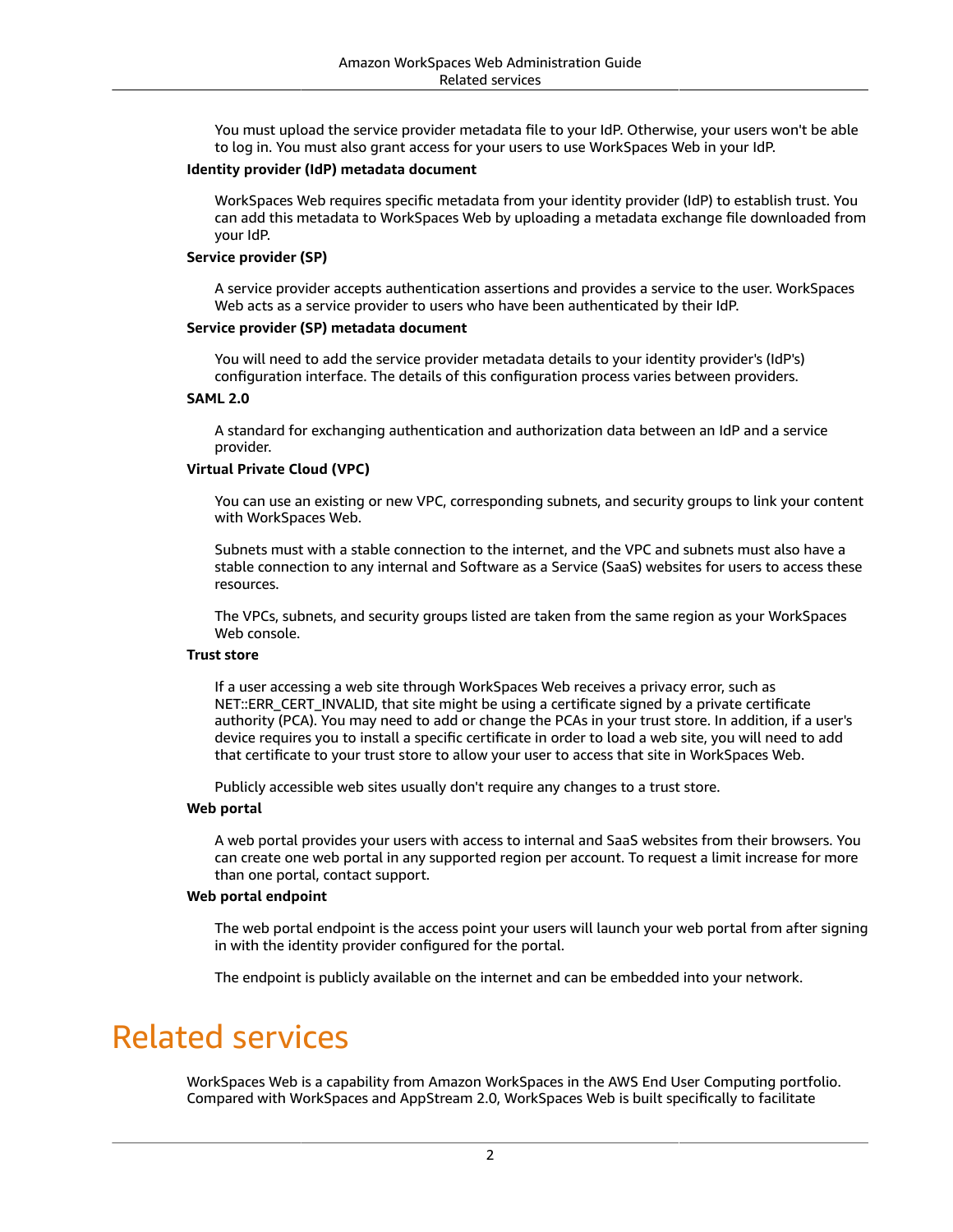You must upload the service provider metadata file to your IdP. Otherwise, your users won't be able to log in. You must also grant access for your users to use WorkSpaces Web in your IdP.

**Identity provider (IdP) metadata document**

WorkSpaces Web requires specific metadata from your identity provider (IdP) to establish trust. You can add this metadata to WorkSpaces Web by uploading a metadata exchange file downloaded from your IdP.

**Service provider (SP)**

A service provider accepts authentication assertions and provides a service to the user. WorkSpaces Web acts as a service provider to users who have been authenticated by their IdP.

**Service provider (SP) metadata document**

You will need to add the service provider metadata details to your identity provider's (IdP's) configuration interface. The details of this configuration process varies between providers.

**SAML 2.0**

A standard for exchanging authentication and authorization data between an IdP and a service provider.

**Virtual Private Cloud (VPC)**

You can use an existing or new VPC, corresponding subnets, and security groups to link your content with WorkSpaces Web.

Subnets must with a stable connection to the internet, and the VPC and subnets must also have a stable connection to any internal and Software as a Service (SaaS) websites for users to access these resources.

The VPCs, subnets, and security groups listed are taken from the same region as your WorkSpaces Web console.

**Trust store**

If a user accessing a web site through WorkSpaces Web receives a privacy error, such as NET::ERR_CERT_INVALID, that site might be using a certificate signed by a private certificate authority (PCA). You may need to add or change the PCAs in your trust store. In addition, if a user's device requires you to install a specific certificate in order to load a web site, you will need to add that certificate to your trust store to allow your user to access that site in WorkSpaces Web.

Publicly accessible web sites usually don't require any changes to a trust store.

**Web portal**

A web portal provides your users with access to internal and SaaS websites from their browsers. You can create one web portal in any supported region per account. To request a limit increase for more than one portal, contact support.

**Web portal endpoint**

The web portal endpoint is the access point your users will launch your web portal from after signing in with the identity provider configured for the portal.

The endpoint is publicly available on the internet and can be embedded into your network.

# Related services

WorkSpaces Web is a capability from Amazon WorkSpaces in the AWS End User Computing portfolio. Compared with WorkSpaces and AppStream 2.0, WorkSpaces Web is built specifically to facilitate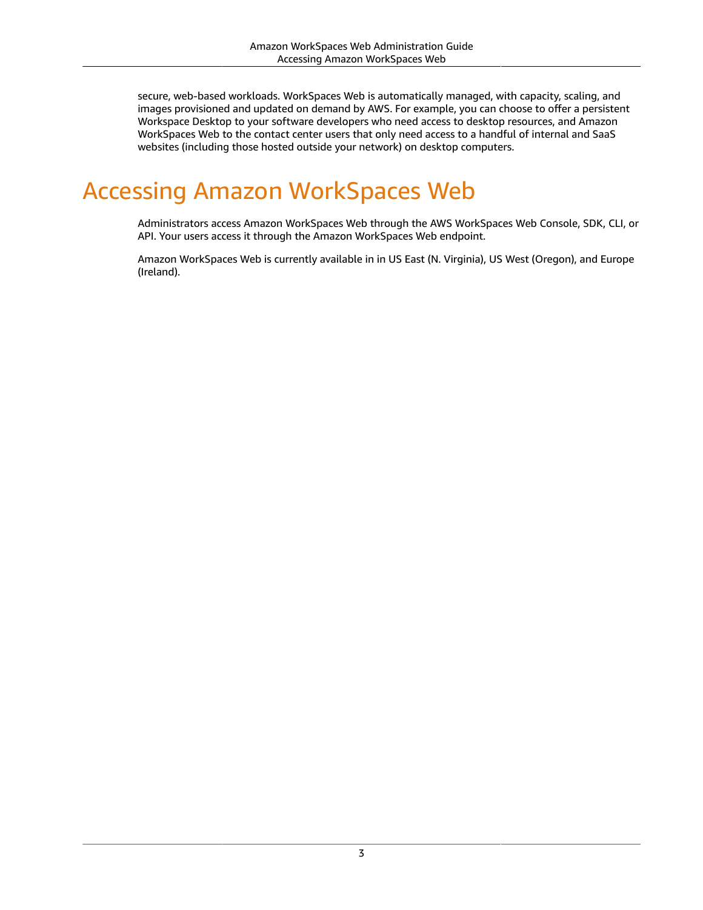secure, web-based workloads. WorkSpaces Web is automatically managed, with capacity, scaling, and images provisioned and updated on demand by AWS. For example, you can choose to offer a persistent Workspace Desktop to your software developers who need access to desktop resources, and Amazon WorkSpaces Web to the contact center users that only need access to a handful of internal and SaaS websites (including those hosted outside your network) on desktop computers.

# Accessing Amazon WorkSpaces Web

Administrators access Amazon WorkSpaces Web through the AWS WorkSpaces Web Console, SDK, CLI, or API. Your users access it through the Amazon WorkSpaces Web endpoint.

Amazon WorkSpaces Web is currently available in in US East (N. Virginia), US West (Oregon), and Europe (Ireland).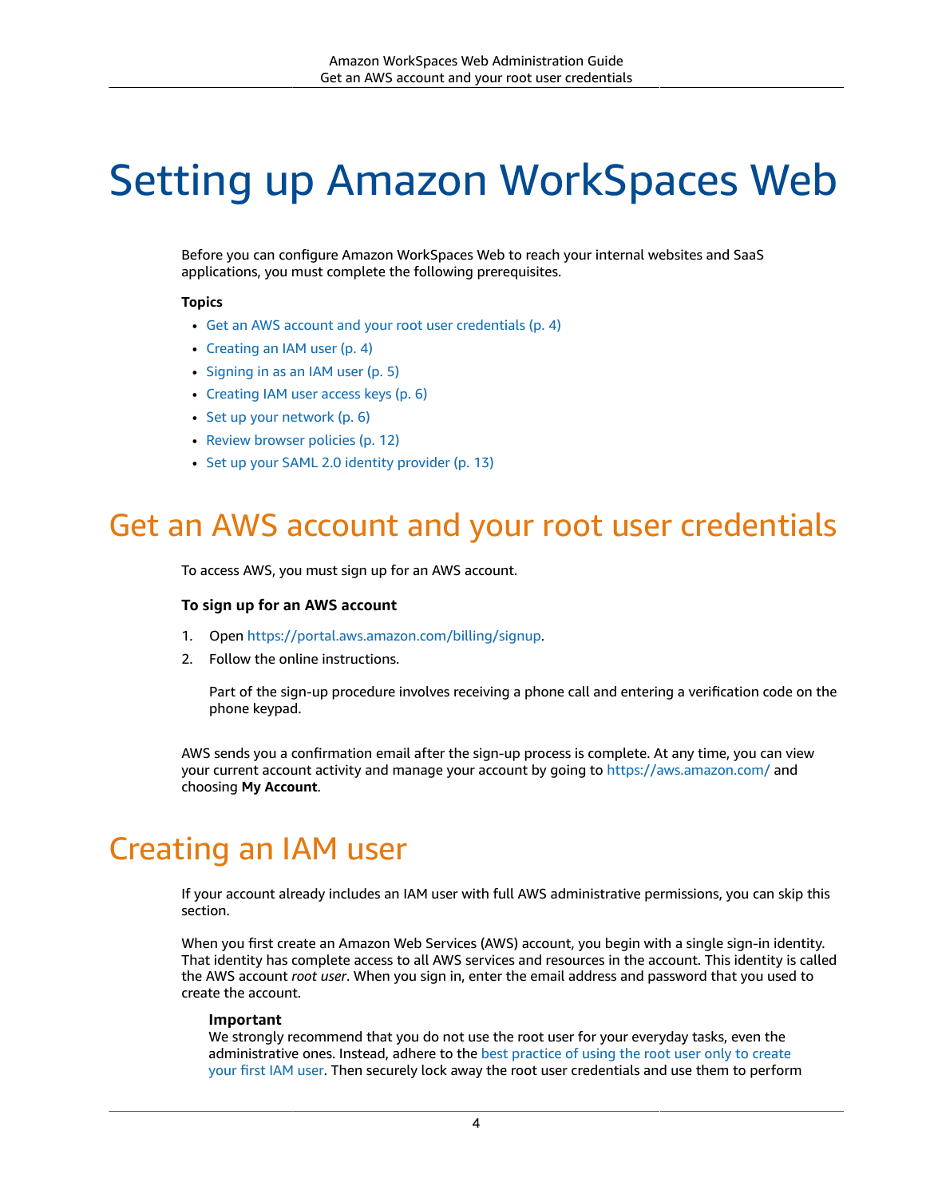# Setting up Amazon WorkSpaces Web

Before you can configure Amazon WorkSpaces Web to reach your internal websites and SaaS applications, you must complete the following prerequisites.

**Topics**

- Get an AWS account and your root user credentials (p. 4)
- Creating an IAM user (p. 4)
- Signing in as an IAM user (p. 5)
- Creating IAM user access keys (p. 6)
- Set up your network (p. 6)
- Review browser policies (p. 12)
- Set up your SAML 2.0 identity provider (p. 13)

## Get an AWS account and your root user credentials

To access AWS, you must sign up for an AWS account.

**To sign up for an AWS account**

1. Open https://portal.aws.amazon.com/billing/signup.
2. Follow the online instructions.

   Part of the sign-up procedure involves receiving a phone call and entering a verification code on the phone keypad.

AWS sends you a confirmation email after the sign-up process is complete. At any time, you can view your current account activity and manage your account by going to https://aws.amazon.com/ and choosing **My Account**.

## Creating an IAM user

If your account already includes an IAM user with full AWS administrative permissions, you can skip this section.

When you first create an Amazon Web Services (AWS) account, you begin with a single sign-in identity. That identity has complete access to all AWS services and resources in the account. This identity is called the AWS account *root user*. When you sign in, enter the email address and password that you used to create the account.

> **Important**
> We strongly recommend that you do not use the root user for your everyday tasks, even the administrative ones. Instead, adhere to the best practice of using the root user only to create your first IAM user. Then securely lock away the root user credentials and use them to perform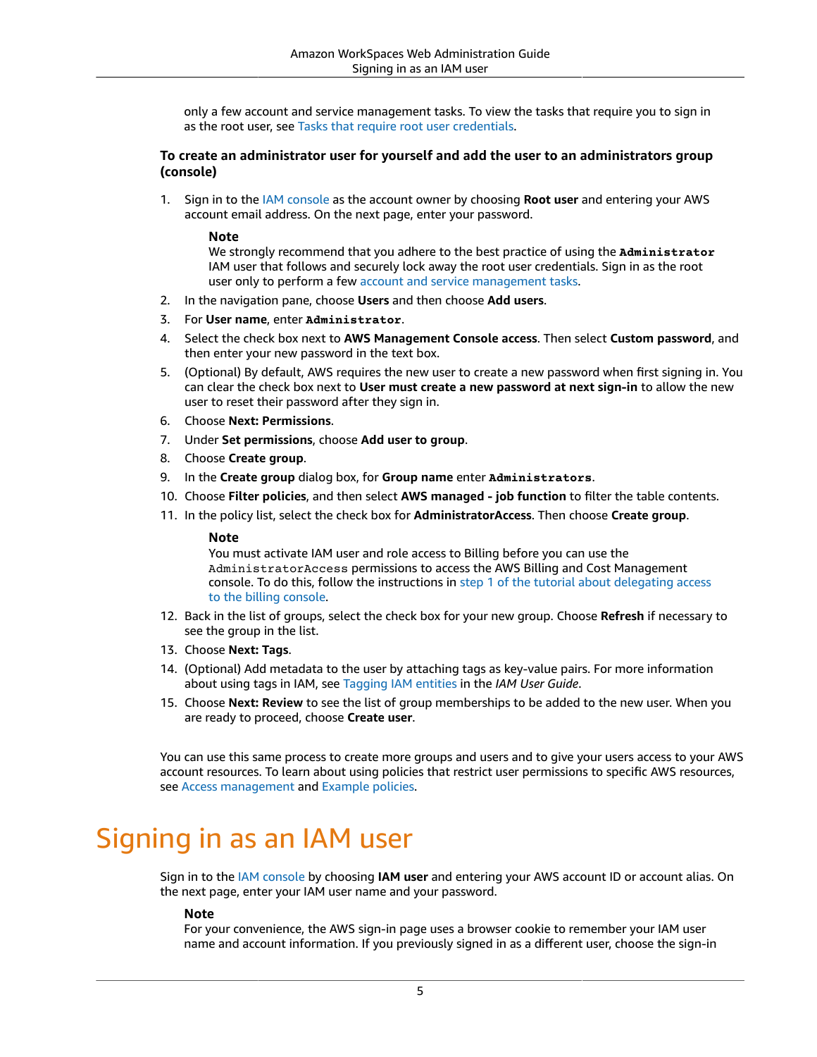only a few account and service management tasks. To view the tasks that require you to sign in as the root user, see Tasks that require root user credentials.

**To create an administrator user for yourself and add the user to an administrators group (console)**

1. Sign in to the IAM console as the account owner by choosing **Root user** and entering your AWS account email address. On the next page, enter your password.

   **Note**
   We strongly recommend that you adhere to the best practice of using the `Administrator` IAM user that follows and securely lock away the root user credentials. Sign in as the root user only to perform a few account and service management tasks.

2. In the navigation pane, choose **Users** and then choose **Add users**.
3. For **User name**, enter `Administrator`.
4. Select the check box next to **AWS Management Console access**. Then select **Custom password**, and then enter your new password in the text box.
5. (Optional) By default, AWS requires the new user to create a new password when first signing in. You can clear the check box next to **User must create a new password at next sign-in** to allow the new user to reset their password after they sign in.
6. Choose **Next: Permissions**.
7. Under **Set permissions**, choose **Add user to group**.
8. Choose **Create group**.
9. In the **Create group** dialog box, for **Group name** enter `Administrators`.
10. Choose **Filter policies**, and then select **AWS managed - job function** to filter the table contents.
11. In the policy list, select the check box for **AdministratorAccess**. Then choose **Create group**.

    **Note**
    You must activate IAM user and role access to Billing before you can use the `AdministratorAccess` permissions to access the AWS Billing and Cost Management console. To do this, follow the instructions in step 1 of the tutorial about delegating access to the billing console.

12. Back in the list of groups, select the check box for your new group. Choose **Refresh** if necessary to see the group in the list.
13. Choose **Next: Tags**.
14. (Optional) Add metadata to the user by attaching tags as key-value pairs. For more information about using tags in IAM, see Tagging IAM entities in the *IAM User Guide*.
15. Choose **Next: Review** to see the list of group memberships to be added to the new user. When you are ready to proceed, choose **Create user**.

You can use this same process to create more groups and users and to give your users access to your AWS account resources. To learn about using policies that restrict user permissions to specific AWS resources, see Access management and Example policies.

# Signing in as an IAM user

Sign in to the IAM console by choosing **IAM user** and entering your AWS account ID or account alias. On the next page, enter your IAM user name and your password.

**Note**
For your convenience, the AWS sign-in page uses a browser cookie to remember your IAM user name and account information. If you previously signed in as a different user, choose the sign-in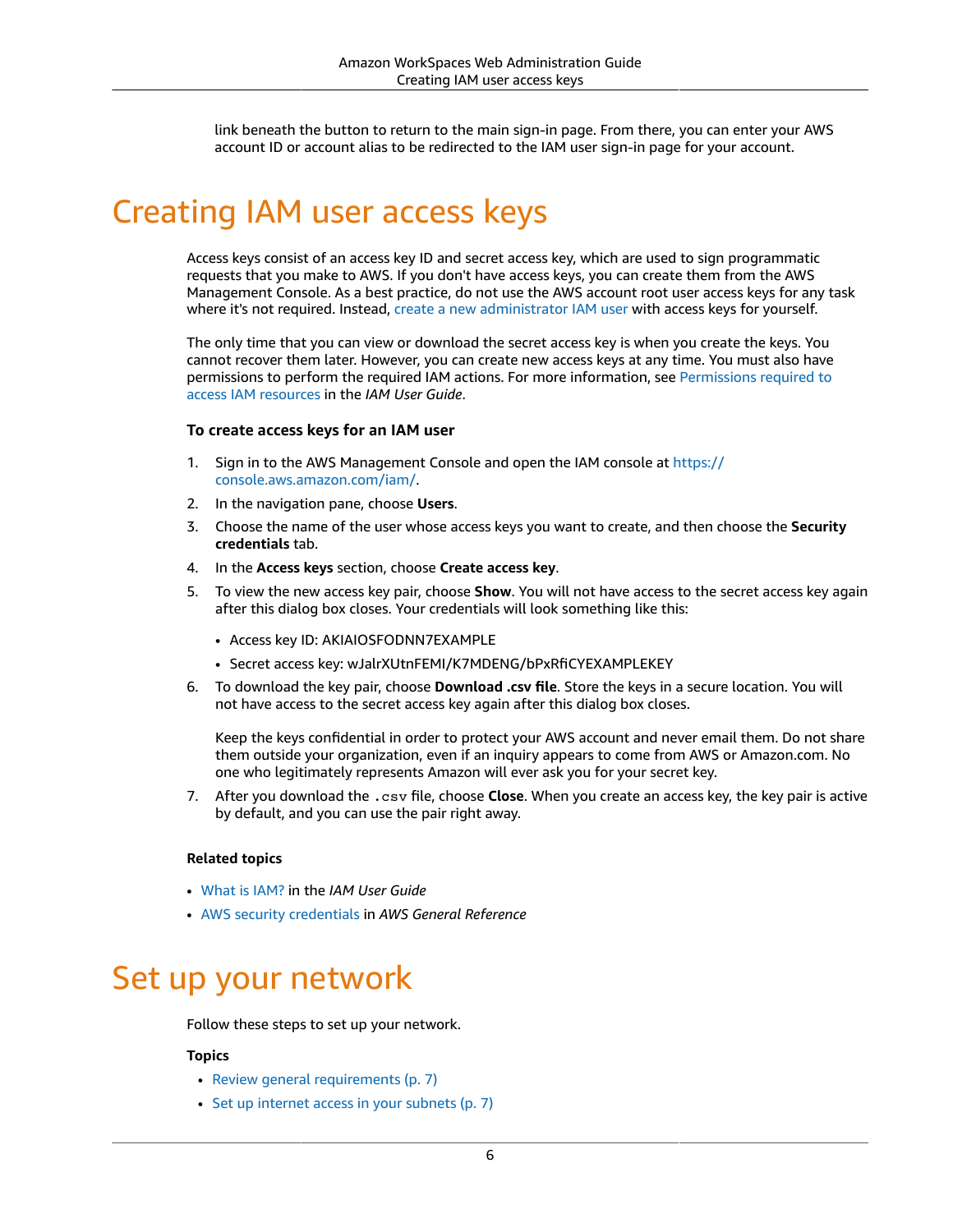link beneath the button to return to the main sign-in page. From there, you can enter your AWS account ID or account alias to be redirected to the IAM user sign-in page for your account.

# Creating IAM user access keys

Access keys consist of an access key ID and secret access key, which are used to sign programmatic requests that you make to AWS. If you don't have access keys, you can create them from the AWS Management Console. As a best practice, do not use the AWS account root user access keys for any task where it's not required. Instead, create a new administrator IAM user with access keys for yourself.

The only time that you can view or download the secret access key is when you create the keys. You cannot recover them later. However, you can create new access keys at any time. You must also have permissions to perform the required IAM actions. For more information, see Permissions required to access IAM resources in the *IAM User Guide*.

### To create access keys for an IAM user

1. Sign in to the AWS Management Console and open the IAM console at https://console.aws.amazon.com/iam/.
2. In the navigation pane, choose **Users**.
3. Choose the name of the user whose access keys you want to create, and then choose the **Security credentials** tab.
4. In the **Access keys** section, choose **Create access key**.
5. To view the new access key pair, choose **Show**. You will not have access to the secret access key again after this dialog box closes. Your credentials will look something like this:
   - Access key ID: AKIAIOSFODNN7EXAMPLE
   - Secret access key: wJalrXUtnFEMI/K7MDENG/bPxRfiCYEXAMPLEKEY
6. To download the key pair, choose **Download .csv file**. Store the keys in a secure location. You will not have access to the secret access key again after this dialog box closes.

   Keep the keys confidential in order to protect your AWS account and never email them. Do not share them outside your organization, even if an inquiry appears to come from AWS or Amazon.com. No one who legitimately represents Amazon will ever ask you for your secret key.
7. After you download the `.csv` file, choose **Close**. When you create an access key, the key pair is active by default, and you can use the pair right away.

#### Related topics

- What is IAM? in the *IAM User Guide*
- AWS security credentials in *AWS General Reference*

# Set up your network

Follow these steps to set up your network.

#### Topics

- Review general requirements (p. 7)
- Set up internet access in your subnets (p. 7)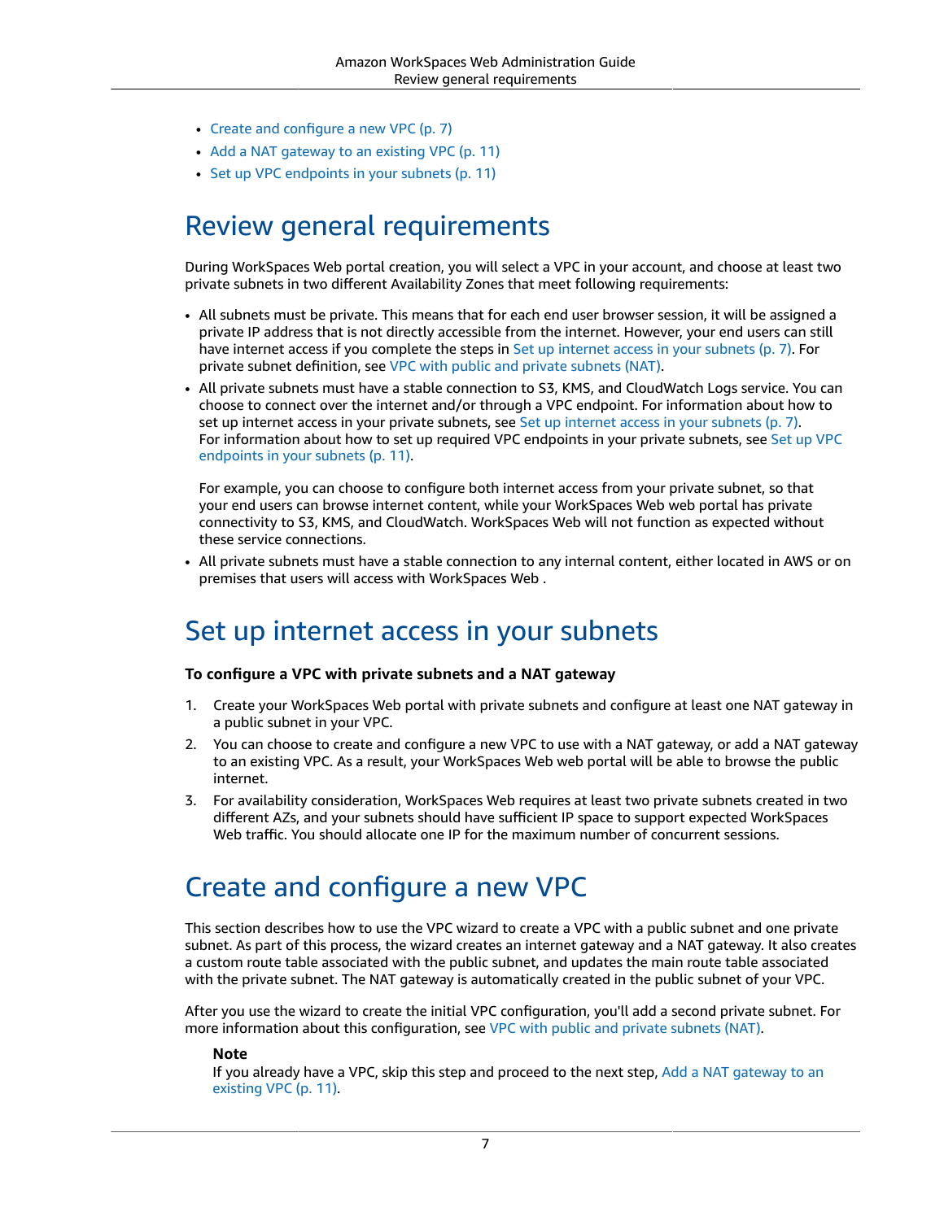- Create and configure a new VPC (p. 7)
- Add a NAT gateway to an existing VPC (p. 11)
- Set up VPC endpoints in your subnets (p. 11)

# Review general requirements

During WorkSpaces Web portal creation, you will select a VPC in your account, and choose at least two private subnets in two different Availability Zones that meet following requirements:

- All subnets must be private. This means that for each end user browser session, it will be assigned a private IP address that is not directly accessible from the internet. However, your end users can still have internet access if you complete the steps in Set up internet access in your subnets (p. 7). For private subnet definition, see VPC with public and private subnets (NAT).
- All private subnets must have a stable connection to S3, KMS, and CloudWatch Logs service. You can choose to connect over the internet and/or through a VPC endpoint. For information about how to set up internet access in your private subnets, see Set up internet access in your subnets (p. 7). For information about how to set up required VPC endpoints in your private subnets, see Set up VPC endpoints in your subnets (p. 11).

  For example, you can choose to configure both internet access from your private subnet, so that your end users can browse internet content, while your WorkSpaces Web web portal has private connectivity to S3, KMS, and CloudWatch. WorkSpaces Web will not function as expected without these service connections.
- All private subnets must have a stable connection to any internal content, either located in AWS or on premises that users will access with WorkSpaces Web .

# Set up internet access in your subnets

**To configure a VPC with private subnets and a NAT gateway**

1. Create your WorkSpaces Web portal with private subnets and configure at least one NAT gateway in a public subnet in your VPC.
2. You can choose to create and configure a new VPC to use with a NAT gateway, or add a NAT gateway to an existing VPC. As a result, your WorkSpaces Web web portal will be able to browse the public internet.
3. For availability consideration, WorkSpaces Web requires at least two private subnets created in two different AZs, and your subnets should have sufficient IP space to support expected WorkSpaces Web traffic. You should allocate one IP for the maximum number of concurrent sessions.

# Create and configure a new VPC

This section describes how to use the VPC wizard to create a VPC with a public subnet and one private subnet. As part of this process, the wizard creates an internet gateway and a NAT gateway. It also creates a custom route table associated with the public subnet, and updates the main route table associated with the private subnet. The NAT gateway is automatically created in the public subnet of your VPC.

After you use the wizard to create the initial VPC configuration, you'll add a second private subnet. For more information about this configuration, see VPC with public and private subnets (NAT).

> **Note**
>
> If you already have a VPC, skip this step and proceed to the next step, Add a NAT gateway to an existing VPC (p. 11).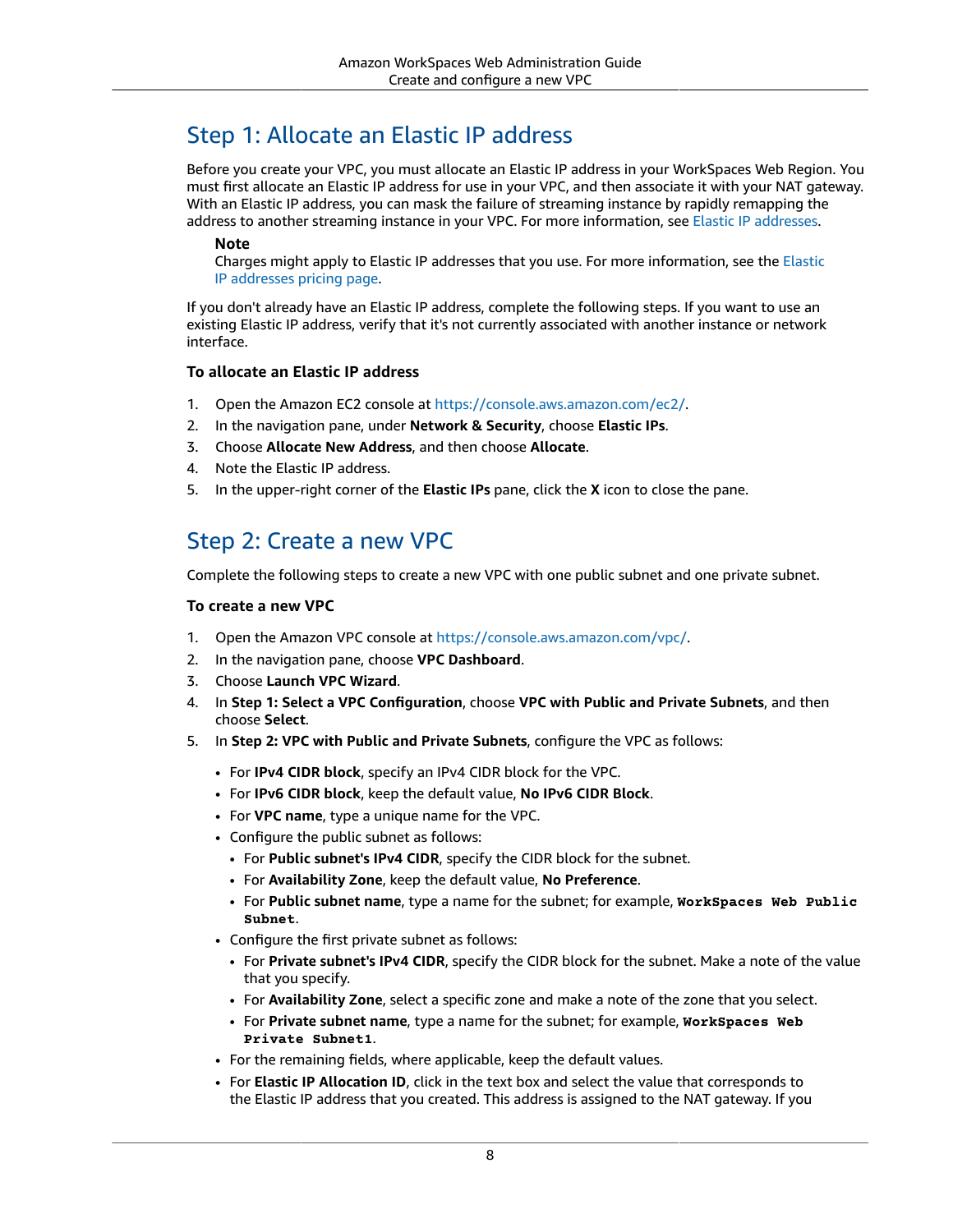## Step 1: Allocate an Elastic IP address

Before you create your VPC, you must allocate an Elastic IP address in your WorkSpaces Web Region. You must first allocate an Elastic IP address for use in your VPC, and then associate it with your NAT gateway. With an Elastic IP address, you can mask the failure of streaming instance by rapidly remapping the address to another streaming instance in your VPC. For more information, see Elastic IP addresses.

> **Note**
> Charges might apply to Elastic IP addresses that you use. For more information, see the Elastic IP addresses pricing page.

If you don't already have an Elastic IP address, complete the following steps. If you want to use an existing Elastic IP address, verify that it's not currently associated with another instance or network interface.

### To allocate an Elastic IP address

1. Open the Amazon EC2 console at https://console.aws.amazon.com/ec2/.
2. In the navigation pane, under **Network & Security**, choose **Elastic IPs**.
3. Choose **Allocate New Address**, and then choose **Allocate**.
4. Note the Elastic IP address.
5. In the upper-right corner of the **Elastic IPs** pane, click the **X** icon to close the pane.

## Step 2: Create a new VPC

Complete the following steps to create a new VPC with one public subnet and one private subnet.

### To create a new VPC

1. Open the Amazon VPC console at https://console.aws.amazon.com/vpc/.
2. In the navigation pane, choose **VPC Dashboard**.
3. Choose **Launch VPC Wizard**.
4. In **Step 1: Select a VPC Configuration**, choose **VPC with Public and Private Subnets**, and then choose **Select**.
5. In **Step 2: VPC with Public and Private Subnets**, configure the VPC as follows:
   - For **IPv4 CIDR block**, specify an IPv4 CIDR block for the VPC.
   - For **IPv6 CIDR block**, keep the default value, **No IPv6 CIDR Block**.
   - For **VPC name**, type a unique name for the VPC.
   - Configure the public subnet as follows:
     - For **Public subnet's IPv4 CIDR**, specify the CIDR block for the subnet.
     - For **Availability Zone**, keep the default value, **No Preference**.
     - For **Public subnet name**, type a name for the subnet; for example, `WorkSpaces Web Public Subnet`.
   - Configure the first private subnet as follows:
     - For **Private subnet's IPv4 CIDR**, specify the CIDR block for the subnet. Make a note of the value that you specify.
     - For **Availability Zone**, select a specific zone and make a note of the zone that you select.
     - For **Private subnet name**, type a name for the subnet; for example, `WorkSpaces Web Private Subnet1`.
   - For the remaining fields, where applicable, keep the default values.
   - For **Elastic IP Allocation ID**, click in the text box and select the value that corresponds to the Elastic IP address that you created. This address is assigned to the NAT gateway. If you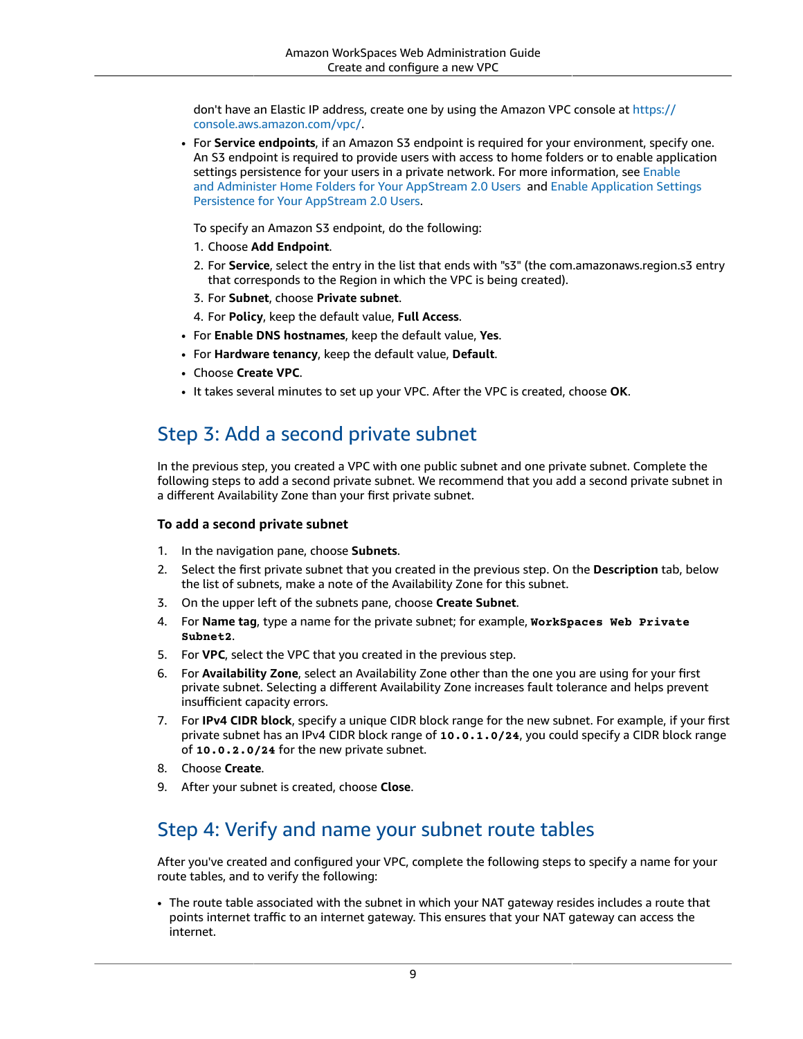don't have an Elastic IP address, create one by using the Amazon VPC console at https://console.aws.amazon.com/vpc/.

- For **Service endpoints**, if an Amazon S3 endpoint is required for your environment, specify one. An S3 endpoint is required to provide users with access to home folders or to enable application settings persistence for your users in a private network. For more information, see Enable and Administer Home Folders for Your AppStream 2.0 Users and Enable Application Settings Persistence for Your AppStream 2.0 Users.

  To specify an Amazon S3 endpoint, do the following:

  1. Choose **Add Endpoint**.
  2. For **Service**, select the entry in the list that ends with "s3" (the com.amazonaws.region.s3 entry that corresponds to the Region in which the VPC is being created).
  3. For **Subnet**, choose **Private subnet**.
  4. For **Policy**, keep the default value, **Full Access**.
- For **Enable DNS hostnames**, keep the default value, **Yes**.
- For **Hardware tenancy**, keep the default value, **Default**.
- Choose **Create VPC**.
- It takes several minutes to set up your VPC. After the VPC is created, choose **OK**.

## Step 3: Add a second private subnet

In the previous step, you created a VPC with one public subnet and one private subnet. Complete the following steps to add a second private subnet. We recommend that you add a second private subnet in a different Availability Zone than your first private subnet.

### To add a second private subnet

1. In the navigation pane, choose **Subnets**.
2. Select the first private subnet that you created in the previous step. On the **Description** tab, below the list of subnets, make a note of the Availability Zone for this subnet.
3. On the upper left of the subnets pane, choose **Create Subnet**.
4. For **Name tag**, type a name for the private subnet; for example, **`WorkSpaces Web Private Subnet2`**.
5. For **VPC**, select the VPC that you created in the previous step.
6. For **Availability Zone**, select an Availability Zone other than the one you are using for your first private subnet. Selecting a different Availability Zone increases fault tolerance and helps prevent insufficient capacity errors.
7. For **IPv4 CIDR block**, specify a unique CIDR block range for the new subnet. For example, if your first private subnet has an IPv4 CIDR block range of **`10.0.1.0/24`**, you could specify a CIDR block range of **`10.0.2.0/24`** for the new private subnet.
8. Choose **Create**.
9. After your subnet is created, choose **Close**.

## Step 4: Verify and name your subnet route tables

After you've created and configured your VPC, complete the following steps to specify a name for your route tables, and to verify the following:

- The route table associated with the subnet in which your NAT gateway resides includes a route that points internet traffic to an internet gateway. This ensures that your NAT gateway can access the internet.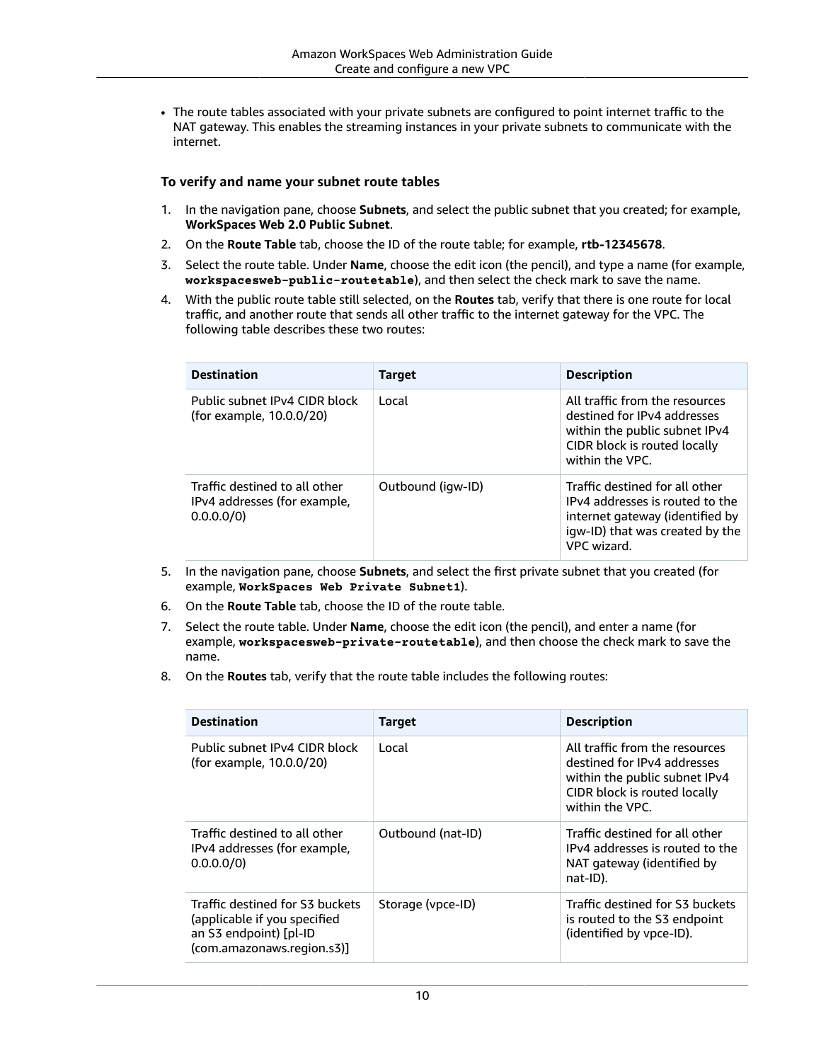- The route tables associated with your private subnets are configured to point internet traffic to the NAT gateway. This enables the streaming instances in your private subnets to communicate with the internet.

### To verify and name your subnet route tables

1. In the navigation pane, choose **Subnets**, and select the public subnet that you created; for example, **WorkSpaces Web 2.0 Public Subnet**.
2. On the **Route Table** tab, choose the ID of the route table; for example, **rtb-12345678**.
3. Select the route table. Under **Name**, choose the edit icon (the pencil), and type a name (for example, **`workspacesweb-public-routetable`**), and then select the check mark to save the name.
4. With the public route table still selected, on the **Routes** tab, verify that there is one route for local traffic, and another route that sends all other traffic to the internet gateway for the VPC. The following table describes these two routes:

| Destination | Target | Description |
| --- | --- | --- |
| Public subnet IPv4 CIDR block (for example, 10.0.0/20) | Local | All traffic from the resources destined for IPv4 addresses within the public subnet IPv4 CIDR block is routed locally within the VPC. |
| Traffic destined to all other IPv4 addresses (for example, 0.0.0.0/0) | Outbound (igw-ID) | Traffic destined for all other IPv4 addresses is routed to the internet gateway (identified by igw-ID) that was created by the VPC wizard. |

5. In the navigation pane, choose **Subnets**, and select the first private subnet that you created (for example, **`WorkSpaces Web Private Subnet1`**).
6. On the **Route Table** tab, choose the ID of the route table.
7. Select the route table. Under **Name**, choose the edit icon (the pencil), and enter a name (for example, **`workspacesweb-private-routetable`**), and then choose the check mark to save the name.
8. On the **Routes** tab, verify that the route table includes the following routes:

| Destination | Target | Description |
| --- | --- | --- |
| Public subnet IPv4 CIDR block (for example, 10.0.0/20) | Local | All traffic from the resources destined for IPv4 addresses within the public subnet IPv4 CIDR block is routed locally within the VPC. |
| Traffic destined to all other IPv4 addresses (for example, 0.0.0.0/0) | Outbound (nat-ID) | Traffic destined for all other IPv4 addresses is routed to the NAT gateway (identified by nat-ID). |
| Traffic destined for S3 buckets (applicable if you specified an S3 endpoint) [pl-ID (com.amazonaws.region.s3)] | Storage (vpce-ID) | Traffic destined for S3 buckets is routed to the S3 endpoint (identified by vpce-ID). |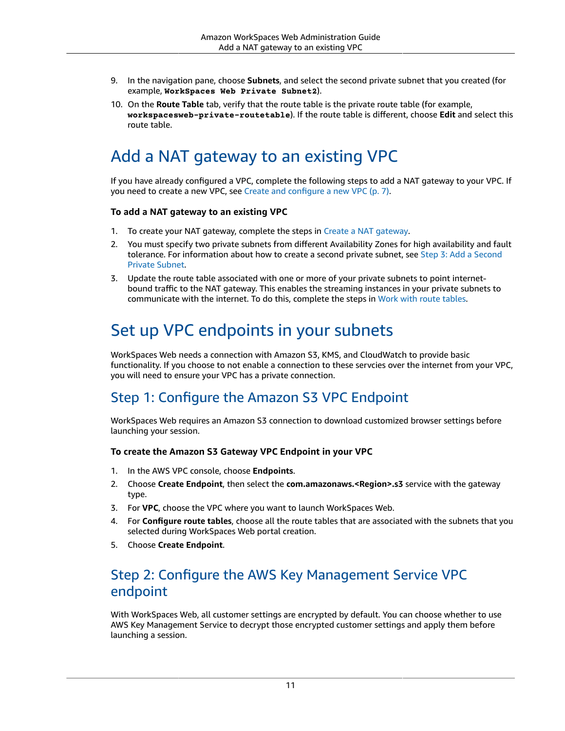9. In the navigation pane, choose **Subnets**, and select the second private subnet that you created (for example, **`WorkSpaces Web Private Subnet2`**).
10. On the **Route Table** tab, verify that the route table is the private route table (for example, **`workspacesweb-private-routetable`**). If the route table is different, choose **Edit** and select this route table.

# Add a NAT gateway to an existing VPC

If you have already configured a VPC, complete the following steps to add a NAT gateway to your VPC. If you need to create a new VPC, see Create and configure a new VPC (p. 7).

**To add a NAT gateway to an existing VPC**

1. To create your NAT gateway, complete the steps in Create a NAT gateway.
2. You must specify two private subnets from different Availability Zones for high availability and fault tolerance. For information about how to create a second private subnet, see Step 3: Add a Second Private Subnet.
3. Update the route table associated with one or more of your private subnets to point internet-bound traffic to the NAT gateway. This enables the streaming instances in your private subnets to communicate with the internet. To do this, complete the steps in Work with route tables.

# Set up VPC endpoints in your subnets

WorkSpaces Web needs a connection with Amazon S3, KMS, and CloudWatch to provide basic functionality. If you choose to not enable a connection to these servcies over the internet from your VPC, you will need to ensure your VPC has a private connection.

## Step 1: Configure the Amazon S3 VPC Endpoint

WorkSpaces Web requires an Amazon S3 connection to download customized browser settings before launching your session.

**To create the Amazon S3 Gateway VPC Endpoint in your VPC**

1. In the AWS VPC console, choose **Endpoints**.
2. Choose **Create Endpoint**, then select the **com.amazonaws.<Region>.s3** service with the gateway type.
3. For **VPC**, choose the VPC where you want to launch WorkSpaces Web.
4. For **Configure route tables**, choose all the route tables that are associated with the subnets that you selected during WorkSpaces Web portal creation.
5. Choose **Create Endpoint**.

## Step 2: Configure the AWS Key Management Service VPC endpoint

With WorkSpaces Web, all customer settings are encrypted by default. You can choose whether to use AWS Key Management Service to decrypt those encrypted customer settings and apply them before launching a session.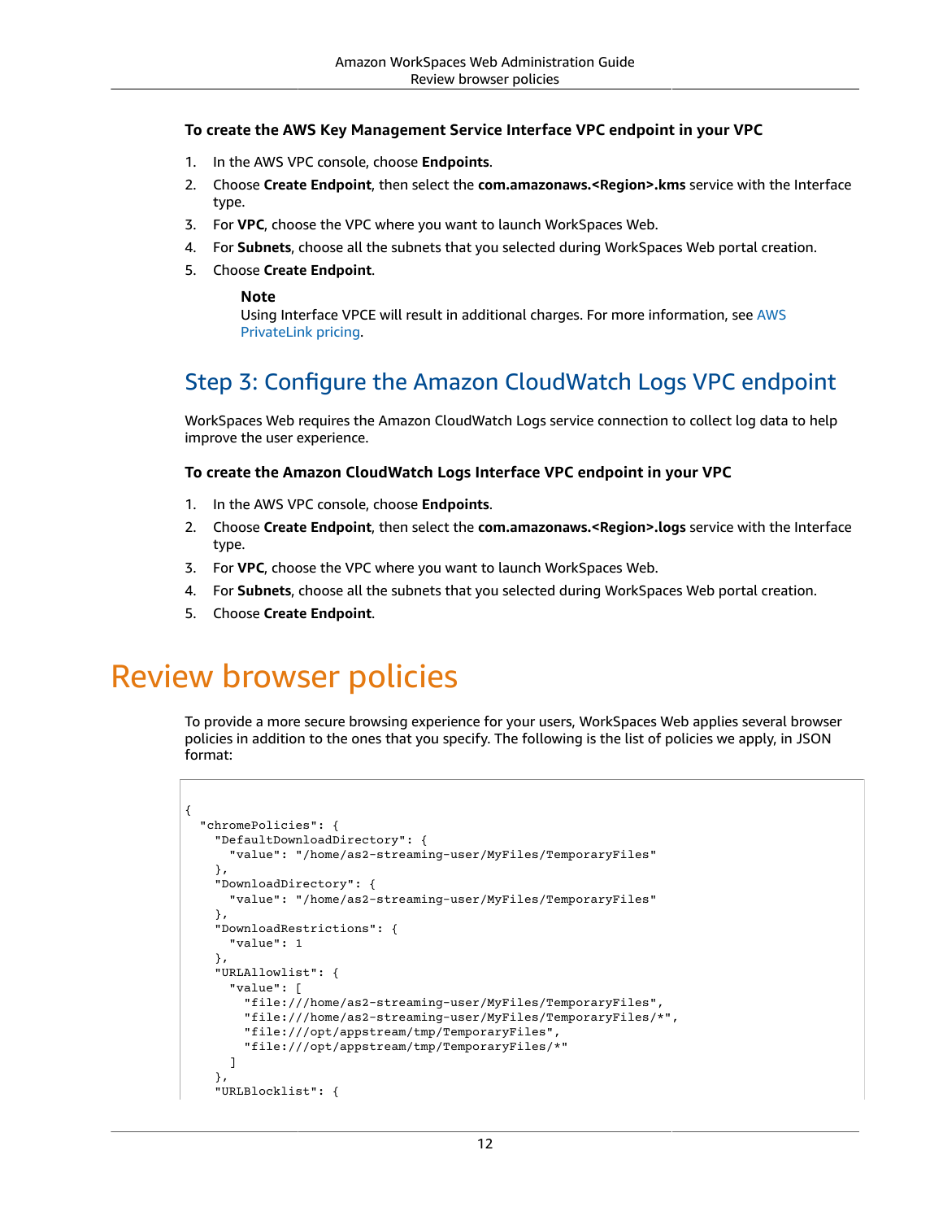**To create the AWS Key Management Service Interface VPC endpoint in your VPC**

1. In the AWS VPC console, choose **Endpoints**.
2. Choose **Create Endpoint**, then select the **com.amazonaws.<Region>.kms** service with the Interface type.
3. For **VPC**, choose the VPC where you want to launch WorkSpaces Web.
4. For **Subnets**, choose all the subnets that you selected during WorkSpaces Web portal creation.
5. Choose **Create Endpoint**.

> **Note**
> Using Interface VPCE will result in additional charges. For more information, see AWS PrivateLink pricing.

## Step 3: Configure the Amazon CloudWatch Logs VPC endpoint

WorkSpaces Web requires the Amazon CloudWatch Logs service connection to collect log data to help improve the user experience.

**To create the Amazon CloudWatch Logs Interface VPC endpoint in your VPC**

1. In the AWS VPC console, choose **Endpoints**.
2. Choose **Create Endpoint**, then select the **com.amazonaws.<Region>.logs** service with the Interface type.
3. For **VPC**, choose the VPC where you want to launch WorkSpaces Web.
4. For **Subnets**, choose all the subnets that you selected during WorkSpaces Web portal creation.
5. Choose **Create Endpoint**.

# Review browser policies

To provide a more secure browsing experience for your users, WorkSpaces Web applies several browser policies in addition to the ones that you specify. The following is the list of policies we apply, in JSON format:

```
{
  "chromePolicies": {
    "DefaultDownloadDirectory": {
      "value": "/home/as2-streaming-user/MyFiles/TemporaryFiles"
    },
    "DownloadDirectory": {
      "value": "/home/as2-streaming-user/MyFiles/TemporaryFiles"
    },
    "DownloadRestrictions": {
      "value": 1
    },
    "URLAllowlist": {
      "value": [
        "file:///home/as2-streaming-user/MyFiles/TemporaryFiles",
        "file:///home/as2-streaming-user/MyFiles/TemporaryFiles/*",
        "file:///opt/appstream/tmp/TemporaryFiles",
        "file:///opt/appstream/tmp/TemporaryFiles/*"
      ]
    },
    "URLBlocklist": {
```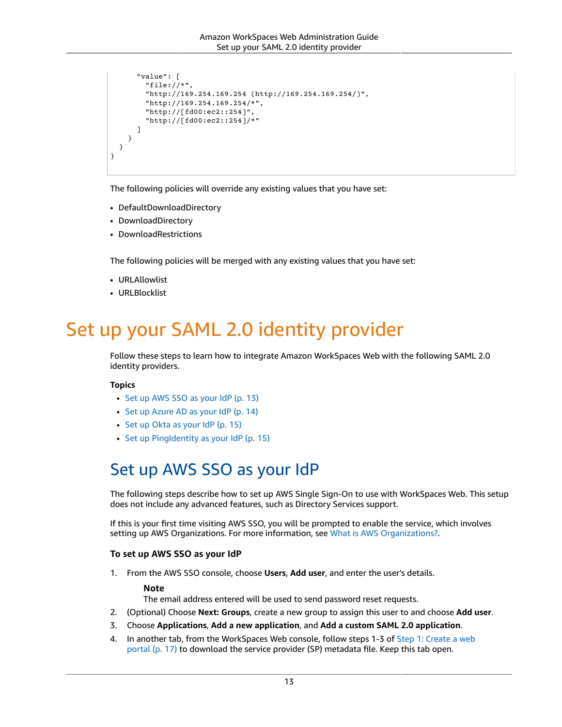```
      "value": [
        "file://*",
        "http://169.254.169.254 (http://169.254.169.254/)",
        "http://169.254.169.254/*",
        "http://[fd00:ec2::254]",
        "http://[fd00:ec2::254]/*"
      ]
    }
  }
}
```

The following policies will override any existing values that you have set:

- DefaultDownloadDirectory
- DownloadDirectory
- DownloadRestrictions

The following policies will be merged with any existing values that you have set:

- URLAllowlist
- URLBlocklist

# Set up your SAML 2.0 identity provider

Follow these steps to learn how to integrate Amazon WorkSpaces Web with the following SAML 2.0 identity providers.

**Topics**

- Set up AWS SSO as your IdP (p. 13)
- Set up Azure AD as your IdP (p. 14)
- Set up Okta as your IdP (p. 15)
- Set up PingIdentity as your IdP (p. 15)

## Set up AWS SSO as your IdP

The following steps describe how to set up AWS Single Sign-On to use with WorkSpaces Web. This setup does not include any advanced features, such as Directory Services support.

If this is your first time visiting AWS SSO, you will be prompted to enable the service, which involves setting up AWS Organizations. For more information, see What is AWS Organizations?.

### To set up AWS SSO as your IdP

1. From the AWS SSO console, choose **Users**, **Add user**, and enter the user's details.

   **Note**
   The email address entered will be used to send password reset requests.
2. (Optional) Choose **Next: Groups**, create a new group to assign this user to and choose **Add user**.
3. Choose **Applications**, **Add a new application**, and **Add a custom SAML 2.0 application**.
4. In another tab, from the WorkSpaces Web console, follow steps 1-3 of Step 1: Create a web portal (p. 17) to download the service provider (SP) metadata file. Keep this tab open.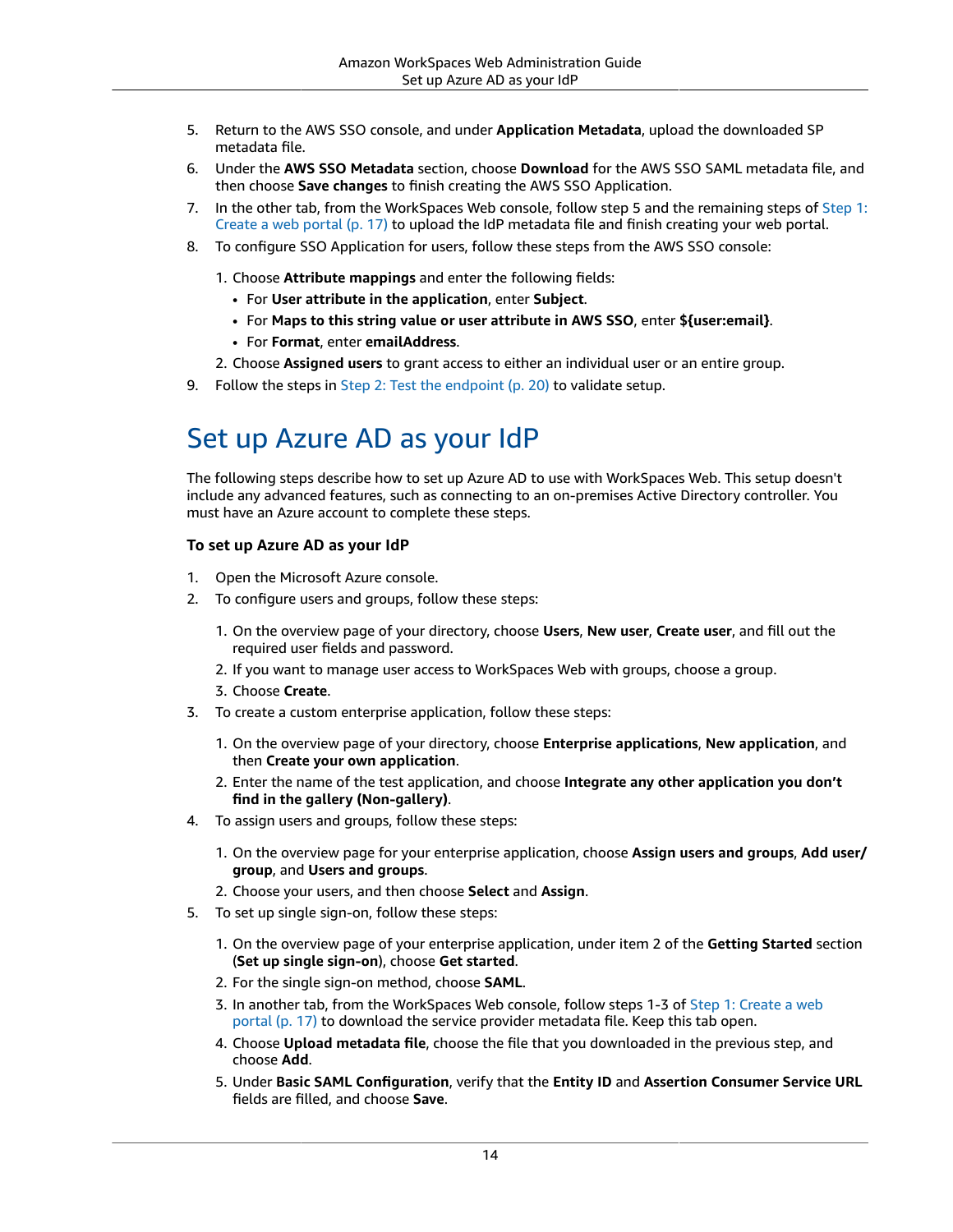5. Return to the AWS SSO console, and under **Application Metadata**, upload the downloaded SP metadata file.
6. Under the **AWS SSO Metadata** section, choose **Download** for the AWS SSO SAML metadata file, and then choose **Save changes** to finish creating the AWS SSO Application.
7. In the other tab, from the WorkSpaces Web console, follow step 5 and the remaining steps of Step 1: Create a web portal (p. 17) to upload the IdP metadata file and finish creating your web portal.
8. To configure SSO Application for users, follow these steps from the AWS SSO console:
    1. Choose **Attribute mappings** and enter the following fields:
        - For **User attribute in the application**, enter **Subject**.
        - For **Maps to this string value or user attribute in AWS SSO**, enter **${user:email}**.
        - For **Format**, enter **emailAddress**.
    2. Choose **Assigned users** to grant access to either an individual user or an entire group.
9. Follow the steps in Step 2: Test the endpoint (p. 20) to validate setup.

# Set up Azure AD as your IdP

The following steps describe how to set up Azure AD to use with WorkSpaces Web. This setup doesn't include any advanced features, such as connecting to an on-premises Active Directory controller. You must have an Azure account to complete these steps.

### To set up Azure AD as your IdP

1. Open the Microsoft Azure console.
2. To configure users and groups, follow these steps:
    1. On the overview page of your directory, choose **Users**, **New user**, **Create user**, and fill out the required user fields and password.
    2. If you want to manage user access to WorkSpaces Web with groups, choose a group.
    3. Choose **Create**.
3. To create a custom enterprise application, follow these steps:
    1. On the overview page of your directory, choose **Enterprise applications**, **New application**, and then **Create your own application**.
    2. Enter the name of the test application, and choose **Integrate any other application you don't find in the gallery (Non-gallery)**.
4. To assign users and groups, follow these steps:
    1. On the overview page for your enterprise application, choose **Assign users and groups**, **Add user/group**, and **Users and groups**.
    2. Choose your users, and then choose **Select** and **Assign**.
5. To set up single sign-on, follow these steps:
    1. On the overview page of your enterprise application, under item 2 of the **Getting Started** section (**Set up single sign-on**), choose **Get started**.
    2. For the single sign-on method, choose **SAML**.
    3. In another tab, from the WorkSpaces Web console, follow steps 1-3 of Step 1: Create a web portal (p. 17) to download the service provider metadata file. Keep this tab open.
    4. Choose **Upload metadata file**, choose the file that you downloaded in the previous step, and choose **Add**.
    5. Under **Basic SAML Configuration**, verify that the **Entity ID** and **Assertion Consumer Service URL** fields are filled, and choose **Save**.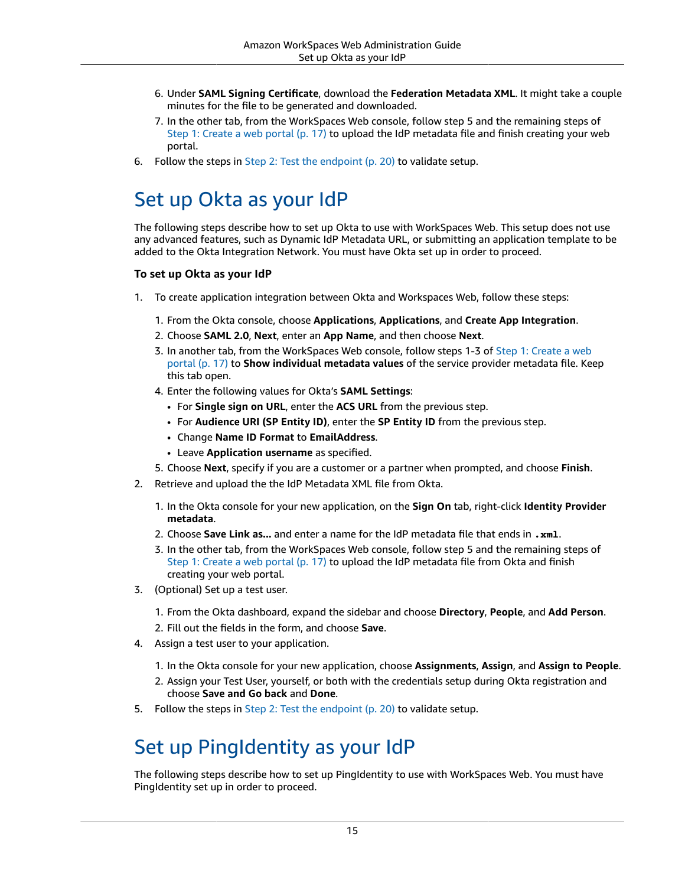6. Under **SAML Signing Certificate**, download the **Federation Metadata XML**. It might take a couple minutes for the file to be generated and downloaded.
7. In the other tab, from the WorkSpaces Web console, follow step 5 and the remaining steps of Step 1: Create a web portal (p. 17) to upload the IdP metadata file and finish creating your web portal.

6. Follow the steps in Step 2: Test the endpoint (p. 20) to validate setup.

# Set up Okta as your IdP

The following steps describe how to set up Okta to use with WorkSpaces Web. This setup does not use any advanced features, such as Dynamic IdP Metadata URL, or submitting an application template to be added to the Okta Integration Network. You must have Okta set up in order to proceed.

### To set up Okta as your IdP

1. To create application integration between Okta and Workspaces Web, follow these steps:
   1. From the Okta console, choose **Applications**, **Applications**, and **Create App Integration**.
   2. Choose **SAML 2.0**, **Next**, enter an **App Name**, and then choose **Next**.
   3. In another tab, from the WorkSpaces Web console, follow steps 1-3 of Step 1: Create a web portal (p. 17) to **Show individual metadata values** of the service provider metadata file. Keep this tab open.
   4. Enter the following values for Okta's **SAML Settings**:
      - For **Single sign on URL**, enter the **ACS URL** from the previous step.
      - For **Audience URI (SP Entity ID)**, enter the **SP Entity ID** from the previous step.
      - Change **Name ID Format** to **EmailAddress**.
      - Leave **Application username** as specified.
   5. Choose **Next**, specify if you are a customer or a partner when prompted, and choose **Finish**.
2. Retrieve and upload the the IdP Metadata XML file from Okta.
   1. In the Okta console for your new application, on the **Sign On** tab, right-click **Identity Provider metadata**.
   2. Choose **Save Link as...** and enter a name for the IdP metadata file that ends in **`.xml`**.
   3. In the other tab, from the WorkSpaces Web console, follow step 5 and the remaining steps of Step 1: Create a web portal (p. 17) to upload the IdP metadata file from Okta and finish creating your web portal.
3. (Optional) Set up a test user.
   1. From the Okta dashboard, expand the sidebar and choose **Directory**, **People**, and **Add Person**.
   2. Fill out the fields in the form, and choose **Save**.
4. Assign a test user to your application.
   1. In the Okta console for your new application, choose **Assignments**, **Assign**, and **Assign to People**.
   2. Assign your Test User, yourself, or both with the credentials setup during Okta registration and choose **Save and Go back** and **Done**.
5. Follow the steps in Step 2: Test the endpoint (p. 20) to validate setup.

# Set up PingIdentity as your IdP

The following steps describe how to set up PingIdentity to use with WorkSpaces Web. You must have PingIdentity set up in order to proceed.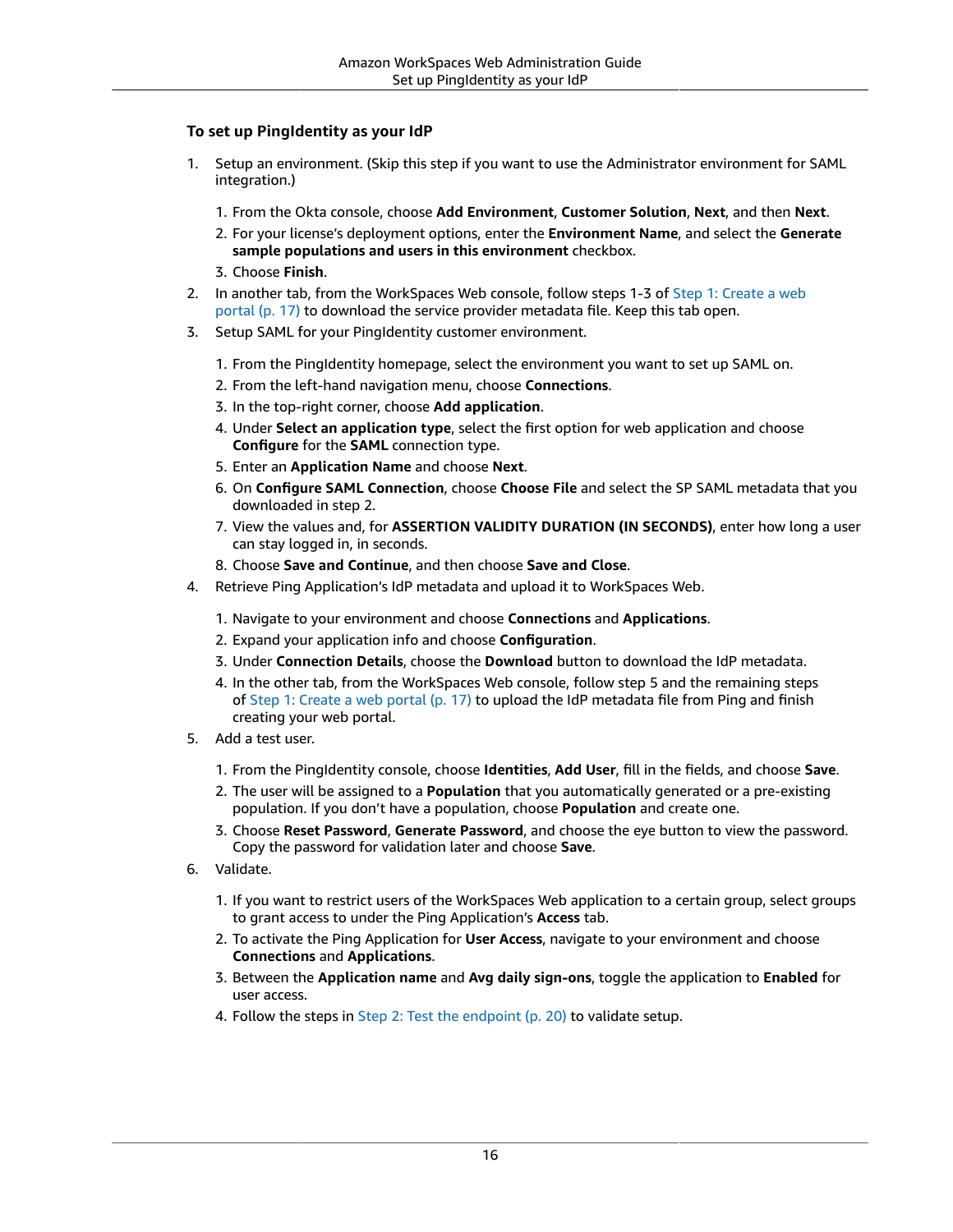### To set up PingIdentity as your IdP

1. Setup an environment. (Skip this step if you want to use the Administrator environment for SAML integration.)
   1. From the Okta console, choose **Add Environment**, **Customer Solution**, **Next**, and then **Next**.
   2. For your license's deployment options, enter the **Environment Name**, and select the **Generate sample populations and users in this environment** checkbox.
   3. Choose **Finish**.
2. In another tab, from the WorkSpaces Web console, follow steps 1-3 of Step 1: Create a web portal (p. 17) to download the service provider metadata file. Keep this tab open.
3. Setup SAML for your PingIdentity customer environment.
   1. From the PingIdentity homepage, select the environment you want to set up SAML on.
   2. From the left-hand navigation menu, choose **Connections**.
   3. In the top-right corner, choose **Add application**.
   4. Under **Select an application type**, select the first option for web application and choose **Configure** for the **SAML** connection type.
   5. Enter an **Application Name** and choose **Next**.
   6. On **Configure SAML Connection**, choose **Choose File** and select the SP SAML metadata that you downloaded in step 2.
   7. View the values and, for **ASSERTION VALIDITY DURATION (IN SECONDS)**, enter how long a user can stay logged in, in seconds.
   8. Choose **Save and Continue**, and then choose **Save and Close**.
4. Retrieve Ping Application's IdP metadata and upload it to WorkSpaces Web.
   1. Navigate to your environment and choose **Connections** and **Applications**.
   2. Expand your application info and choose **Configuration**.
   3. Under **Connection Details**, choose the **Download** button to download the IdP metadata.
   4. In the other tab, from the WorkSpaces Web console, follow step 5 and the remaining steps of Step 1: Create a web portal (p. 17) to upload the IdP metadata file from Ping and finish creating your web portal.
5. Add a test user.
   1. From the PingIdentity console, choose **Identities**, **Add User**, fill in the fields, and choose **Save**.
   2. The user will be assigned to a **Population** that you automatically generated or a pre-existing population. If you don't have a population, choose **Population** and create one.
   3. Choose **Reset Password**, **Generate Password**, and choose the eye button to view the password. Copy the password for validation later and choose **Save**.
6. Validate.
   1. If you want to restrict users of the WorkSpaces Web application to a certain group, select groups to grant access to under the Ping Application's **Access** tab.
   2. To activate the Ping Application for **User Access**, navigate to your environment and choose **Connections** and **Applications**.
   3. Between the **Application name** and **Avg daily sign-ons**, toggle the application to **Enabled** for user access.
   4. Follow the steps in Step 2: Test the endpoint (p. 20) to validate setup.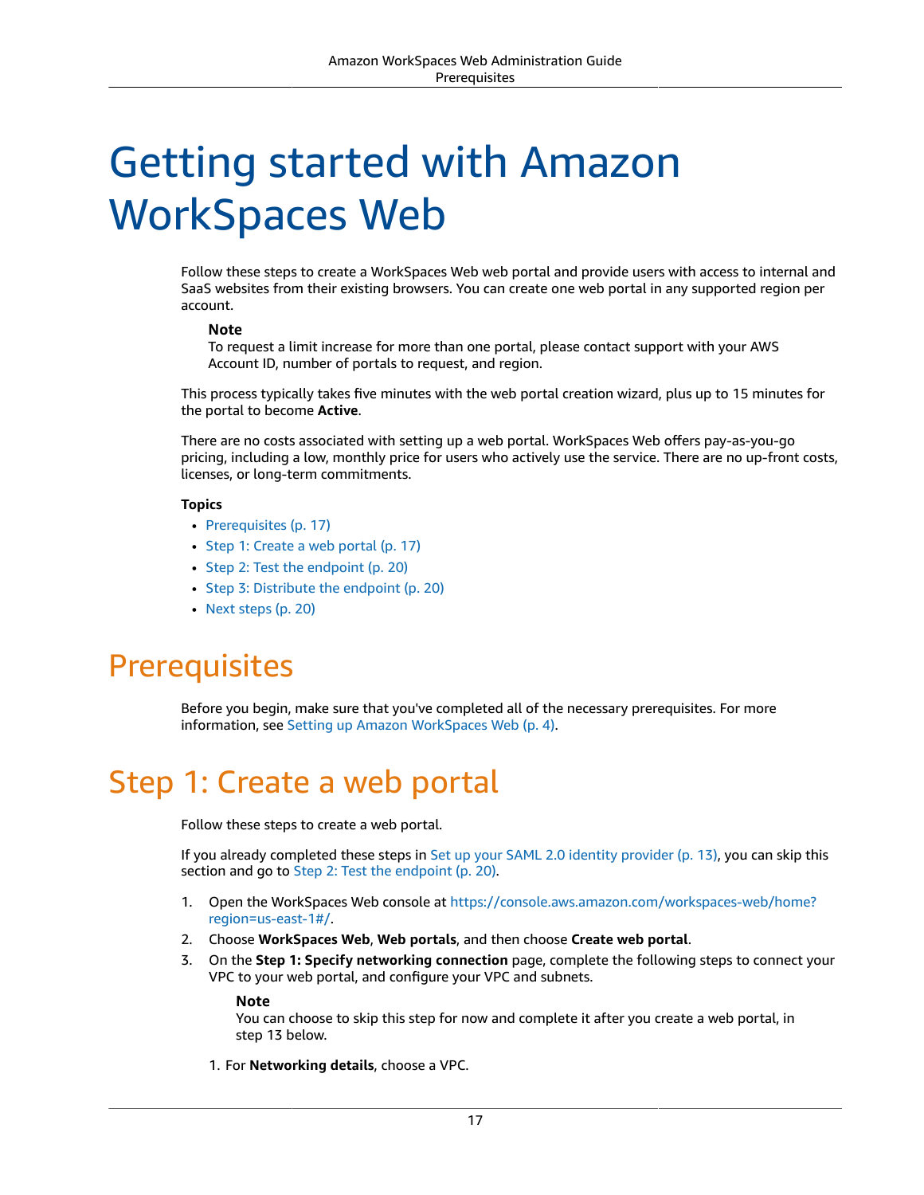# Getting started with Amazon WorkSpaces Web

Follow these steps to create a WorkSpaces Web web portal and provide users with access to internal and SaaS websites from their existing browsers. You can create one web portal in any supported region per account.

> **Note**
> To request a limit increase for more than one portal, please contact support with your AWS Account ID, number of portals to request, and region.

This process typically takes five minutes with the web portal creation wizard, plus up to 15 minutes for the portal to become **Active**.

There are no costs associated with setting up a web portal. WorkSpaces Web offers pay-as-you-go pricing, including a low, monthly price for users who actively use the service. There are no up-front costs, licenses, or long-term commitments.

**Topics**

- Prerequisites (p. 17)
- Step 1: Create a web portal (p. 17)
- Step 2: Test the endpoint (p. 20)
- Step 3: Distribute the endpoint (p. 20)
- Next steps (p. 20)

## Prerequisites

Before you begin, make sure that you've completed all of the necessary prerequisites. For more information, see Setting up Amazon WorkSpaces Web (p. 4).

## Step 1: Create a web portal

Follow these steps to create a web portal.

If you already completed these steps in Set up your SAML 2.0 identity provider (p. 13), you can skip this section and go to Step 2: Test the endpoint (p. 20).

1. Open the WorkSpaces Web console at https://console.aws.amazon.com/workspaces-web/home?region=us-east-1#/.
2. Choose **WorkSpaces Web**, **Web portals**, and then choose **Create web portal**.
3. On the **Step 1: Specify networking connection** page, complete the following steps to connect your VPC to your web portal, and configure your VPC and subnets.

   > **Note**
   > You can choose to skip this step for now and complete it after you create a web portal, in step 13 below.

   1. For **Networking details**, choose a VPC.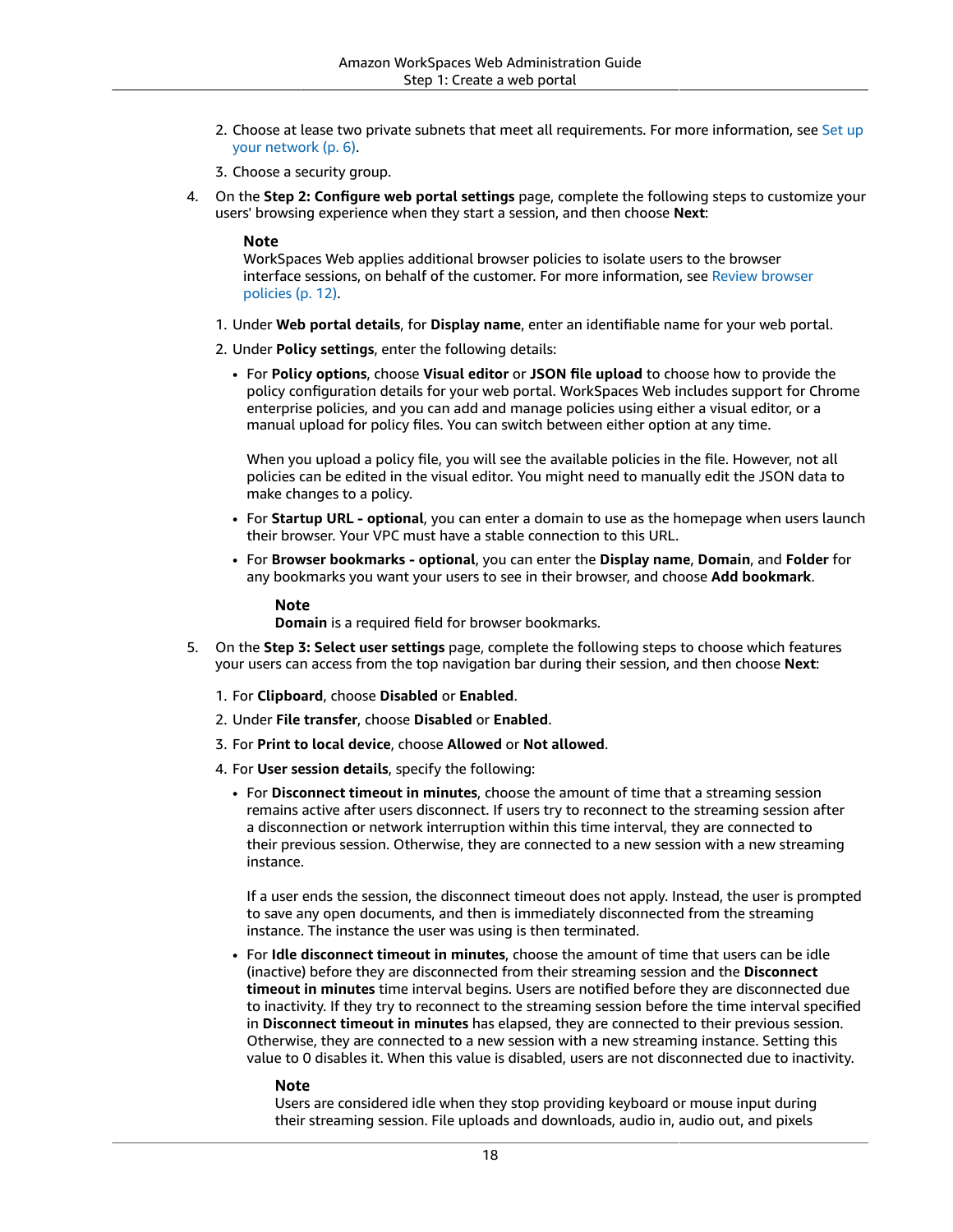2. Choose at lease two private subnets that meet all requirements. For more information, see Set up your network (p. 6).

3. Choose a security group.

4. On the **Step 2: Configure web portal settings** page, complete the following steps to customize your users' browsing experience when they start a session, and then choose **Next**:

   > **Note**
   > WorkSpaces Web applies additional browser policies to isolate users to the browser interface sessions, on behalf of the customer. For more information, see Review browser policies (p. 12).

   1. Under **Web portal details**, for **Display name**, enter an identifiable name for your web portal.
   2. Under **Policy settings**, enter the following details:
      - For **Policy options**, choose **Visual editor** or **JSON file upload** to choose how to provide the policy configuration details for your web portal. WorkSpaces Web includes support for Chrome enterprise policies, and you can add and manage policies using either a visual editor, or a manual upload for policy files. You can switch between either option at any time.

        When you upload a policy file, you will see the available policies in the file. However, not all policies can be edited in the visual editor. You might need to manually edit the JSON data to make changes to a policy.
      - For **Startup URL - optional**, you can enter a domain to use as the homepage when users launch their browser. Your VPC must have a stable connection to this URL.
      - For **Browser bookmarks - optional**, you can enter the **Display name**, **Domain**, and **Folder** for any bookmarks you want your users to see in their browser, and choose **Add bookmark**.

        > **Note**
        > **Domain** is a required field for browser bookmarks.

5. On the **Step 3: Select user settings** page, complete the following steps to choose which features your users can access from the top navigation bar during their session, and then choose **Next**:

   1. For **Clipboard**, choose **Disabled** or **Enabled**.
   2. Under **File transfer**, choose **Disabled** or **Enabled**.
   3. For **Print to local device**, choose **Allowed** or **Not allowed**.
   4. For **User session details**, specify the following:
      - For **Disconnect timeout in minutes**, choose the amount of time that a streaming session remains active after users disconnect. If users try to reconnect to the streaming session after a disconnection or network interruption within this time interval, they are connected to their previous session. Otherwise, they are connected to a new session with a new streaming instance.

        If a user ends the session, the disconnect timeout does not apply. Instead, the user is prompted to save any open documents, and then is immediately disconnected from the streaming instance. The instance the user was using is then terminated.
      - For **Idle disconnect timeout in minutes**, choose the amount of time that users can be idle (inactive) before they are disconnected from their streaming session and the **Disconnect timeout in minutes** time interval begins. Users are notified before they are disconnected due to inactivity. If they try to reconnect to the streaming session before the time interval specified in **Disconnect timeout in minutes** has elapsed, they are connected to their previous session. Otherwise, they are connected to a new session with a new streaming instance. Setting this value to 0 disables it. When this value is disabled, users are not disconnected due to inactivity.

        > **Note**
        > Users are considered idle when they stop providing keyboard or mouse input during their streaming session. File uploads and downloads, audio in, audio out, and pixels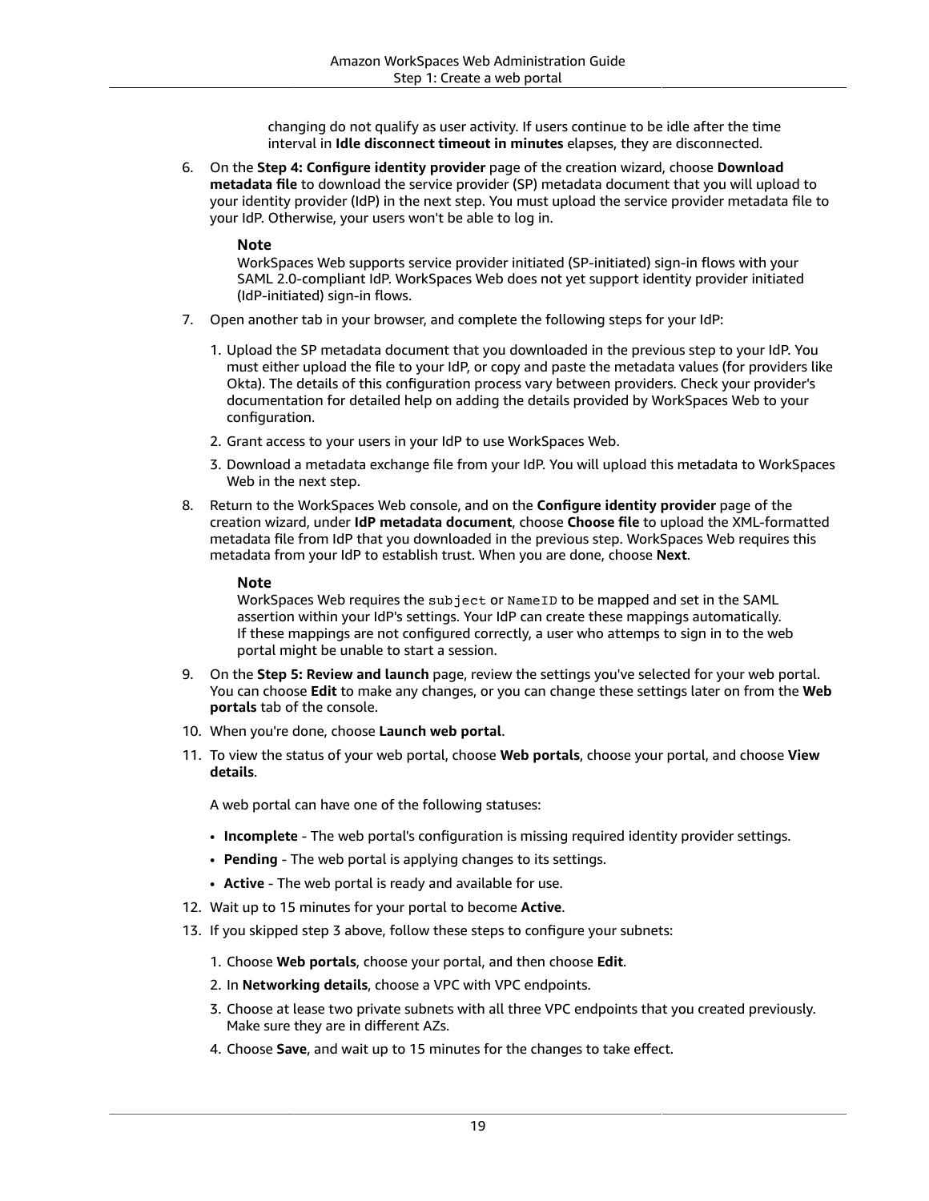changing do not qualify as user activity. If users continue to be idle after the time interval in **Idle disconnect timeout in minutes** elapses, they are disconnected.

6. On the **Step 4: Configure identity provider** page of the creation wizard, choose **Download metadata file** to download the service provider (SP) metadata document that you will upload to your identity provider (IdP) in the next step. You must upload the service provider metadata file to your IdP. Otherwise, your users won't be able to log in.

   **Note**

   WorkSpaces Web supports service provider initiated (SP-initiated) sign-in flows with your SAML 2.0-compliant IdP. WorkSpaces Web does not yet support identity provider initiated (IdP-initiated) sign-in flows.

7. Open another tab in your browser, and complete the following steps for your IdP:

   1. Upload the SP metadata document that you downloaded in the previous step to your IdP. You must either upload the file to your IdP, or copy and paste the metadata values (for providers like Okta). The details of this configuration process vary between providers. Check your provider's documentation for detailed help on adding the details provided by WorkSpaces Web to your configuration.
   2. Grant access to your users in your IdP to use WorkSpaces Web.
   3. Download a metadata exchange file from your IdP. You will upload this metadata to WorkSpaces Web in the next step.

8. Return to the WorkSpaces Web console, and on the **Configure identity provider** page of the creation wizard, under **IdP metadata document**, choose **Choose file** to upload the XML-formatted metadata file from IdP that you downloaded in the previous step. WorkSpaces Web requires this metadata from your IdP to establish trust. When you are done, choose **Next**.

   **Note**

   WorkSpaces Web requires the `subject` or `NameID` to be mapped and set in the SAML assertion within your IdP's settings. Your IdP can create these mappings automatically. If these mappings are not configured correctly, a user who attemps to sign in to the web portal might be unable to start a session.

9. On the **Step 5: Review and launch** page, review the settings you've selected for your web portal. You can choose **Edit** to make any changes, or you can change these settings later on from the **Web portals** tab of the console.

10. When you're done, choose **Launch web portal**.

11. To view the status of your web portal, choose **Web portals**, choose your portal, and choose **View details**.

    A web portal can have one of the following statuses:

    - **Incomplete** - The web portal's configuration is missing required identity provider settings.
    - **Pending** - The web portal is applying changes to its settings.
    - **Active** - The web portal is ready and available for use.

12. Wait up to 15 minutes for your portal to become **Active**.

13. If you skipped step 3 above, follow these steps to configure your subnets:

    1. Choose **Web portals**, choose your portal, and then choose **Edit**.
    2. In **Networking details**, choose a VPC with VPC endpoints.
    3. Choose at lease two private subnets with all three VPC endpoints that you created previously. Make sure they are in different AZs.
    4. Choose **Save**, and wait up to 15 minutes for the changes to take effect.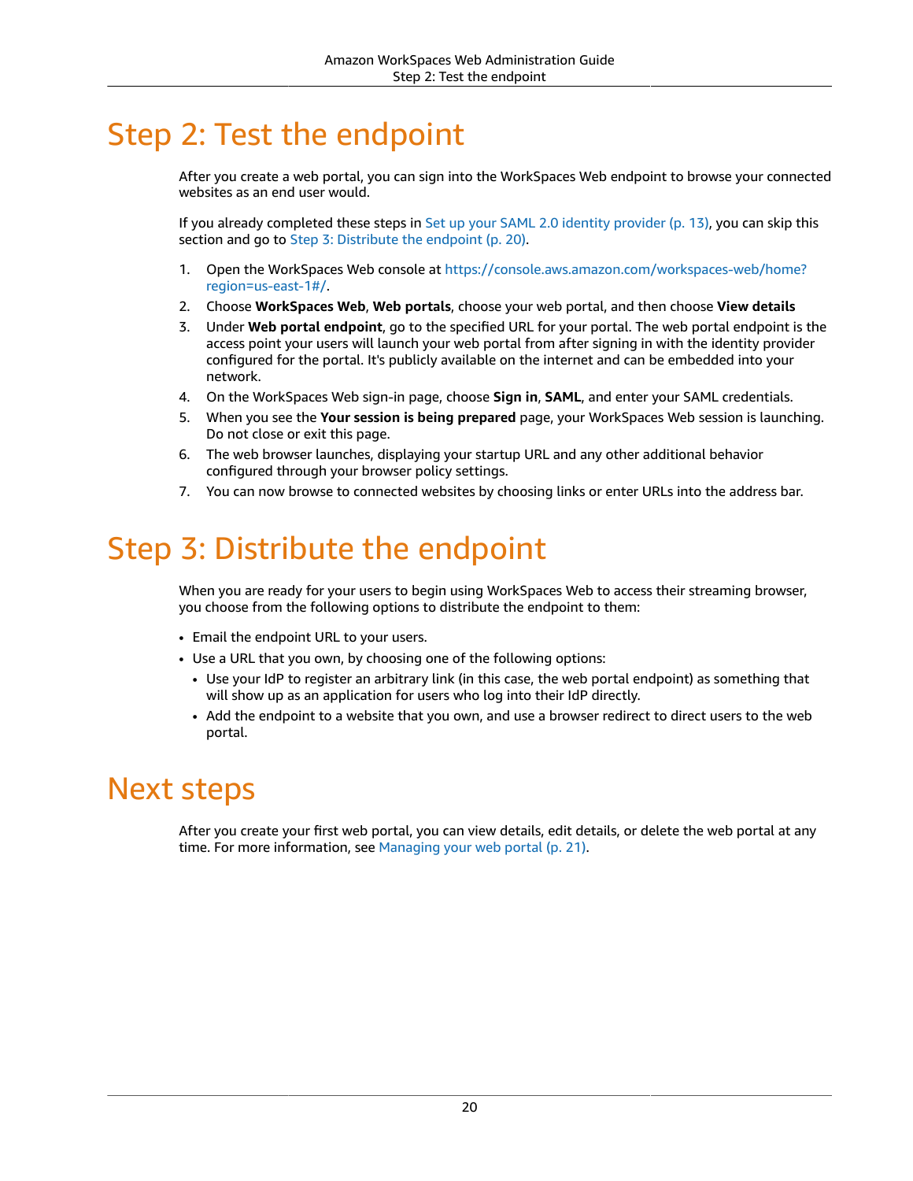# Step 2: Test the endpoint

After you create a web portal, you can sign into the WorkSpaces Web endpoint to browse your connected websites as an end user would.

If you already completed these steps in Set up your SAML 2.0 identity provider (p. 13), you can skip this section and go to Step 3: Distribute the endpoint (p. 20).

1. Open the WorkSpaces Web console at https://console.aws.amazon.com/workspaces-web/home?region=us-east-1#/.
2. Choose **WorkSpaces Web**, **Web portals**, choose your web portal, and then choose **View details**
3. Under **Web portal endpoint**, go to the specified URL for your portal. The web portal endpoint is the access point your users will launch your web portal from after signing in with the identity provider configured for the portal. It's publicly available on the internet and can be embedded into your network.
4. On the WorkSpaces Web sign-in page, choose **Sign in**, **SAML**, and enter your SAML credentials.
5. When you see the **Your session is being prepared** page, your WorkSpaces Web session is launching. Do not close or exit this page.
6. The web browser launches, displaying your startup URL and any other additional behavior configured through your browser policy settings.
7. You can now browse to connected websites by choosing links or enter URLs into the address bar.

# Step 3: Distribute the endpoint

When you are ready for your users to begin using WorkSpaces Web to access their streaming browser, you choose from the following options to distribute the endpoint to them:

- Email the endpoint URL to your users.
- Use a URL that you own, by choosing one of the following options:
  - Use your IdP to register an arbitrary link (in this case, the web portal endpoint) as something that will show up as an application for users who log into their IdP directly.
  - Add the endpoint to a website that you own, and use a browser redirect to direct users to the web portal.

# Next steps

After you create your first web portal, you can view details, edit details, or delete the web portal at any time. For more information, see Managing your web portal (p. 21).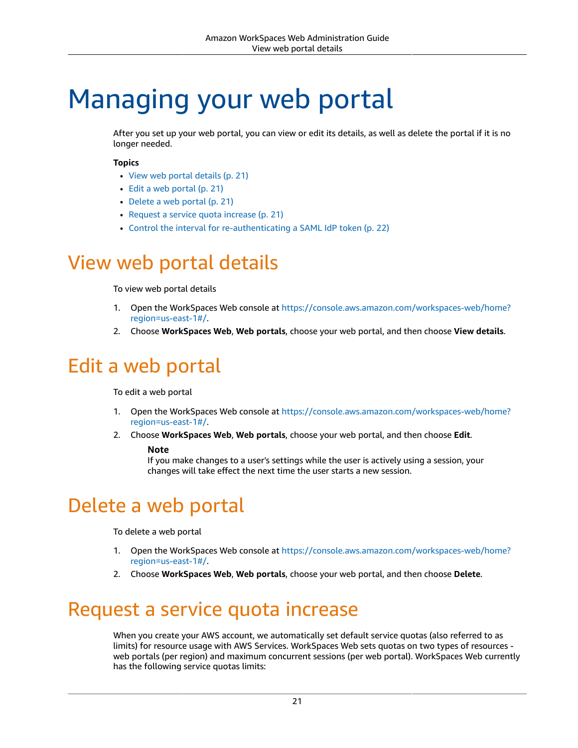# Managing your web portal

After you set up your web portal, you can view or edit its details, as well as delete the portal if it is no longer needed.

**Topics**

- View web portal details (p. 21)
- Edit a web portal (p. 21)
- Delete a web portal (p. 21)
- Request a service quota increase (p. 21)
- Control the interval for re-authenticating a SAML IdP token (p. 22)

## View web portal details

To view web portal details

1. Open the WorkSpaces Web console at https://console.aws.amazon.com/workspaces-web/home?region=us-east-1#/.
2. Choose **WorkSpaces Web**, **Web portals**, choose your web portal, and then choose **View details**.

## Edit a web portal

To edit a web portal

1. Open the WorkSpaces Web console at https://console.aws.amazon.com/workspaces-web/home?region=us-east-1#/.
2. Choose **WorkSpaces Web**, **Web portals**, choose your web portal, and then choose **Edit**.

   **Note**
   If you make changes to a user's settings while the user is actively using a session, your changes will take effect the next time the user starts a new session.

## Delete a web portal

To delete a web portal

1. Open the WorkSpaces Web console at https://console.aws.amazon.com/workspaces-web/home?region=us-east-1#/.
2. Choose **WorkSpaces Web**, **Web portals**, choose your web portal, and then choose **Delete**.

## Request a service quota increase

When you create your AWS account, we automatically set default service quotas (also referred to as limits) for resource usage with AWS Services. WorkSpaces Web sets quotas on two types of resources - web portals (per region) and maximum concurrent sessions (per web portal). WorkSpaces Web currently has the following service quotas limits: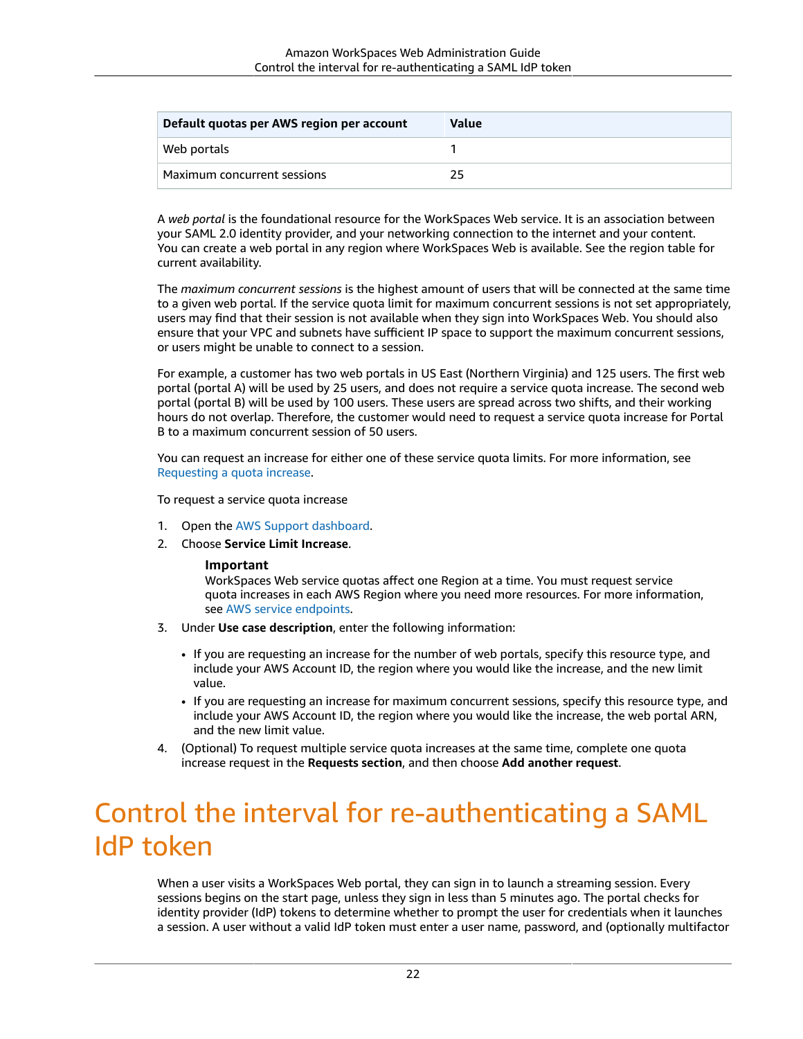| Default quotas per AWS region per account | Value |
| --- | --- |
| Web portals | 1 |
| Maximum concurrent sessions | 25 |

A *web portal* is the foundational resource for the WorkSpaces Web service. It is an association between your SAML 2.0 identity provider, and your networking connection to the internet and your content. You can create a web portal in any region where WorkSpaces Web is available. See the region table for current availability.

The *maximum concurrent sessions* is the highest amount of users that will be connected at the same time to a given web portal. If the service quota limit for maximum concurrent sessions is not set appropriately, users may find that their session is not available when they sign into WorkSpaces Web. You should also ensure that your VPC and subnets have sufficient IP space to support the maximum concurrent sessions, or users might be unable to connect to a session.

For example, a customer has two web portals in US East (Northern Virginia) and 125 users. The first web portal (portal A) will be used by 25 users, and does not require a service quota increase. The second web portal (portal B) will be used by 100 users. These users are spread across two shifts, and their working hours do not overlap. Therefore, the customer would need to request a service quota increase for Portal B to a maximum concurrent session of 50 users.

You can request an increase for either one of these service quota limits. For more information, see Requesting a quota increase.

To request a service quota increase

1. Open the AWS Support dashboard.
2. Choose **Service Limit Increase**.

   **Important**
   WorkSpaces Web service quotas affect one Region at a time. You must request service quota increases in each AWS Region where you need more resources. For more information, see AWS service endpoints.

3. Under **Use case description**, enter the following information:
   - If you are requesting an increase for the number of web portals, specify this resource type, and include your AWS Account ID, the region where you would like the increase, and the new limit value.
   - If you are requesting an increase for maximum concurrent sessions, specify this resource type, and include your AWS Account ID, the region where you would like the increase, the web portal ARN, and the new limit value.
4. (Optional) To request multiple service quota increases at the same time, complete one quota increase request in the **Requests section**, and then choose **Add another request**.

# Control the interval for re-authenticating a SAML IdP token

When a user visits a WorkSpaces Web portal, they can sign in to launch a streaming session. Every sessions begins on the start page, unless they sign in less than 5 minutes ago. The portal checks for identity provider (IdP) tokens to determine whether to prompt the user for credentials when it launches a session. A user without a valid IdP token must enter a user name, password, and (optionally multifactor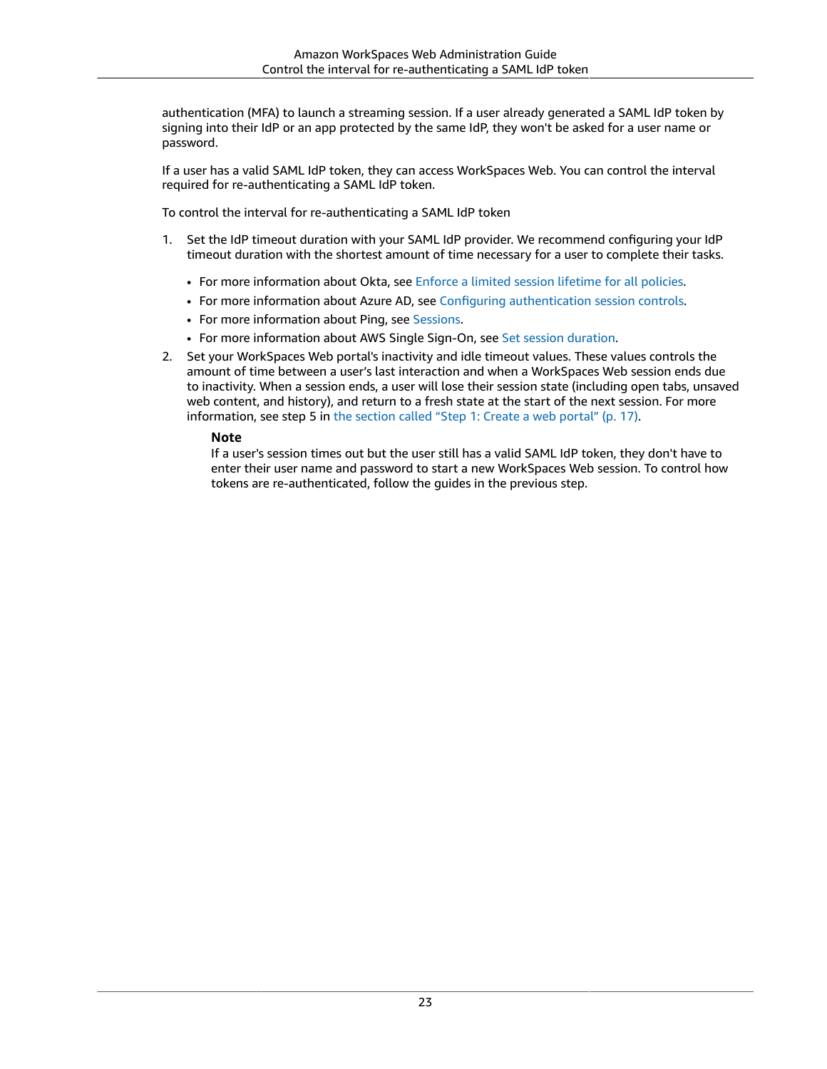authentication (MFA) to launch a streaming session. If a user already generated a SAML IdP token by signing into their IdP or an app protected by the same IdP, they won't be asked for a user name or password.

If a user has a valid SAML IdP token, they can access WorkSpaces Web. You can control the interval required for re-authenticating a SAML IdP token.

To control the interval for re-authenticating a SAML IdP token

1. Set the IdP timeout duration with your SAML IdP provider. We recommend configuring your IdP timeout duration with the shortest amount of time necessary for a user to complete their tasks.
   - For more information about Okta, see Enforce a limited session lifetime for all policies.
   - For more information about Azure AD, see Configuring authentication session controls.
   - For more information about Ping, see Sessions.
   - For more information about AWS Single Sign-On, see Set session duration.
2. Set your WorkSpaces Web portal's inactivity and idle timeout values. These values controls the amount of time between a user's last interaction and when a WorkSpaces Web session ends due to inactivity. When a session ends, a user will lose their session state (including open tabs, unsaved web content, and history), and return to a fresh state at the start of the next session. For more information, see step 5 in the section called "Step 1: Create a web portal" (p. 17).

   **Note**
   If a user's session times out but the user still has a valid SAML IdP token, they don't have to enter their user name and password to start a new WorkSpaces Web session. To control how tokens are re-authenticated, follow the guides in the previous step.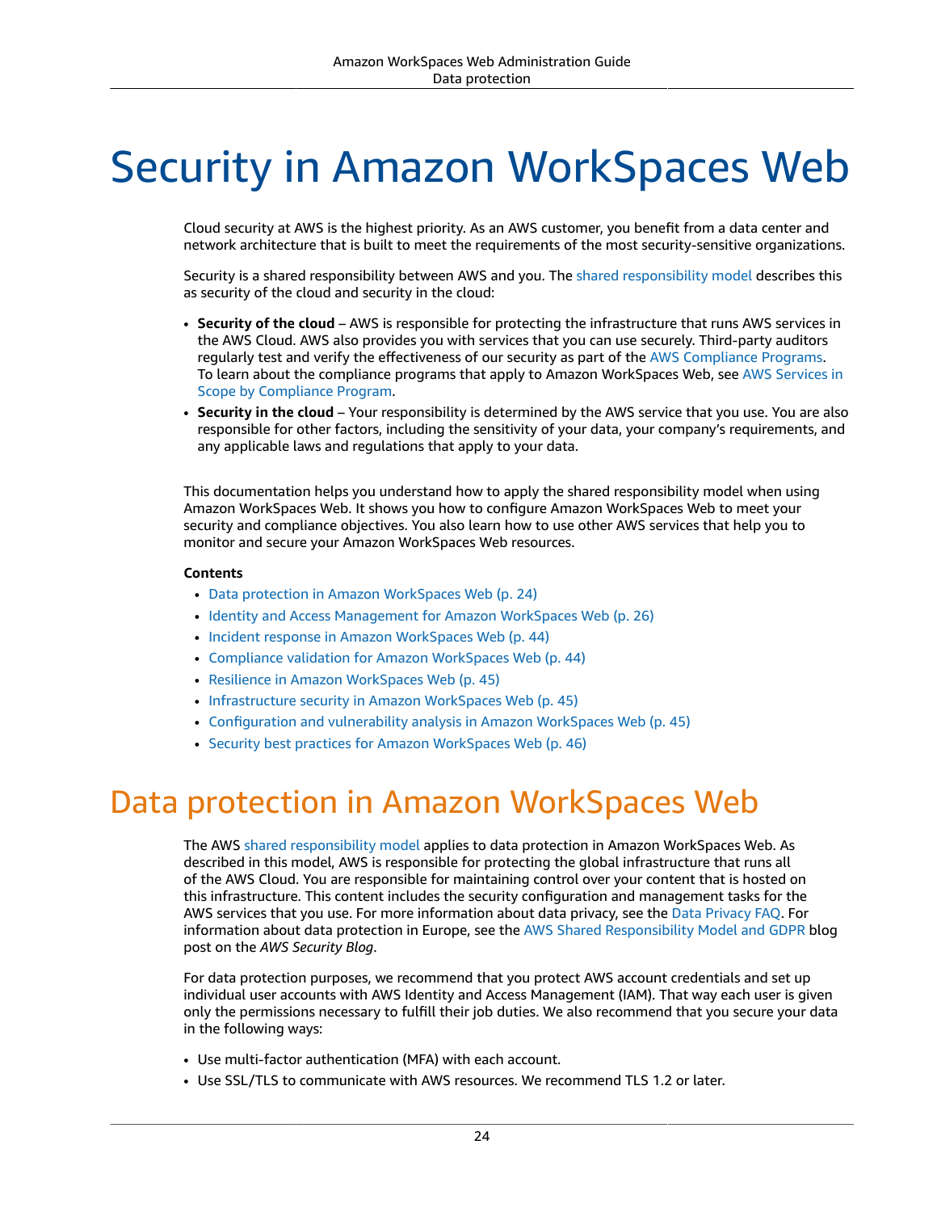# Security in Amazon WorkSpaces Web

Cloud security at AWS is the highest priority. As an AWS customer, you benefit from a data center and network architecture that is built to meet the requirements of the most security-sensitive organizations.

Security is a shared responsibility between AWS and you. The shared responsibility model describes this as security of the cloud and security in the cloud:

- **Security of the cloud** – AWS is responsible for protecting the infrastructure that runs AWS services in the AWS Cloud. AWS also provides you with services that you can use securely. Third-party auditors regularly test and verify the effectiveness of our security as part of the AWS Compliance Programs. To learn about the compliance programs that apply to Amazon WorkSpaces Web, see AWS Services in Scope by Compliance Program.
- **Security in the cloud** – Your responsibility is determined by the AWS service that you use. You are also responsible for other factors, including the sensitivity of your data, your company's requirements, and any applicable laws and regulations that apply to your data.

This documentation helps you understand how to apply the shared responsibility model when using Amazon WorkSpaces Web. It shows you how to configure Amazon WorkSpaces Web to meet your security and compliance objectives. You also learn how to use other AWS services that help you to monitor and secure your Amazon WorkSpaces Web resources.

**Contents**

- Data protection in Amazon WorkSpaces Web (p. 24)
- Identity and Access Management for Amazon WorkSpaces Web (p. 26)
- Incident response in Amazon WorkSpaces Web (p. 44)
- Compliance validation for Amazon WorkSpaces Web (p. 44)
- Resilience in Amazon WorkSpaces Web (p. 45)
- Infrastructure security in Amazon WorkSpaces Web (p. 45)
- Configuration and vulnerability analysis in Amazon WorkSpaces Web (p. 45)
- Security best practices for Amazon WorkSpaces Web (p. 46)

## Data protection in Amazon WorkSpaces Web

The AWS shared responsibility model applies to data protection in Amazon WorkSpaces Web. As described in this model, AWS is responsible for protecting the global infrastructure that runs all of the AWS Cloud. You are responsible for maintaining control over your content that is hosted on this infrastructure. This content includes the security configuration and management tasks for the AWS services that you use. For more information about data privacy, see the Data Privacy FAQ. For information about data protection in Europe, see the AWS Shared Responsibility Model and GDPR blog post on the *AWS Security Blog*.

For data protection purposes, we recommend that you protect AWS account credentials and set up individual user accounts with AWS Identity and Access Management (IAM). That way each user is given only the permissions necessary to fulfill their job duties. We also recommend that you secure your data in the following ways:

- Use multi-factor authentication (MFA) with each account.
- Use SSL/TLS to communicate with AWS resources. We recommend TLS 1.2 or later.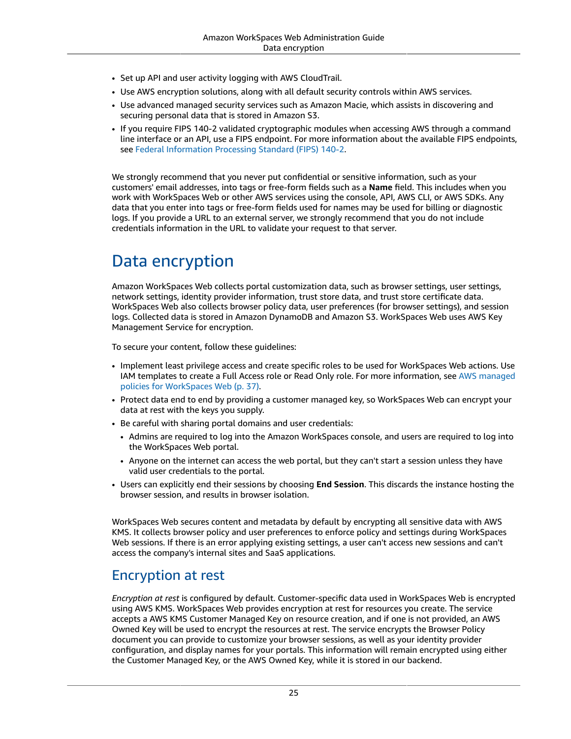- Set up API and user activity logging with AWS CloudTrail.
- Use AWS encryption solutions, along with all default security controls within AWS services.
- Use advanced managed security services such as Amazon Macie, which assists in discovering and securing personal data that is stored in Amazon S3.
- If you require FIPS 140-2 validated cryptographic modules when accessing AWS through a command line interface or an API, use a FIPS endpoint. For more information about the available FIPS endpoints, see Federal Information Processing Standard (FIPS) 140-2.

We strongly recommend that you never put confidential or sensitive information, such as your customers' email addresses, into tags or free-form fields such as a **Name** field. This includes when you work with WorkSpaces Web or other AWS services using the console, API, AWS CLI, or AWS SDKs. Any data that you enter into tags or free-form fields used for names may be used for billing or diagnostic logs. If you provide a URL to an external server, we strongly recommend that you do not include credentials information in the URL to validate your request to that server.

# Data encryption

Amazon WorkSpaces Web collects portal customization data, such as browser settings, user settings, network settings, identity provider information, trust store data, and trust store certificate data. WorkSpaces Web also collects browser policy data, user preferences (for browser settings), and session logs. Collected data is stored in Amazon DynamoDB and Amazon S3. WorkSpaces Web uses AWS Key Management Service for encryption.

To secure your content, follow these guidelines:

- Implement least privilege access and create specific roles to be used for WorkSpaces Web actions. Use IAM templates to create a Full Access role or Read Only role. For more information, see AWS managed policies for WorkSpaces Web (p. 37).
- Protect data end to end by providing a customer managed key, so WorkSpaces Web can encrypt your data at rest with the keys you supply.
- Be careful with sharing portal domains and user credentials:
  - Admins are required to log into the Amazon WorkSpaces console, and users are required to log into the WorkSpaces Web portal.
  - Anyone on the internet can access the web portal, but they can't start a session unless they have valid user credentials to the portal.
- Users can explicitly end their sessions by choosing **End Session**. This discards the instance hosting the browser session, and results in browser isolation.

WorkSpaces Web secures content and metadata by default by encrypting all sensitive data with AWS KMS. It collects browser policy and user preferences to enforce policy and settings during WorkSpaces Web sessions. If there is an error applying existing settings, a user can't access new sessions and can't access the company's internal sites and SaaS applications.

## Encryption at rest

*Encryption at rest* is configured by default. Customer-specific data used in WorkSpaces Web is encrypted using AWS KMS. WorkSpaces Web provides encryption at rest for resources you create. The service accepts a AWS KMS Customer Managed Key on resource creation, and if one is not provided, an AWS Owned Key will be used to encrypt the resources at rest. The service encrypts the Browser Policy document you can provide to customize your browser sessions, as well as your identity provider configuration, and display names for your portals. This information will remain encrypted using either the Customer Managed Key, or the AWS Owned Key, while it is stored in our backend.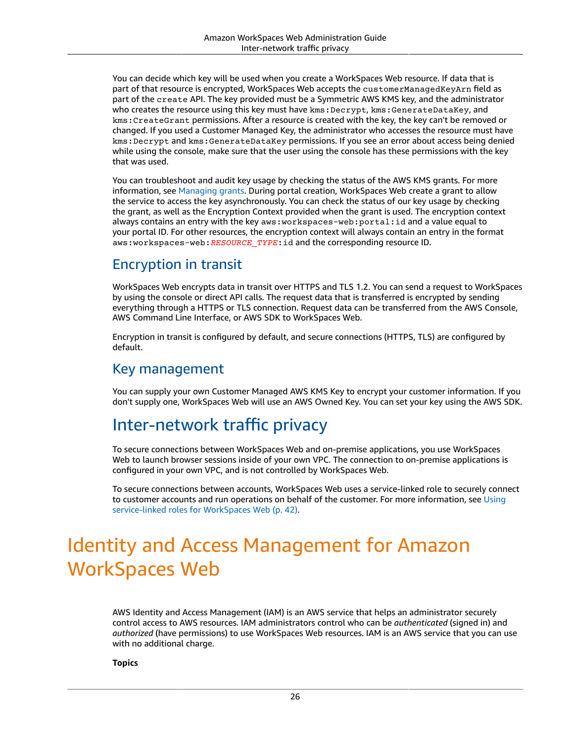You can decide which key will be used when you create a WorkSpaces Web resource. If data that is part of that resource is encrypted, WorkSpaces Web accepts the `customerManagedKeyArn` field as part of the `create` API. The key provided must be a Symmetric AWS KMS key, and the administrator who creates the resource using this key must have `kms:Decrypt`, `kms:GenerateDataKey`, and `kms:CreateGrant` permissions. After a resource is created with the key, the key can't be removed or changed. If you used a Customer Managed Key, the administrator who accesses the resource must have `kms:Decrypt` and `kms:GenerateDataKey` permissions. If you see an error about access being denied while using the console, make sure that the user using the console has these permissions with the key that was used.

You can troubleshoot and audit key usage by checking the status of the AWS KMS grants. For more information, see Managing grants. During portal creation, WorkSpaces Web create a grant to allow the service to access the key asynchronously. You can check the status of our key usage by checking the grant, as well as the Encryption Context provided when the grant is used. The encryption context always contains an entry with the key `aws:workspaces-web:portal:id` and a value equal to your portal ID. For other resources, the encryption context will always contain an entry in the format `aws:workspaces-web:RESOURCE_TYPE:id` and the corresponding resource ID.

## Encryption in transit

WorkSpaces Web encrypts data in transit over HTTPS and TLS 1.2. You can send a request to WorkSpaces by using the console or direct API calls. The request data that is transferred is encrypted by sending everything through a HTTPS or TLS connection. Request data can be transferred from the AWS Console, AWS Command Line Interface, or AWS SDK to WorkSpaces Web.

Encryption in transit is configured by default, and secure connections (HTTPS, TLS) are configured by default.

## Key management

You can supply your own Customer Managed AWS KMS Key to encrypt your customer information. If you don't supply one, WorkSpaces Web will use an AWS Owned Key. You can set your key using the AWS SDK.

# Inter-network traffic privacy

To secure connections between WorkSpaces Web and on-premise applications, you use WorkSpaces Web to launch browser sessions inside of your own VPC. The connection to on-premise applications is configured in your own VPC, and is not controlled by WorkSpaces Web.

To secure connections between accounts, WorkSpaces Web uses a service-linked role to securely connect to customer accounts and run operations on behalf of the customer. For more information, see Using service-linked roles for WorkSpaces Web (p. 42).

# Identity and Access Management for Amazon WorkSpaces Web

AWS Identity and Access Management (IAM) is an AWS service that helps an administrator securely control access to AWS resources. IAM administrators control who can be *authenticated* (signed in) and *authorized* (have permissions) to use WorkSpaces Web resources. IAM is an AWS service that you can use with no additional charge.

**Topics**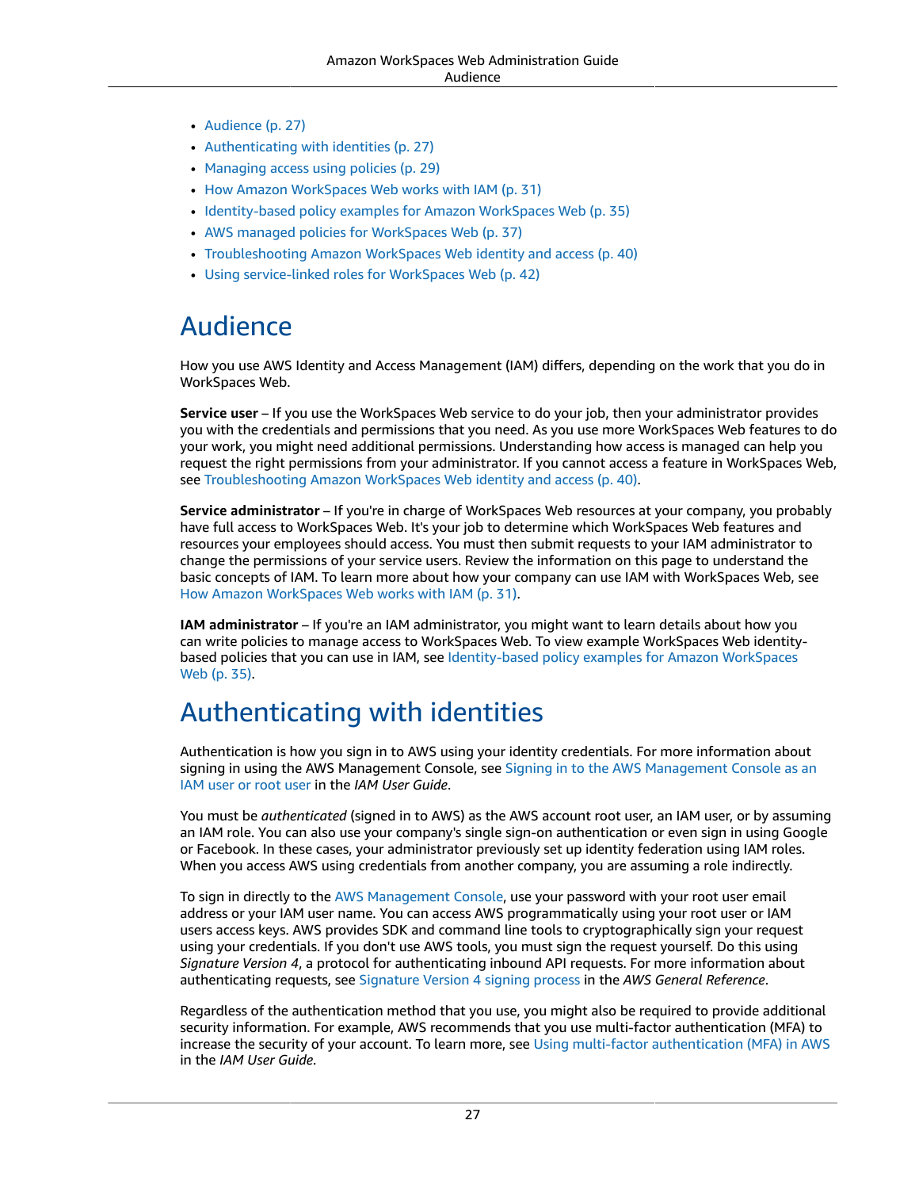- Audience (p. 27)
- Authenticating with identities (p. 27)
- Managing access using policies (p. 29)
- How Amazon WorkSpaces Web works with IAM (p. 31)
- Identity-based policy examples for Amazon WorkSpaces Web (p. 35)
- AWS managed policies for WorkSpaces Web (p. 37)
- Troubleshooting Amazon WorkSpaces Web identity and access (p. 40)
- Using service-linked roles for WorkSpaces Web (p. 42)

# Audience

How you use AWS Identity and Access Management (IAM) differs, depending on the work that you do in WorkSpaces Web.

**Service user** – If you use the WorkSpaces Web service to do your job, then your administrator provides you with the credentials and permissions that you need. As you use more WorkSpaces Web features to do your work, you might need additional permissions. Understanding how access is managed can help you request the right permissions from your administrator. If you cannot access a feature in WorkSpaces Web, see Troubleshooting Amazon WorkSpaces Web identity and access (p. 40).

**Service administrator** – If you're in charge of WorkSpaces Web resources at your company, you probably have full access to WorkSpaces Web. It's your job to determine which WorkSpaces Web features and resources your employees should access. You must then submit requests to your IAM administrator to change the permissions of your service users. Review the information on this page to understand the basic concepts of IAM. To learn more about how your company can use IAM with WorkSpaces Web, see How Amazon WorkSpaces Web works with IAM (p. 31).

**IAM administrator** – If you're an IAM administrator, you might want to learn details about how you can write policies to manage access to WorkSpaces Web. To view example WorkSpaces Web identity-based policies that you can use in IAM, see Identity-based policy examples for Amazon WorkSpaces Web (p. 35).

# Authenticating with identities

Authentication is how you sign in to AWS using your identity credentials. For more information about signing in using the AWS Management Console, see Signing in to the AWS Management Console as an IAM user or root user in the *IAM User Guide*.

You must be *authenticated* (signed in to AWS) as the AWS account root user, an IAM user, or by assuming an IAM role. You can also use your company's single sign-on authentication or even sign in using Google or Facebook. In these cases, your administrator previously set up identity federation using IAM roles. When you access AWS using credentials from another company, you are assuming a role indirectly.

To sign in directly to the AWS Management Console, use your password with your root user email address or your IAM user name. You can access AWS programmatically using your root user or IAM users access keys. AWS provides SDK and command line tools to cryptographically sign your request using your credentials. If you don't use AWS tools, you must sign the request yourself. Do this using *Signature Version 4*, a protocol for authenticating inbound API requests. For more information about authenticating requests, see Signature Version 4 signing process in the *AWS General Reference*.

Regardless of the authentication method that you use, you might also be required to provide additional security information. For example, AWS recommends that you use multi-factor authentication (MFA) to increase the security of your account. To learn more, see Using multi-factor authentication (MFA) in AWS in the *IAM User Guide*.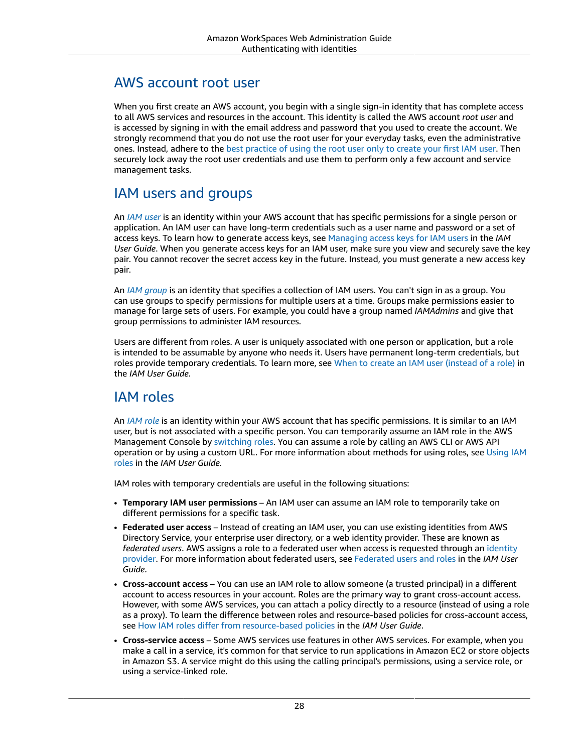## AWS account root user

When you first create an AWS account, you begin with a single sign-in identity that has complete access to all AWS services and resources in the account. This identity is called the AWS account *root user* and is accessed by signing in with the email address and password that you used to create the account. We strongly recommend that you do not use the root user for your everyday tasks, even the administrative ones. Instead, adhere to the best practice of using the root user only to create your first IAM user. Then securely lock away the root user credentials and use them to perform only a few account and service management tasks.

## IAM users and groups

An *IAM user* is an identity within your AWS account that has specific permissions for a single person or application. An IAM user can have long-term credentials such as a user name and password or a set of access keys. To learn how to generate access keys, see Managing access keys for IAM users in the *IAM User Guide*. When you generate access keys for an IAM user, make sure you view and securely save the key pair. You cannot recover the secret access key in the future. Instead, you must generate a new access key pair.

An *IAM group* is an identity that specifies a collection of IAM users. You can't sign in as a group. You can use groups to specify permissions for multiple users at a time. Groups make permissions easier to manage for large sets of users. For example, you could have a group named *IAMAdmins* and give that group permissions to administer IAM resources.

Users are different from roles. A user is uniquely associated with one person or application, but a role is intended to be assumable by anyone who needs it. Users have permanent long-term credentials, but roles provide temporary credentials. To learn more, see When to create an IAM user (instead of a role) in the *IAM User Guide*.

## IAM roles

An *IAM role* is an identity within your AWS account that has specific permissions. It is similar to an IAM user, but is not associated with a specific person. You can temporarily assume an IAM role in the AWS Management Console by switching roles. You can assume a role by calling an AWS CLI or AWS API operation or by using a custom URL. For more information about methods for using roles, see Using IAM roles in the *IAM User Guide*.

IAM roles with temporary credentials are useful in the following situations:

- **Temporary IAM user permissions** – An IAM user can assume an IAM role to temporarily take on different permissions for a specific task.
- **Federated user access** – Instead of creating an IAM user, you can use existing identities from AWS Directory Service, your enterprise user directory, or a web identity provider. These are known as *federated users*. AWS assigns a role to a federated user when access is requested through an identity provider. For more information about federated users, see Federated users and roles in the *IAM User Guide*.
- **Cross-account access** – You can use an IAM role to allow someone (a trusted principal) in a different account to access resources in your account. Roles are the primary way to grant cross-account access. However, with some AWS services, you can attach a policy directly to a resource (instead of using a role as a proxy). To learn the difference between roles and resource-based policies for cross-account access, see How IAM roles differ from resource-based policies in the *IAM User Guide*.
- **Cross-service access** – Some AWS services use features in other AWS services. For example, when you make a call in a service, it's common for that service to run applications in Amazon EC2 or store objects in Amazon S3. A service might do this using the calling principal's permissions, using a service role, or using a service-linked role.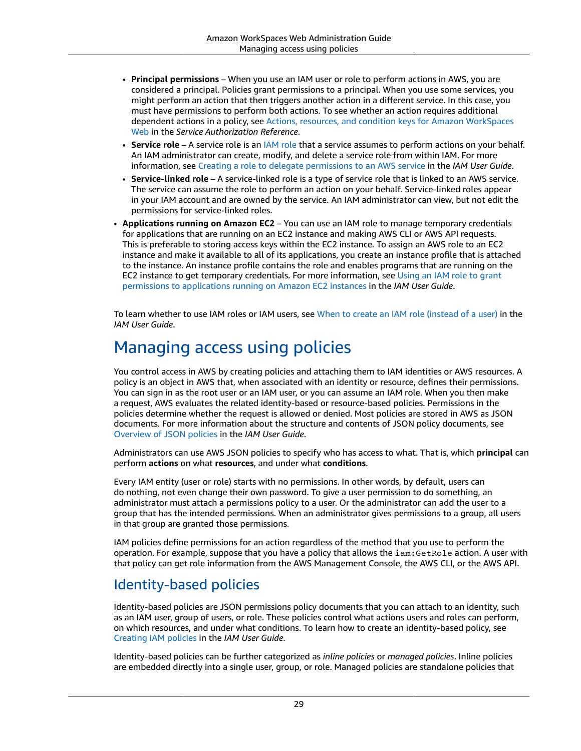- **Principal permissions** – When you use an IAM user or role to perform actions in AWS, you are considered a principal. Policies grant permissions to a principal. When you use some services, you might perform an action that then triggers another action in a different service. In this case, you must have permissions to perform both actions. To see whether an action requires additional dependent actions in a policy, see Actions, resources, and condition keys for Amazon WorkSpaces Web in the *Service Authorization Reference*.
  - **Service role** – A service role is an IAM role that a service assumes to perform actions on your behalf. An IAM administrator can create, modify, and delete a service role from within IAM. For more information, see Creating a role to delegate permissions to an AWS service in the *IAM User Guide*.
  - **Service-linked role** – A service-linked role is a type of service role that is linked to an AWS service. The service can assume the role to perform an action on your behalf. Service-linked roles appear in your IAM account and are owned by the service. An IAM administrator can view, but not edit the permissions for service-linked roles.
- **Applications running on Amazon EC2** – You can use an IAM role to manage temporary credentials for applications that are running on an EC2 instance and making AWS CLI or AWS API requests. This is preferable to storing access keys within the EC2 instance. To assign an AWS role to an EC2 instance and make it available to all of its applications, you create an instance profile that is attached to the instance. An instance profile contains the role and enables programs that are running on the EC2 instance to get temporary credentials. For more information, see Using an IAM role to grant permissions to applications running on Amazon EC2 instances in the *IAM User Guide*.

To learn whether to use IAM roles or IAM users, see When to create an IAM role (instead of a user) in the *IAM User Guide*.

# Managing access using policies

You control access in AWS by creating policies and attaching them to IAM identities or AWS resources. A policy is an object in AWS that, when associated with an identity or resource, defines their permissions. You can sign in as the root user or an IAM user, or you can assume an IAM role. When you then make a request, AWS evaluates the related identity-based or resource-based policies. Permissions in the policies determine whether the request is allowed or denied. Most policies are stored in AWS as JSON documents. For more information about the structure and contents of JSON policy documents, see Overview of JSON policies in the *IAM User Guide*.

Administrators can use AWS JSON policies to specify who has access to what. That is, which **principal** can perform **actions** on what **resources**, and under what **conditions**.

Every IAM entity (user or role) starts with no permissions. In other words, by default, users can do nothing, not even change their own password. To give a user permission to do something, an administrator must attach a permissions policy to a user. Or the administrator can add the user to a group that has the intended permissions. When an administrator gives permissions to a group, all users in that group are granted those permissions.

IAM policies define permissions for an action regardless of the method that you use to perform the operation. For example, suppose that you have a policy that allows the `iam:GetRole` action. A user with that policy can get role information from the AWS Management Console, the AWS CLI, or the AWS API.

## Identity-based policies

Identity-based policies are JSON permissions policy documents that you can attach to an identity, such as an IAM user, group of users, or role. These policies control what actions users and roles can perform, on which resources, and under what conditions. To learn how to create an identity-based policy, see Creating IAM policies in the *IAM User Guide*.

Identity-based policies can be further categorized as *inline policies* or *managed policies*. Inline policies are embedded directly into a single user, group, or role. Managed policies are standalone policies that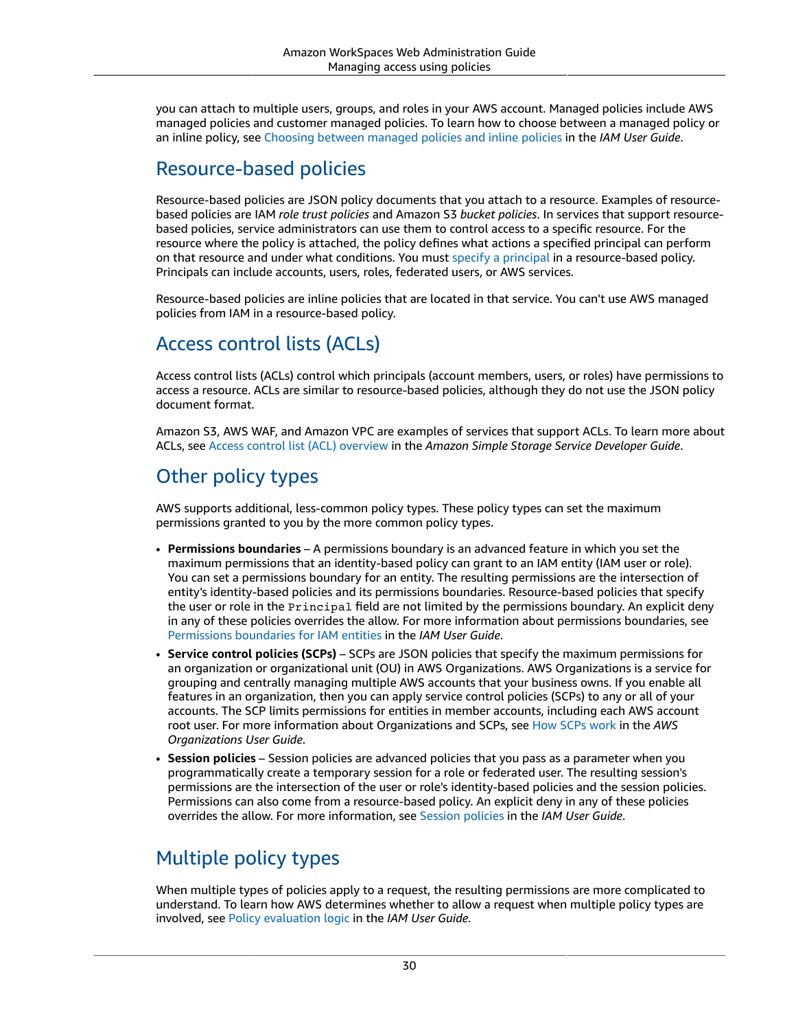you can attach to multiple users, groups, and roles in your AWS account. Managed policies include AWS managed policies and customer managed policies. To learn how to choose between a managed policy or an inline policy, see Choosing between managed policies and inline policies in the *IAM User Guide*.

## Resource-based policies

Resource-based policies are JSON policy documents that you attach to a resource. Examples of resource-based policies are IAM *role trust policies* and Amazon S3 *bucket policies*. In services that support resource-based policies, service administrators can use them to control access to a specific resource. For the resource where the policy is attached, the policy defines what actions a specified principal can perform on that resource and under what conditions. You must specify a principal in a resource-based policy. Principals can include accounts, users, roles, federated users, or AWS services.

Resource-based policies are inline policies that are located in that service. You can't use AWS managed policies from IAM in a resource-based policy.

## Access control lists (ACLs)

Access control lists (ACLs) control which principals (account members, users, or roles) have permissions to access a resource. ACLs are similar to resource-based policies, although they do not use the JSON policy document format.

Amazon S3, AWS WAF, and Amazon VPC are examples of services that support ACLs. To learn more about ACLs, see Access control list (ACL) overview in the *Amazon Simple Storage Service Developer Guide*.

## Other policy types

AWS supports additional, less-common policy types. These policy types can set the maximum permissions granted to you by the more common policy types.

- **Permissions boundaries** – A permissions boundary is an advanced feature in which you set the maximum permissions that an identity-based policy can grant to an IAM entity (IAM user or role). You can set a permissions boundary for an entity. The resulting permissions are the intersection of entity's identity-based policies and its permissions boundaries. Resource-based policies that specify the user or role in the `Principal` field are not limited by the permissions boundary. An explicit deny in any of these policies overrides the allow. For more information about permissions boundaries, see Permissions boundaries for IAM entities in the *IAM User Guide*.
- **Service control policies (SCPs)** – SCPs are JSON policies that specify the maximum permissions for an organization or organizational unit (OU) in AWS Organizations. AWS Organizations is a service for grouping and centrally managing multiple AWS accounts that your business owns. If you enable all features in an organization, then you can apply service control policies (SCPs) to any or all of your accounts. The SCP limits permissions for entities in member accounts, including each AWS account root user. For more information about Organizations and SCPs, see How SCPs work in the *AWS Organizations User Guide*.
- **Session policies** – Session policies are advanced policies that you pass as a parameter when you programmatically create a temporary session for a role or federated user. The resulting session's permissions are the intersection of the user or role's identity-based policies and the session policies. Permissions can also come from a resource-based policy. An explicit deny in any of these policies overrides the allow. For more information, see Session policies in the *IAM User Guide*.

## Multiple policy types

When multiple types of policies apply to a request, the resulting permissions are more complicated to understand. To learn how AWS determines whether to allow a request when multiple policy types are involved, see Policy evaluation logic in the *IAM User Guide*.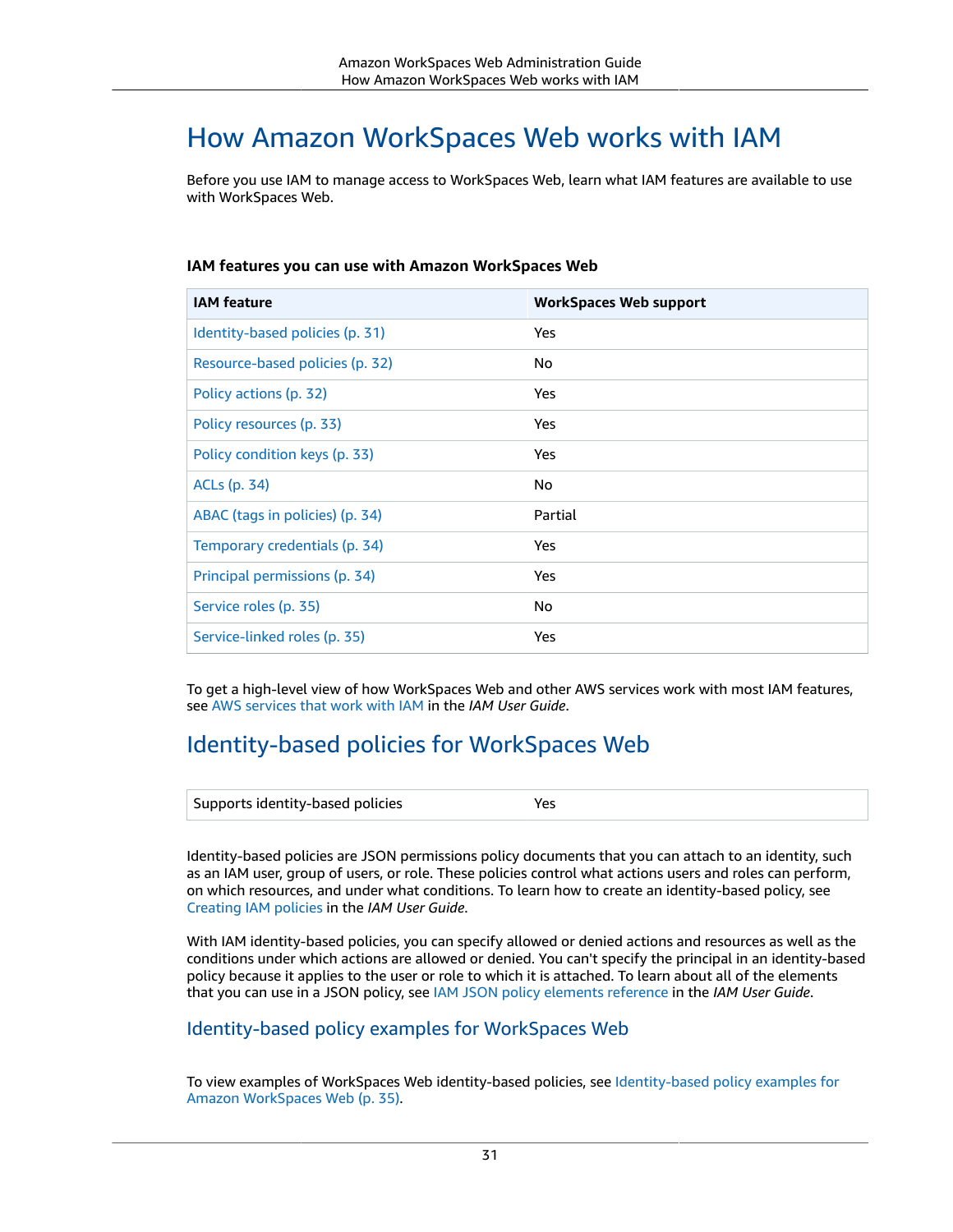# How Amazon WorkSpaces Web works with IAM

Before you use IAM to manage access to WorkSpaces Web, learn what IAM features are available to use with WorkSpaces Web.

**IAM features you can use with Amazon WorkSpaces Web**

| IAM feature | WorkSpaces Web support |
| --- | --- |
| Identity-based policies (p. 31) | Yes |
| Resource-based policies (p. 32) | No |
| Policy actions (p. 32) | Yes |
| Policy resources (p. 33) | Yes |
| Policy condition keys (p. 33) | Yes |
| ACLs (p. 34) | No |
| ABAC (tags in policies) (p. 34) | Partial |
| Temporary credentials (p. 34) | Yes |
| Principal permissions (p. 34) | Yes |
| Service roles (p. 35) | No |
| Service-linked roles (p. 35) | Yes |

To get a high-level view of how WorkSpaces Web and other AWS services work with most IAM features, see AWS services that work with IAM in the *IAM User Guide*.

## Identity-based policies for WorkSpaces Web

| Supports identity-based policies | Yes |
| --- | --- |

Identity-based policies are JSON permissions policy documents that you can attach to an identity, such as an IAM user, group of users, or role. These policies control what actions users and roles can perform, on which resources, and under what conditions. To learn how to create an identity-based policy, see Creating IAM policies in the *IAM User Guide*.

With IAM identity-based policies, you can specify allowed or denied actions and resources as well as the conditions under which actions are allowed or denied. You can't specify the principal in an identity-based policy because it applies to the user or role to which it is attached. To learn about all of the elements that you can use in a JSON policy, see IAM JSON policy elements reference in the *IAM User Guide*.

### Identity-based policy examples for WorkSpaces Web

To view examples of WorkSpaces Web identity-based policies, see Identity-based policy examples for Amazon WorkSpaces Web (p. 35).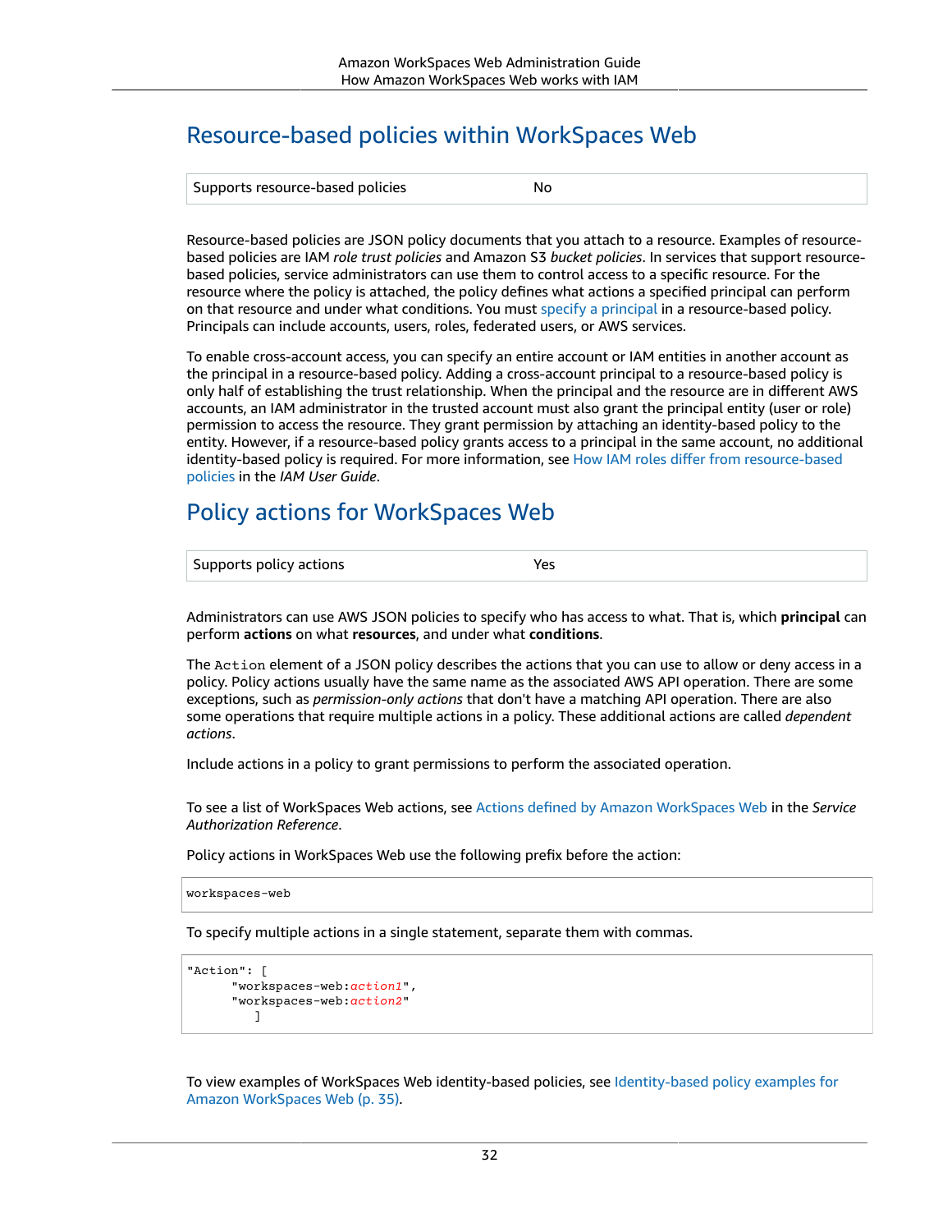## Resource-based policies within WorkSpaces Web

| Supports resource-based policies | No |
|---|---|

Resource-based policies are JSON policy documents that you attach to a resource. Examples of resource-based policies are IAM *role trust policies* and Amazon S3 *bucket policies*. In services that support resource-based policies, service administrators can use them to control access to a specific resource. For the resource where the policy is attached, the policy defines what actions a specified principal can perform on that resource and under what conditions. You must specify a principal in a resource-based policy. Principals can include accounts, users, roles, federated users, or AWS services.

To enable cross-account access, you can specify an entire account or IAM entities in another account as the principal in a resource-based policy. Adding a cross-account principal to a resource-based policy is only half of establishing the trust relationship. When the principal and the resource are in different AWS accounts, an IAM administrator in the trusted account must also grant the principal entity (user or role) permission to access the resource. They grant permission by attaching an identity-based policy to the entity. However, if a resource-based policy grants access to a principal in the same account, no additional identity-based policy is required. For more information, see How IAM roles differ from resource-based policies in the *IAM User Guide*.

## Policy actions for WorkSpaces Web

| Supports policy actions | Yes |
|---|---|

Administrators can use AWS JSON policies to specify who has access to what. That is, which **principal** can perform **actions** on what **resources**, and under what **conditions**.

The `Action` element of a JSON policy describes the actions that you can use to allow or deny access in a policy. Policy actions usually have the same name as the associated AWS API operation. There are some exceptions, such as *permission-only actions* that don't have a matching API operation. There are also some operations that require multiple actions in a policy. These additional actions are called *dependent actions*.

Include actions in a policy to grant permissions to perform the associated operation.

To see a list of WorkSpaces Web actions, see Actions defined by Amazon WorkSpaces Web in the *Service Authorization Reference*.

Policy actions in WorkSpaces Web use the following prefix before the action:

```
workspaces-web
```

To specify multiple actions in a single statement, separate them with commas.

```
"Action": [
      "workspaces-web:action1",
      "workspaces-web:action2"
         ]
```

To view examples of WorkSpaces Web identity-based policies, see Identity-based policy examples for Amazon WorkSpaces Web (p. 35).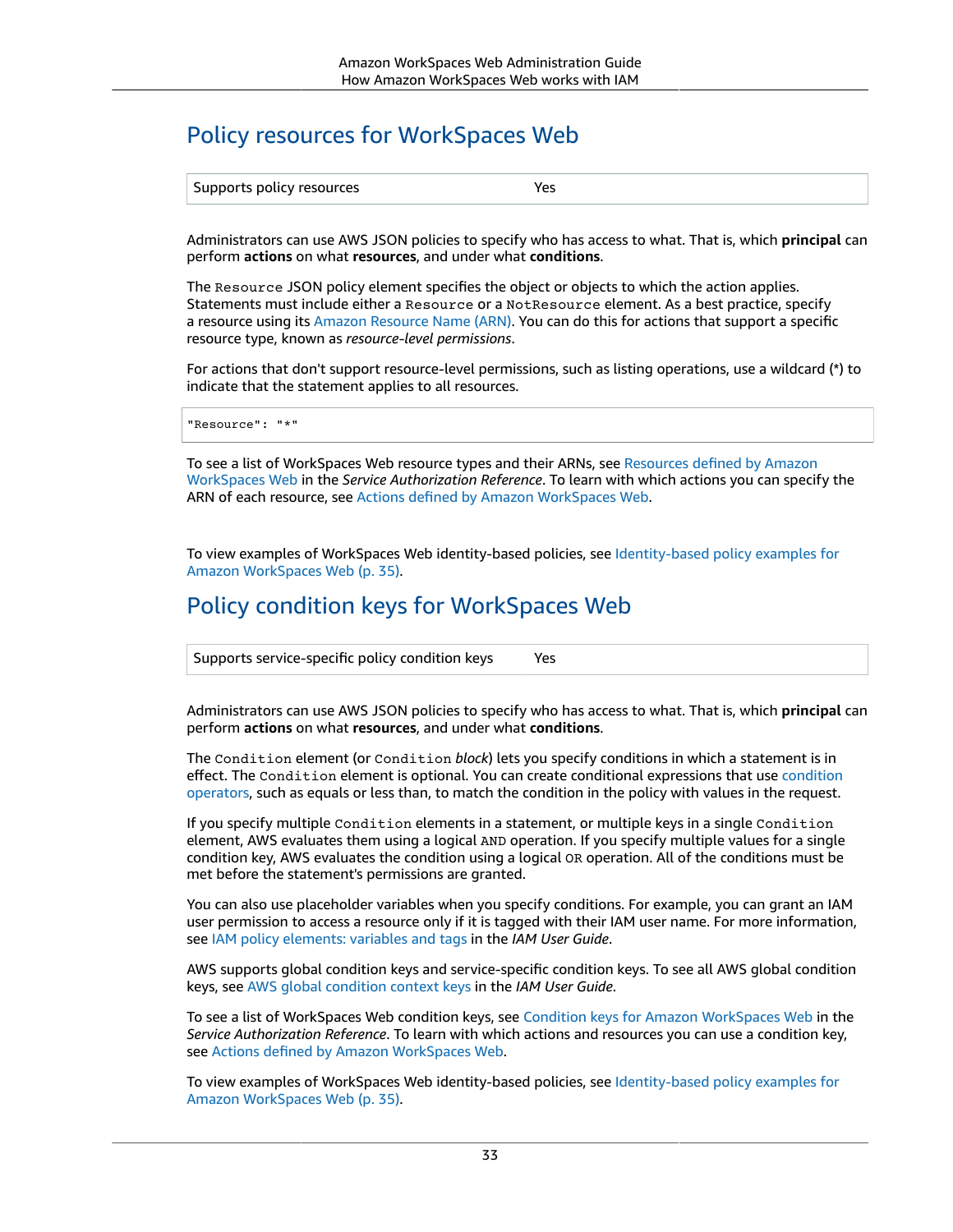## Policy resources for WorkSpaces Web

| Supports policy resources | Yes |
|---|---|

Administrators can use AWS JSON policies to specify who has access to what. That is, which **principal** can perform **actions** on what **resources**, and under what **conditions**.

The `Resource` JSON policy element specifies the object or objects to which the action applies. Statements must include either a `Resource` or a `NotResource` element. As a best practice, specify a resource using its Amazon Resource Name (ARN). You can do this for actions that support a specific resource type, known as *resource-level permissions*.

For actions that don't support resource-level permissions, such as listing operations, use a wildcard (*) to indicate that the statement applies to all resources.

```
"Resource": "*"
```

To see a list of WorkSpaces Web resource types and their ARNs, see Resources defined by Amazon WorkSpaces Web in the *Service Authorization Reference*. To learn with which actions you can specify the ARN of each resource, see Actions defined by Amazon WorkSpaces Web.

To view examples of WorkSpaces Web identity-based policies, see Identity-based policy examples for Amazon WorkSpaces Web (p. 35).

## Policy condition keys for WorkSpaces Web

| Supports service-specific policy condition keys | Yes |
|---|---|

Administrators can use AWS JSON policies to specify who has access to what. That is, which **principal** can perform **actions** on what **resources**, and under what **conditions**.

The `Condition` element (or `Condition` *block*) lets you specify conditions in which a statement is in effect. The `Condition` element is optional. You can create conditional expressions that use condition operators, such as equals or less than, to match the condition in the policy with values in the request.

If you specify multiple `Condition` elements in a statement, or multiple keys in a single `Condition` element, AWS evaluates them using a logical `AND` operation. If you specify multiple values for a single condition key, AWS evaluates the condition using a logical `OR` operation. All of the conditions must be met before the statement's permissions are granted.

You can also use placeholder variables when you specify conditions. For example, you can grant an IAM user permission to access a resource only if it is tagged with their IAM user name. For more information, see IAM policy elements: variables and tags in the *IAM User Guide*.

AWS supports global condition keys and service-specific condition keys. To see all AWS global condition keys, see AWS global condition context keys in the *IAM User Guide*.

To see a list of WorkSpaces Web condition keys, see Condition keys for Amazon WorkSpaces Web in the *Service Authorization Reference*. To learn with which actions and resources you can use a condition key, see Actions defined by Amazon WorkSpaces Web.

To view examples of WorkSpaces Web identity-based policies, see Identity-based policy examples for Amazon WorkSpaces Web (p. 35).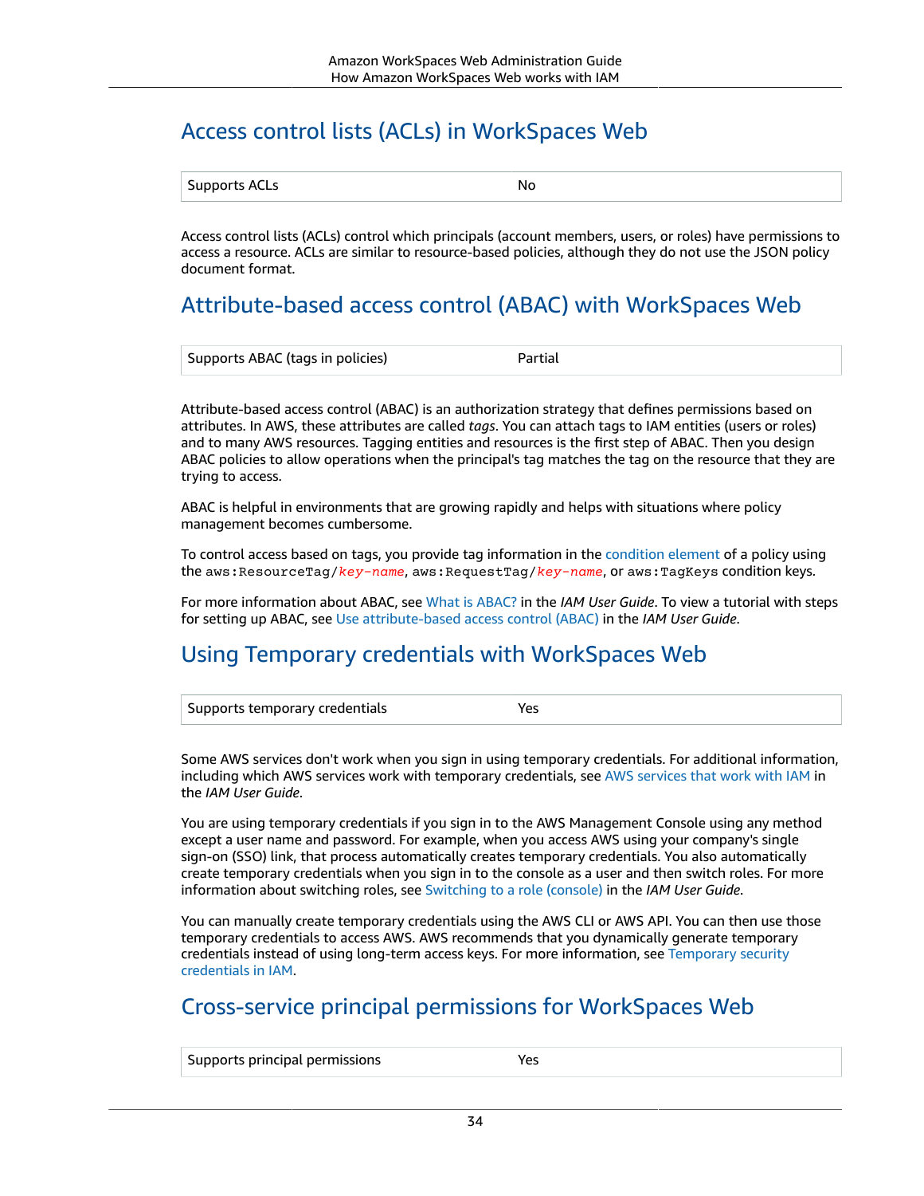## Access control lists (ACLs) in WorkSpaces Web

| Supports ACLs | No |
| --- | --- |

Access control lists (ACLs) control which principals (account members, users, or roles) have permissions to access a resource. ACLs are similar to resource-based policies, although they do not use the JSON policy document format.

## Attribute-based access control (ABAC) with WorkSpaces Web

| Supports ABAC (tags in policies) | Partial |
| --- | --- |

Attribute-based access control (ABAC) is an authorization strategy that defines permissions based on attributes. In AWS, these attributes are called *tags*. You can attach tags to IAM entities (users or roles) and to many AWS resources. Tagging entities and resources is the first step of ABAC. Then you design ABAC policies to allow operations when the principal's tag matches the tag on the resource that they are trying to access.

ABAC is helpful in environments that are growing rapidly and helps with situations where policy management becomes cumbersome.

To control access based on tags, you provide tag information in the condition element of a policy using the `aws:ResourceTag/key-name`, `aws:RequestTag/key-name`, or `aws:TagKeys` condition keys.

For more information about ABAC, see What is ABAC? in the *IAM User Guide*. To view a tutorial with steps for setting up ABAC, see Use attribute-based access control (ABAC) in the *IAM User Guide*.

## Using Temporary credentials with WorkSpaces Web

| Supports temporary credentials | Yes |
| --- | --- |

Some AWS services don't work when you sign in using temporary credentials. For additional information, including which AWS services work with temporary credentials, see AWS services that work with IAM in the *IAM User Guide*.

You are using temporary credentials if you sign in to the AWS Management Console using any method except a user name and password. For example, when you access AWS using your company's single sign-on (SSO) link, that process automatically creates temporary credentials. You also automatically create temporary credentials when you sign in to the console as a user and then switch roles. For more information about switching roles, see Switching to a role (console) in the *IAM User Guide*.

You can manually create temporary credentials using the AWS CLI or AWS API. You can then use those temporary credentials to access AWS. AWS recommends that you dynamically generate temporary credentials instead of using long-term access keys. For more information, see Temporary security credentials in IAM.

## Cross-service principal permissions for WorkSpaces Web

| Supports principal permissions | Yes |
| --- | --- |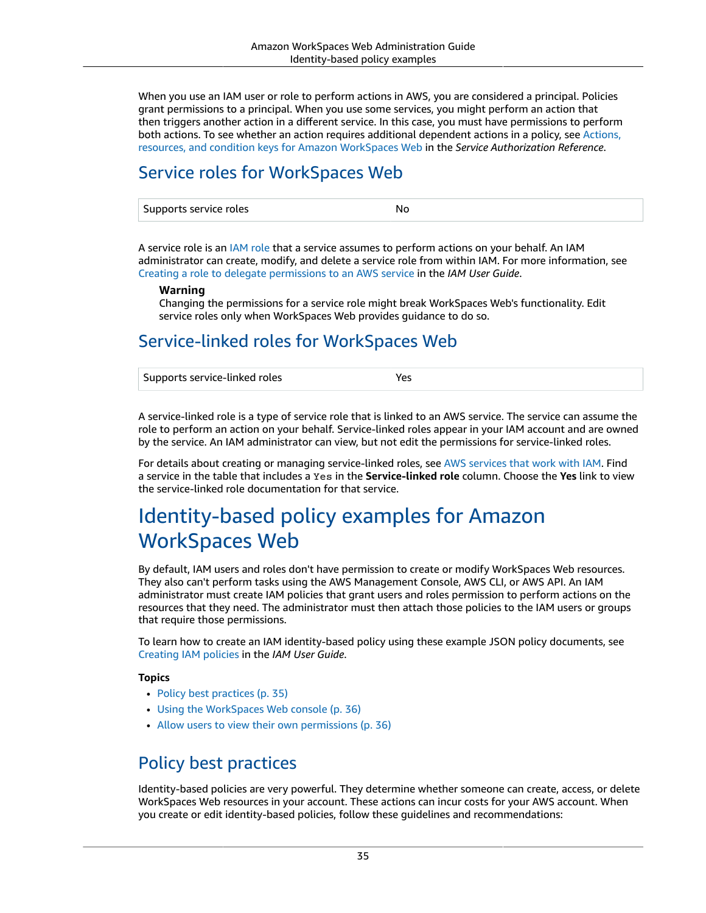When you use an IAM user or role to perform actions in AWS, you are considered a principal. Policies grant permissions to a principal. When you use some services, you might perform an action that then triggers another action in a different service. In this case, you must have permissions to perform both actions. To see whether an action requires additional dependent actions in a policy, see Actions, resources, and condition keys for Amazon WorkSpaces Web in the *Service Authorization Reference*.

## Service roles for WorkSpaces Web

| Supports service roles | No |
|---|---|

A service role is an IAM role that a service assumes to perform actions on your behalf. An IAM administrator can create, modify, and delete a service role from within IAM. For more information, see Creating a role to delegate permissions to an AWS service in the *IAM User Guide*.

> **Warning**
> Changing the permissions for a service role might break WorkSpaces Web's functionality. Edit service roles only when WorkSpaces Web provides guidance to do so.

## Service-linked roles for WorkSpaces Web

| Supports service-linked roles | Yes |
|---|---|

A service-linked role is a type of service role that is linked to an AWS service. The service can assume the role to perform an action on your behalf. Service-linked roles appear in your IAM account and are owned by the service. An IAM administrator can view, but not edit the permissions for service-linked roles.

For details about creating or managing service-linked roles, see AWS services that work with IAM. Find a service in the table that includes a `Yes` in the **Service-linked role** column. Choose the **Yes** link to view the service-linked role documentation for that service.

# Identity-based policy examples for Amazon WorkSpaces Web

By default, IAM users and roles don't have permission to create or modify WorkSpaces Web resources. They also can't perform tasks using the AWS Management Console, AWS CLI, or AWS API. An IAM administrator must create IAM policies that grant users and roles permission to perform actions on the resources that they need. The administrator must then attach those policies to the IAM users or groups that require those permissions.

To learn how to create an IAM identity-based policy using these example JSON policy documents, see Creating IAM policies in the *IAM User Guide*.

**Topics**

- Policy best practices (p. 35)
- Using the WorkSpaces Web console (p. 36)
- Allow users to view their own permissions (p. 36)

## Policy best practices

Identity-based policies are very powerful. They determine whether someone can create, access, or delete WorkSpaces Web resources in your account. These actions can incur costs for your AWS account. When you create or edit identity-based policies, follow these guidelines and recommendations: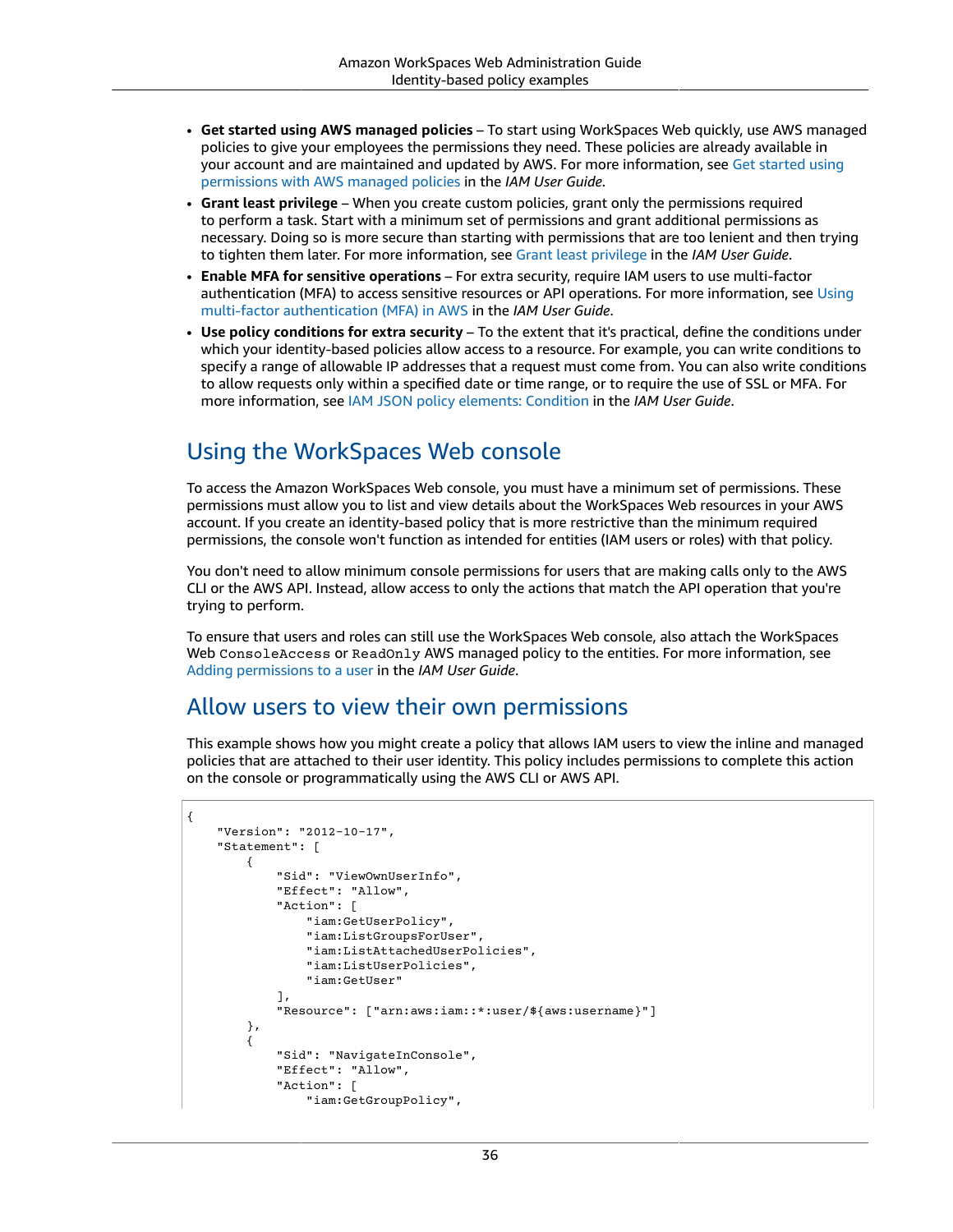- **Get started using AWS managed policies** – To start using WorkSpaces Web quickly, use AWS managed policies to give your employees the permissions they need. These policies are already available in your account and are maintained and updated by AWS. For more information, see Get started using permissions with AWS managed policies in the *IAM User Guide*.
- **Grant least privilege** – When you create custom policies, grant only the permissions required to perform a task. Start with a minimum set of permissions and grant additional permissions as necessary. Doing so is more secure than starting with permissions that are too lenient and then trying to tighten them later. For more information, see Grant least privilege in the *IAM User Guide*.
- **Enable MFA for sensitive operations** – For extra security, require IAM users to use multi-factor authentication (MFA) to access sensitive resources or API operations. For more information, see Using multi-factor authentication (MFA) in AWS in the *IAM User Guide*.
- **Use policy conditions for extra security** – To the extent that it's practical, define the conditions under which your identity-based policies allow access to a resource. For example, you can write conditions to specify a range of allowable IP addresses that a request must come from. You can also write conditions to allow requests only within a specified date or time range, or to require the use of SSL or MFA. For more information, see IAM JSON policy elements: Condition in the *IAM User Guide*.

## Using the WorkSpaces Web console

To access the Amazon WorkSpaces Web console, you must have a minimum set of permissions. These permissions must allow you to list and view details about the WorkSpaces Web resources in your AWS account. If you create an identity-based policy that is more restrictive than the minimum required permissions, the console won't function as intended for entities (IAM users or roles) with that policy.

You don't need to allow minimum console permissions for users that are making calls only to the AWS CLI or the AWS API. Instead, allow access to only the actions that match the API operation that you're trying to perform.

To ensure that users and roles can still use the WorkSpaces Web console, also attach the WorkSpaces Web `ConsoleAccess` or `ReadOnly` AWS managed policy to the entities. For more information, see Adding permissions to a user in the *IAM User Guide*.

## Allow users to view their own permissions

This example shows how you might create a policy that allows IAM users to view the inline and managed policies that are attached to their user identity. This policy includes permissions to complete this action on the console or programmatically using the AWS CLI or AWS API.

```
{
    "Version": "2012-10-17",
    "Statement": [
        {
            "Sid": "ViewOwnUserInfo",
            "Effect": "Allow",
            "Action": [
                "iam:GetUserPolicy",
                "iam:ListGroupsForUser",
                "iam:ListAttachedUserPolicies",
                "iam:ListUserPolicies",
                "iam:GetUser"
            ],
            "Resource": ["arn:aws:iam::*:user/${aws:username}"]
        },
        {
            "Sid": "NavigateInConsole",
            "Effect": "Allow",
            "Action": [
                "iam:GetGroupPolicy",
```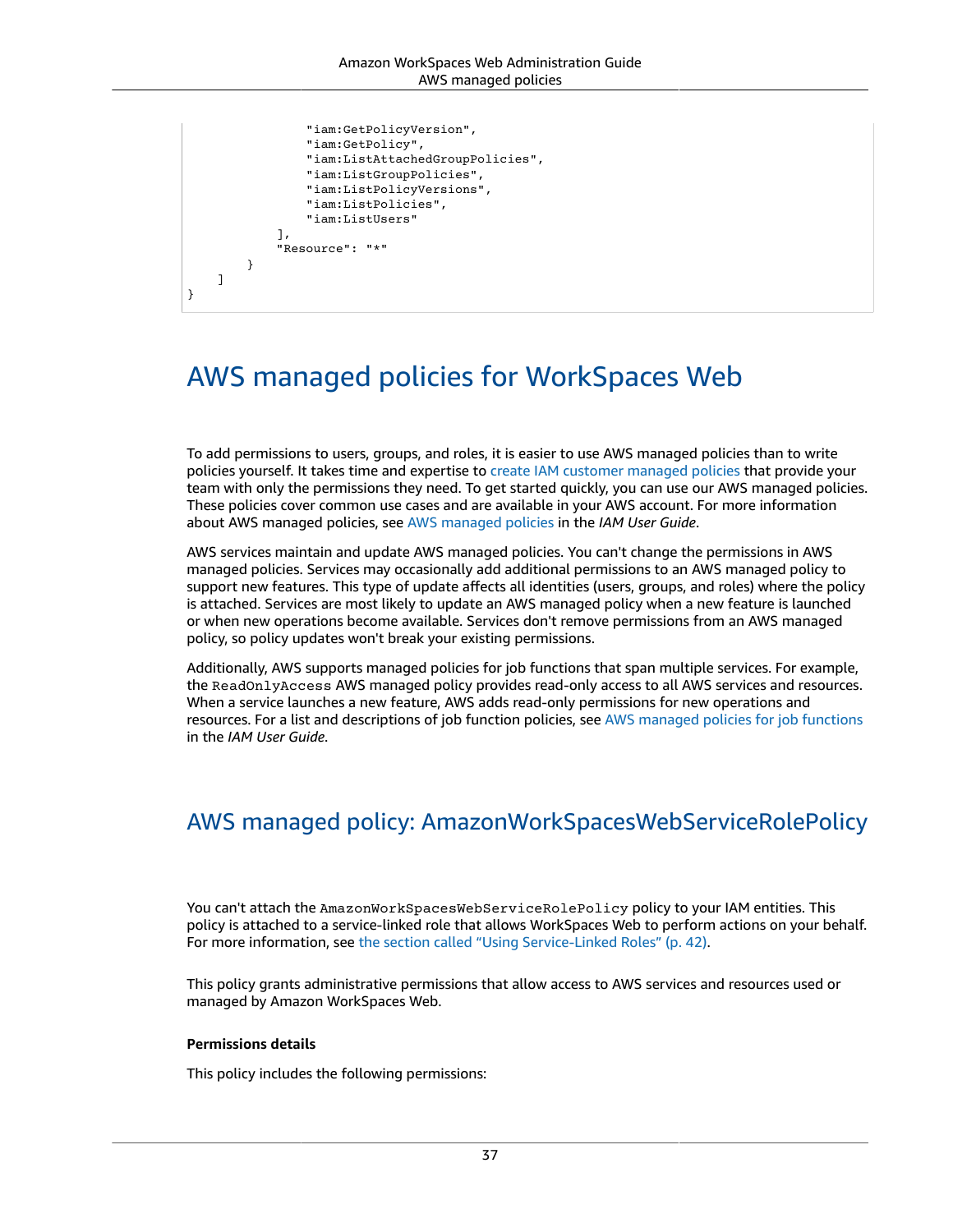```
                "iam:GetPolicyVersion",
                "iam:GetPolicy",
                "iam:ListAttachedGroupPolicies",
                "iam:ListGroupPolicies",
                "iam:ListPolicyVersions",
                "iam:ListPolicies",
                "iam:ListUsers"
            ],
            "Resource": "*"
        }
    ]
}
```

# AWS managed policies for WorkSpaces Web

To add permissions to users, groups, and roles, it is easier to use AWS managed policies than to write policies yourself. It takes time and expertise to create IAM customer managed policies that provide your team with only the permissions they need. To get started quickly, you can use our AWS managed policies. These policies cover common use cases and are available in your AWS account. For more information about AWS managed policies, see AWS managed policies in the *IAM User Guide*.

AWS services maintain and update AWS managed policies. You can't change the permissions in AWS managed policies. Services may occasionally add additional permissions to an AWS managed policy to support new features. This type of update affects all identities (users, groups, and roles) where the policy is attached. Services are most likely to update an AWS managed policy when a new feature is launched or when new operations become available. Services don't remove permissions from an AWS managed policy, so policy updates won't break your existing permissions.

Additionally, AWS supports managed policies for job functions that span multiple services. For example, the `ReadOnlyAccess` AWS managed policy provides read-only access to all AWS services and resources. When a service launches a new feature, AWS adds read-only permissions for new operations and resources. For a list and descriptions of job function policies, see AWS managed policies for job functions in the *IAM User Guide*.

## AWS managed policy: AmazonWorkSpacesWebServiceRolePolicy

You can't attach the `AmazonWorkSpacesWebServiceRolePolicy` policy to your IAM entities. This policy is attached to a service-linked role that allows WorkSpaces Web to perform actions on your behalf. For more information, see the section called "Using Service-Linked Roles" (p. 42).

This policy grants administrative permissions that allow access to AWS services and resources used or managed by Amazon WorkSpaces Web.

**Permissions details**

This policy includes the following permissions: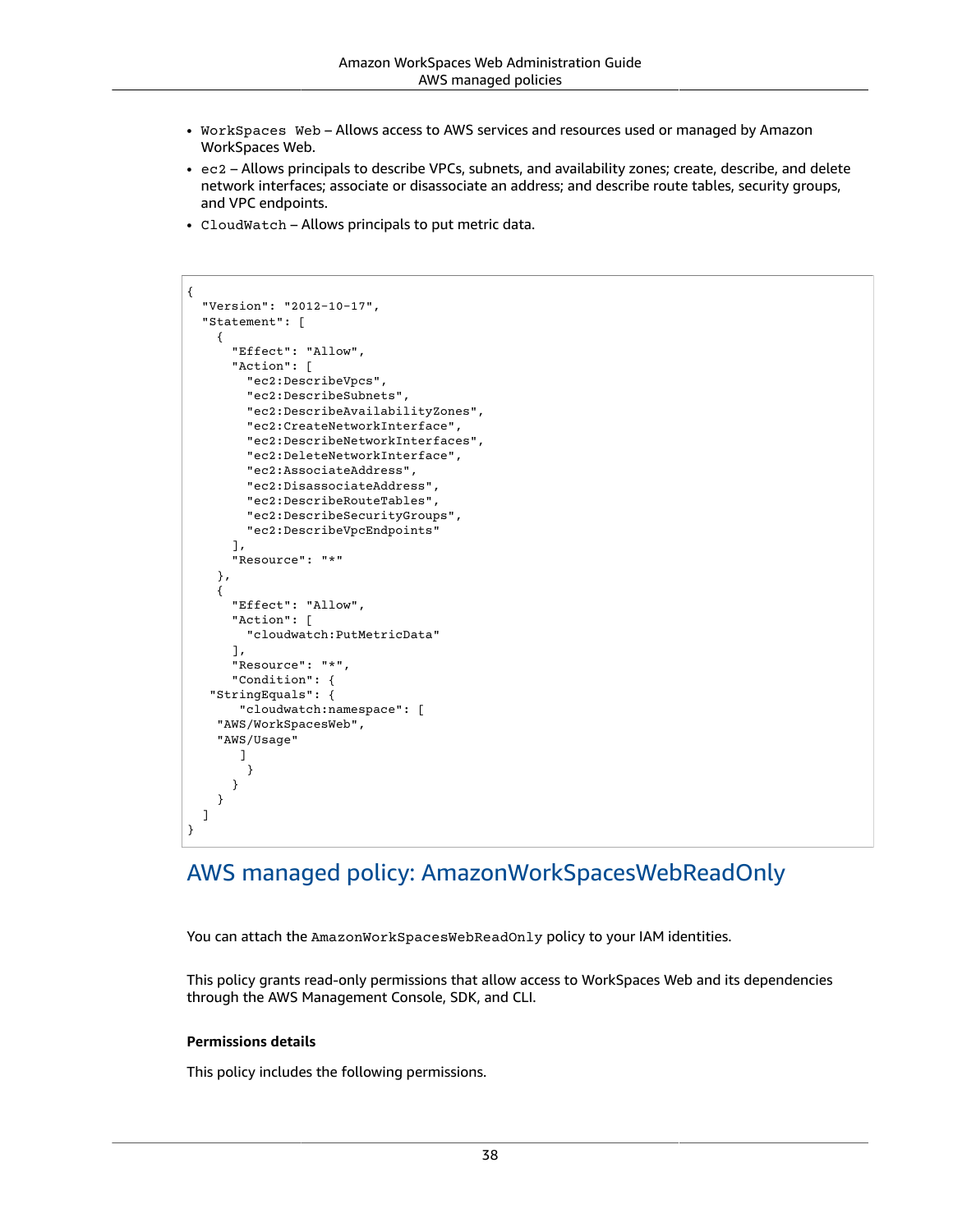- `WorkSpaces Web` – Allows access to AWS services and resources used or managed by Amazon WorkSpaces Web.
- `ec2` – Allows principals to describe VPCs, subnets, and availability zones; create, describe, and delete network interfaces; associate or disassociate an address; and describe route tables, security groups, and VPC endpoints.
- `CloudWatch` – Allows principals to put metric data.

```
{
  "Version": "2012-10-17",
  "Statement": [
    {
      "Effect": "Allow",
      "Action": [
        "ec2:DescribeVpcs",
        "ec2:DescribeSubnets",
        "ec2:DescribeAvailabilityZones",
        "ec2:CreateNetworkInterface",
        "ec2:DescribeNetworkInterfaces",
        "ec2:DeleteNetworkInterface",
        "ec2:AssociateAddress",
        "ec2:DisassociateAddress",
        "ec2:DescribeRouteTables",
        "ec2:DescribeSecurityGroups",
        "ec2:DescribeVpcEndpoints"
      ],
      "Resource": "*"
    },
    {
      "Effect": "Allow",
      "Action": [
        "cloudwatch:PutMetricData"
      ],
      "Resource": "*",
      "Condition": {
   "StringEquals": {
       "cloudwatch:namespace": [
    "AWS/WorkSpacesWeb",
    "AWS/Usage"
       ]
        }
      }
    }
  ]
}
```

## AWS managed policy: AmazonWorkSpacesWebReadOnly

You can attach the `AmazonWorkSpacesWebReadOnly` policy to your IAM identities.

This policy grants read-only permissions that allow access to WorkSpaces Web and its dependencies through the AWS Management Console, SDK, and CLI.

**Permissions details**

This policy includes the following permissions.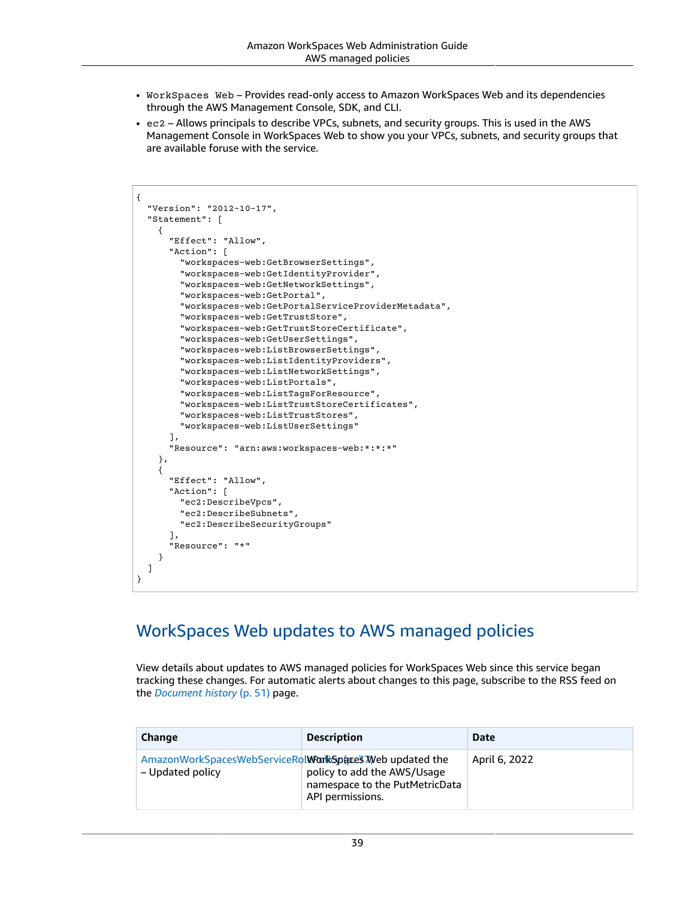- `WorkSpaces Web` – Provides read-only access to Amazon WorkSpaces Web and its dependencies through the AWS Management Console, SDK, and CLI.
- `ec2` – Allows principals to describe VPCs, subnets, and security groups. This is used in the AWS Management Console in WorkSpaces Web to show you your VPCs, subnets, and security groups that are available foruse with the service.

```
{
  "Version": "2012-10-17",
  "Statement": [
    {
      "Effect": "Allow",
      "Action": [
        "workspaces-web:GetBrowserSettings",
        "workspaces-web:GetIdentityProvider",
        "workspaces-web:GetNetworkSettings",
        "workspaces-web:GetPortal",
        "workspaces-web:GetPortalServiceProviderMetadata",
        "workspaces-web:GetTrustStore",
        "workspaces-web:GetTrustStoreCertificate",
        "workspaces-web:GetUserSettings",
        "workspaces-web:ListBrowserSettings",
        "workspaces-web:ListIdentityProviders",
        "workspaces-web:ListNetworkSettings",
        "workspaces-web:ListPortals",
        "workspaces-web:ListTagsForResource",
        "workspaces-web:ListTrustStoreCertificates",
        "workspaces-web:ListTrustStores",
        "workspaces-web:ListUserSettings"
      ],
      "Resource": "arn:aws:workspaces-web:*:*:*"
    },
    {
      "Effect": "Allow",
      "Action": [
        "ec2:DescribeVpcs",
        "ec2:DescribeSubnets",
        "ec2:DescribeSecurityGroups"
      ],
      "Resource": "*"
    }
  ]
}
```

## WorkSpaces Web updates to AWS managed policies

View details about updates to AWS managed policies for WorkSpaces Web since this service began tracking these changes. For automatic alerts about changes to this page, subscribe to the RSS feed on the *Document history* (p. 51) page.

| Change | Description | Date |
| --- | --- | --- |
| AmazonWorkSpacesWebServiceRolePolicy (p. 37) – Updated policy | WorkSpaces Web updated the policy to add the AWS/Usage namespace to the PutMetricData API permissions. | April 6, 2022 |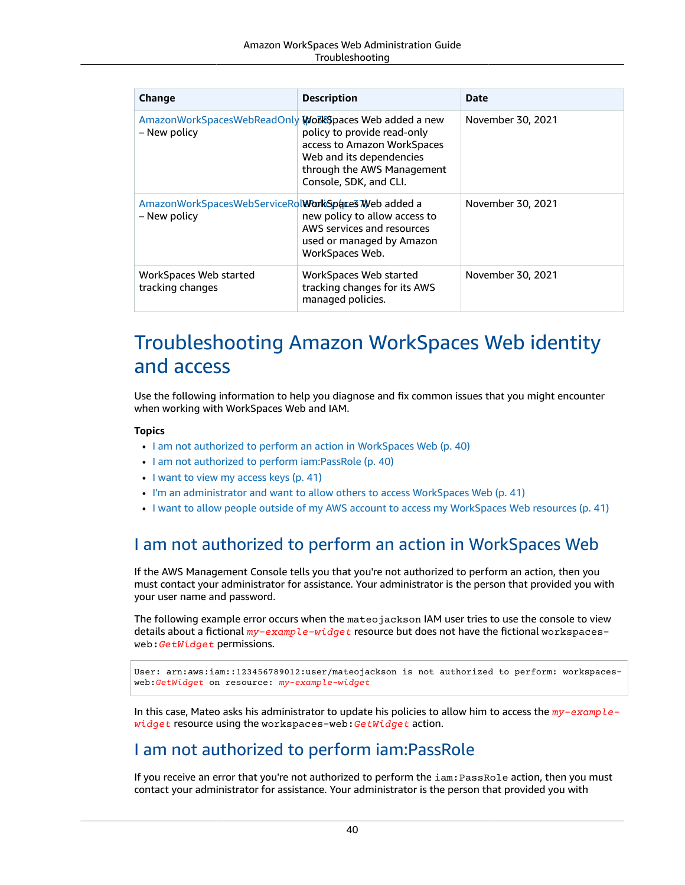| Change | Description | Date |
| --- | --- | --- |
| AmazonWorkSpacesWebReadOnly (p. 38) – New policy | WorkSpaces Web added a new policy to provide read-only access to Amazon WorkSpaces Web and its dependencies through the AWS Management Console, SDK, and CLI. | November 30, 2021 |
| AmazonWorkSpacesWebServiceRolePolicy (p. 37) – New policy | WorkSpaces Web added a new policy to allow access to AWS services and resources used or managed by Amazon WorkSpaces Web. | November 30, 2021 |
| WorkSpaces Web started tracking changes | WorkSpaces Web started tracking changes for its AWS managed policies. | November 30, 2021 |

# Troubleshooting Amazon WorkSpaces Web identity and access

Use the following information to help you diagnose and fix common issues that you might encounter when working with WorkSpaces Web and IAM.

**Topics**

- I am not authorized to perform an action in WorkSpaces Web (p. 40)
- I am not authorized to perform iam:PassRole (p. 40)
- I want to view my access keys (p. 41)
- I'm an administrator and want to allow others to access WorkSpaces Web (p. 41)
- I want to allow people outside of my AWS account to access my WorkSpaces Web resources (p. 41)

## I am not authorized to perform an action in WorkSpaces Web

If the AWS Management Console tells you that you're not authorized to perform an action, then you must contact your administrator for assistance. Your administrator is the person that provided you with your user name and password.

The following example error occurs when the `mateojackson` IAM user tries to use the console to view details about a fictional *`my-example-widget`* resource but does not have the fictional `workspaces-web:`*`GetWidget`* permissions.

```
User: arn:aws:iam::123456789012:user/mateojackson is not authorized to perform: workspaces-web:GetWidget on resource: my-example-widget
```

In this case, Mateo asks his administrator to update his policies to allow him to access the *`my-example-widget`* resource using the `workspaces-web:`*`GetWidget`* action.

## I am not authorized to perform iam:PassRole

If you receive an error that you're not authorized to perform the `iam:PassRole` action, then you must contact your administrator for assistance. Your administrator is the person that provided you with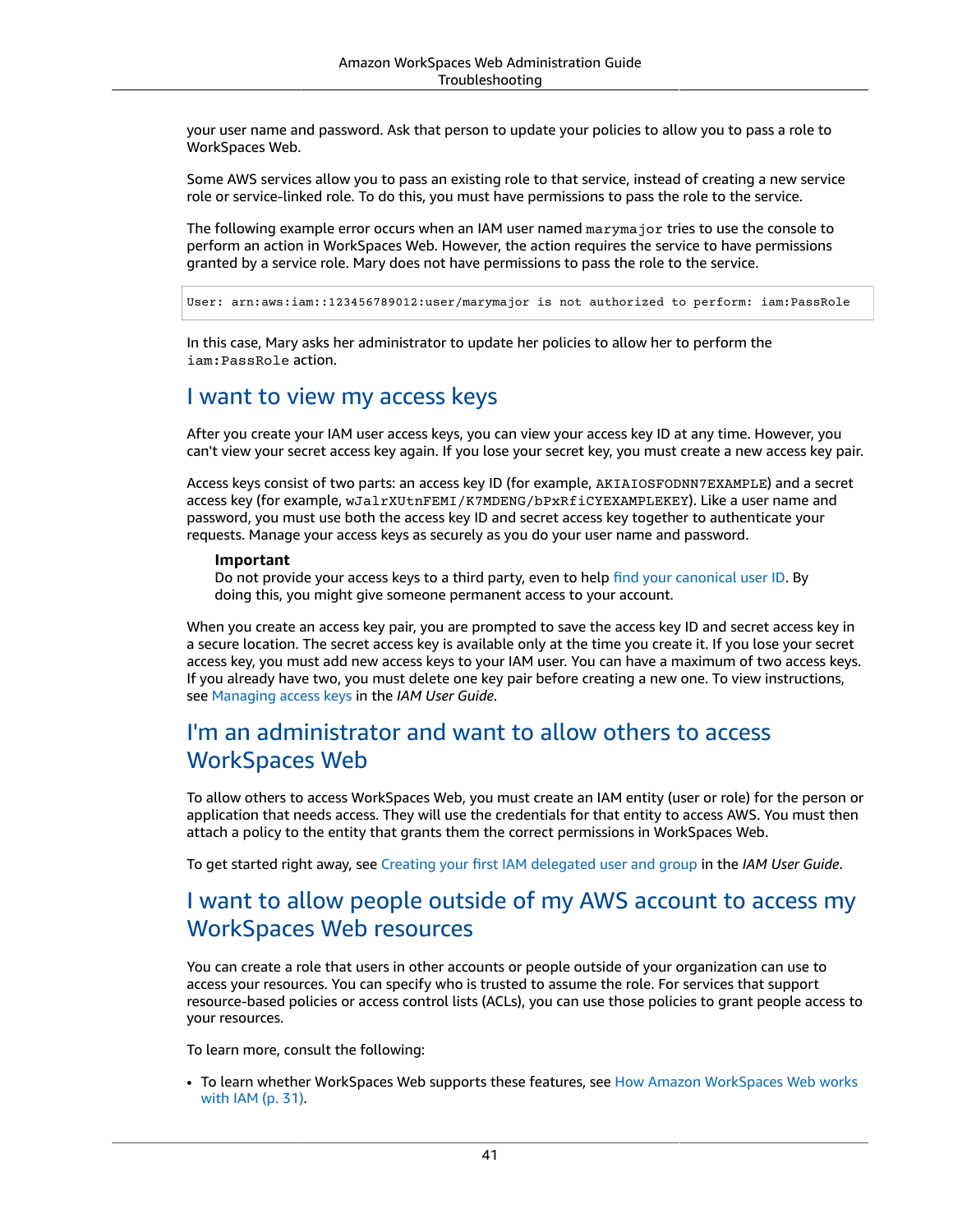your user name and password. Ask that person to update your policies to allow you to pass a role to WorkSpaces Web.

Some AWS services allow you to pass an existing role to that service, instead of creating a new service role or service-linked role. To do this, you must have permissions to pass the role to the service.

The following example error occurs when an IAM user named `marymajor` tries to use the console to perform an action in WorkSpaces Web. However, the action requires the service to have permissions granted by a service role. Mary does not have permissions to pass the role to the service.

```
User: arn:aws:iam::123456789012:user/marymajor is not authorized to perform: iam:PassRole
```

In this case, Mary asks her administrator to update her policies to allow her to perform the `iam:PassRole` action.

## I want to view my access keys

After you create your IAM user access keys, you can view your access key ID at any time. However, you can't view your secret access key again. If you lose your secret key, you must create a new access key pair.

Access keys consist of two parts: an access key ID (for example, `AKIAIOSFODNN7EXAMPLE`) and a secret access key (for example, `wJalrXUtnFEMI/K7MDENG/bPxRfiCYEXAMPLEKEY`). Like a user name and password, you must use both the access key ID and secret access key together to authenticate your requests. Manage your access keys as securely as you do your user name and password.

> **Important**
> Do not provide your access keys to a third party, even to help find your canonical user ID. By doing this, you might give someone permanent access to your account.

When you create an access key pair, you are prompted to save the access key ID and secret access key in a secure location. The secret access key is available only at the time you create it. If you lose your secret access key, you must add new access keys to your IAM user. You can have a maximum of two access keys. If you already have two, you must delete one key pair before creating a new one. To view instructions, see Managing access keys in the *IAM User Guide*.

## I'm an administrator and want to allow others to access WorkSpaces Web

To allow others to access WorkSpaces Web, you must create an IAM entity (user or role) for the person or application that needs access. They will use the credentials for that entity to access AWS. You must then attach a policy to the entity that grants them the correct permissions in WorkSpaces Web.

To get started right away, see Creating your first IAM delegated user and group in the *IAM User Guide*.

## I want to allow people outside of my AWS account to access my WorkSpaces Web resources

You can create a role that users in other accounts or people outside of your organization can use to access your resources. You can specify who is trusted to assume the role. For services that support resource-based policies or access control lists (ACLs), you can use those policies to grant people access to your resources.

To learn more, consult the following:

- To learn whether WorkSpaces Web supports these features, see How Amazon WorkSpaces Web works with IAM (p. 31).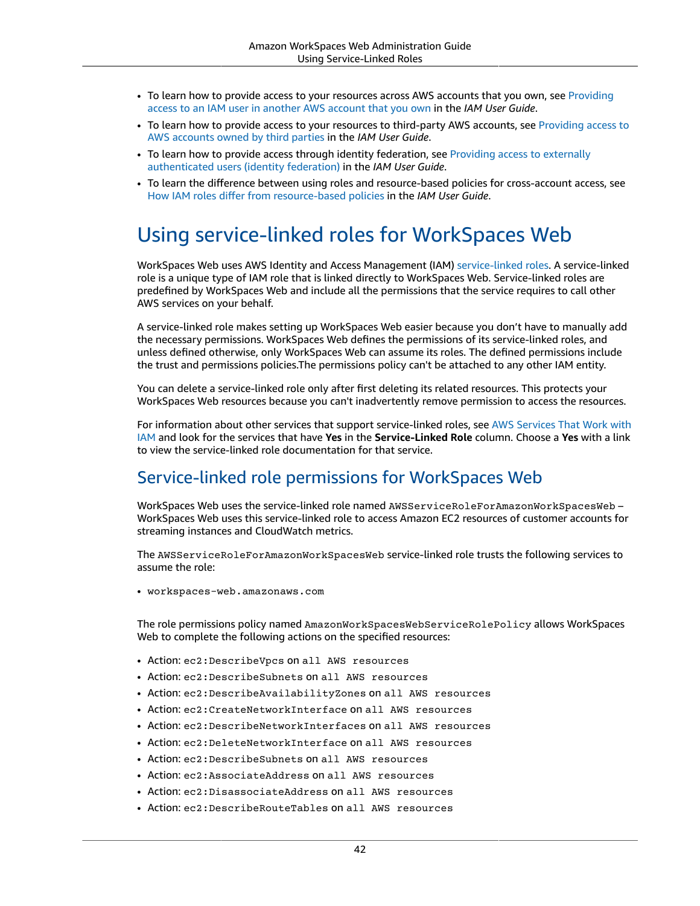- To learn how to provide access to your resources across AWS accounts that you own, see Providing access to an IAM user in another AWS account that you own in the *IAM User Guide*.
- To learn how to provide access to your resources to third-party AWS accounts, see Providing access to AWS accounts owned by third parties in the *IAM User Guide*.
- To learn how to provide access through identity federation, see Providing access to externally authenticated users (identity federation) in the *IAM User Guide*.
- To learn the difference between using roles and resource-based policies for cross-account access, see How IAM roles differ from resource-based policies in the *IAM User Guide*.

# Using service-linked roles for WorkSpaces Web

WorkSpaces Web uses AWS Identity and Access Management (IAM) service-linked roles. A service-linked role is a unique type of IAM role that is linked directly to WorkSpaces Web. Service-linked roles are predefined by WorkSpaces Web and include all the permissions that the service requires to call other AWS services on your behalf.

A service-linked role makes setting up WorkSpaces Web easier because you don't have to manually add the necessary permissions. WorkSpaces Web defines the permissions of its service-linked roles, and unless defined otherwise, only WorkSpaces Web can assume its roles. The defined permissions include the trust and permissions policies.The permissions policy can't be attached to any other IAM entity.

You can delete a service-linked role only after first deleting its related resources. This protects your WorkSpaces Web resources because you can't inadvertently remove permission to access the resources.

For information about other services that support service-linked roles, see AWS Services That Work with IAM and look for the services that have **Yes** in the **Service-Linked Role** column. Choose a **Yes** with a link to view the service-linked role documentation for that service.

## Service-linked role permissions for WorkSpaces Web

WorkSpaces Web uses the service-linked role named `AWSServiceRoleForAmazonWorkSpacesWeb` – WorkSpaces Web uses this service-linked role to access Amazon EC2 resources of customer accounts for streaming instances and CloudWatch metrics.

The `AWSServiceRoleForAmazonWorkSpacesWeb` service-linked role trusts the following services to assume the role:

- `workspaces-web.amazonaws.com`

The role permissions policy named `AmazonWorkSpacesWebServiceRolePolicy` allows WorkSpaces Web to complete the following actions on the specified resources:

- Action: `ec2:DescribeVpcs` on `all AWS resources`
- Action: `ec2:DescribeSubnets` on `all AWS resources`
- Action: `ec2:DescribeAvailabilityZones` on `all AWS resources`
- Action: `ec2:CreateNetworkInterface` on `all AWS resources`
- Action: `ec2:DescribeNetworkInterfaces` on `all AWS resources`
- Action: `ec2:DeleteNetworkInterface` on `all AWS resources`
- Action: `ec2:DescribeSubnets` on `all AWS resources`
- Action: `ec2:AssociateAddress` on `all AWS resources`
- Action: `ec2:DisassociateAddress` on `all AWS resources`
- Action: `ec2:DescribeRouteTables` on `all AWS resources`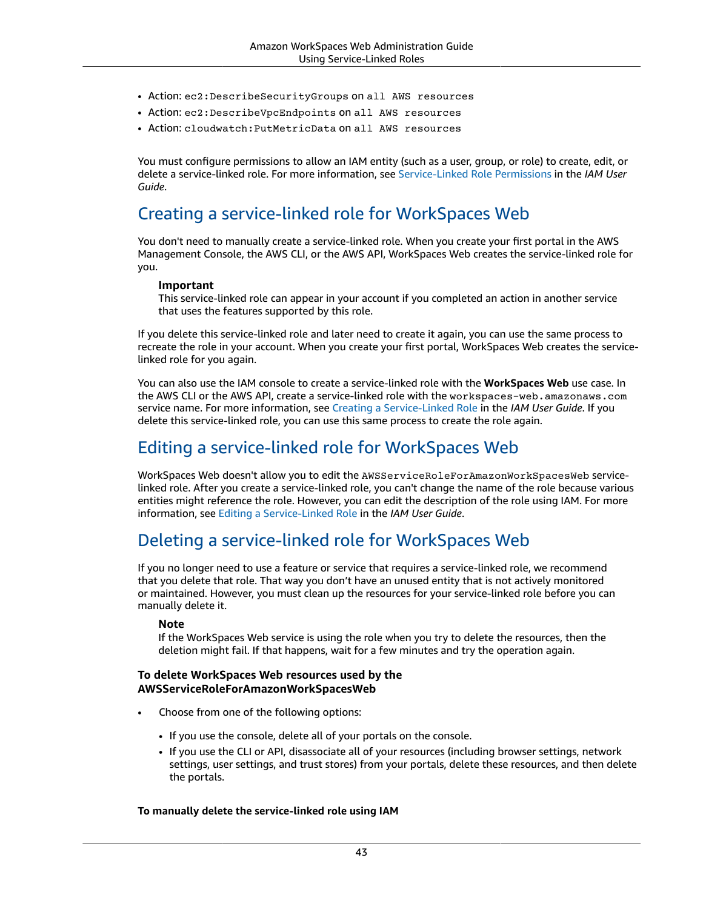- Action: `ec2:DescribeSecurityGroups` on `all AWS resources`
- Action: `ec2:DescribeVpcEndpoints` on `all AWS resources`
- Action: `cloudwatch:PutMetricData` on `all AWS resources`

You must configure permissions to allow an IAM entity (such as a user, group, or role) to create, edit, or delete a service-linked role. For more information, see Service-Linked Role Permissions in the *IAM User Guide*.

## Creating a service-linked role for WorkSpaces Web

You don't need to manually create a service-linked role. When you create your first portal in the AWS Management Console, the AWS CLI, or the AWS API, WorkSpaces Web creates the service-linked role for you.

> **Important**
> This service-linked role can appear in your account if you completed an action in another service that uses the features supported by this role.

If you delete this service-linked role and later need to create it again, you can use the same process to recreate the role in your account. When you create your first portal, WorkSpaces Web creates the service-linked role for you again.

You can also use the IAM console to create a service-linked role with the **WorkSpaces Web** use case. In the AWS CLI or the AWS API, create a service-linked role with the `workspaces-web.amazonaws.com` service name. For more information, see Creating a Service-Linked Role in the *IAM User Guide*. If you delete this service-linked role, you can use this same process to create the role again.

## Editing a service-linked role for WorkSpaces Web

WorkSpaces Web doesn't allow you to edit the `AWSServiceRoleForAmazonWorkSpacesWeb` service-linked role. After you create a service-linked role, you can't change the name of the role because various entities might reference the role. However, you can edit the description of the role using IAM. For more information, see Editing a Service-Linked Role in the *IAM User Guide*.

## Deleting a service-linked role for WorkSpaces Web

If you no longer need to use a feature or service that requires a service-linked role, we recommend that you delete that role. That way you don't have an unused entity that is not actively monitored or maintained. However, you must clean up the resources for your service-linked role before you can manually delete it.

> **Note**
> If the WorkSpaces Web service is using the role when you try to delete the resources, then the deletion might fail. If that happens, wait for a few minutes and try the operation again.

**To delete WorkSpaces Web resources used by the AWSServiceRoleForAmazonWorkSpacesWeb**

- Choose from one of the following options:
  - If you use the console, delete all of your portals on the console.
  - If you use the CLI or API, disassociate all of your resources (including browser settings, network settings, user settings, and trust stores) from your portals, delete these resources, and then delete the portals.

**To manually delete the service-linked role using IAM**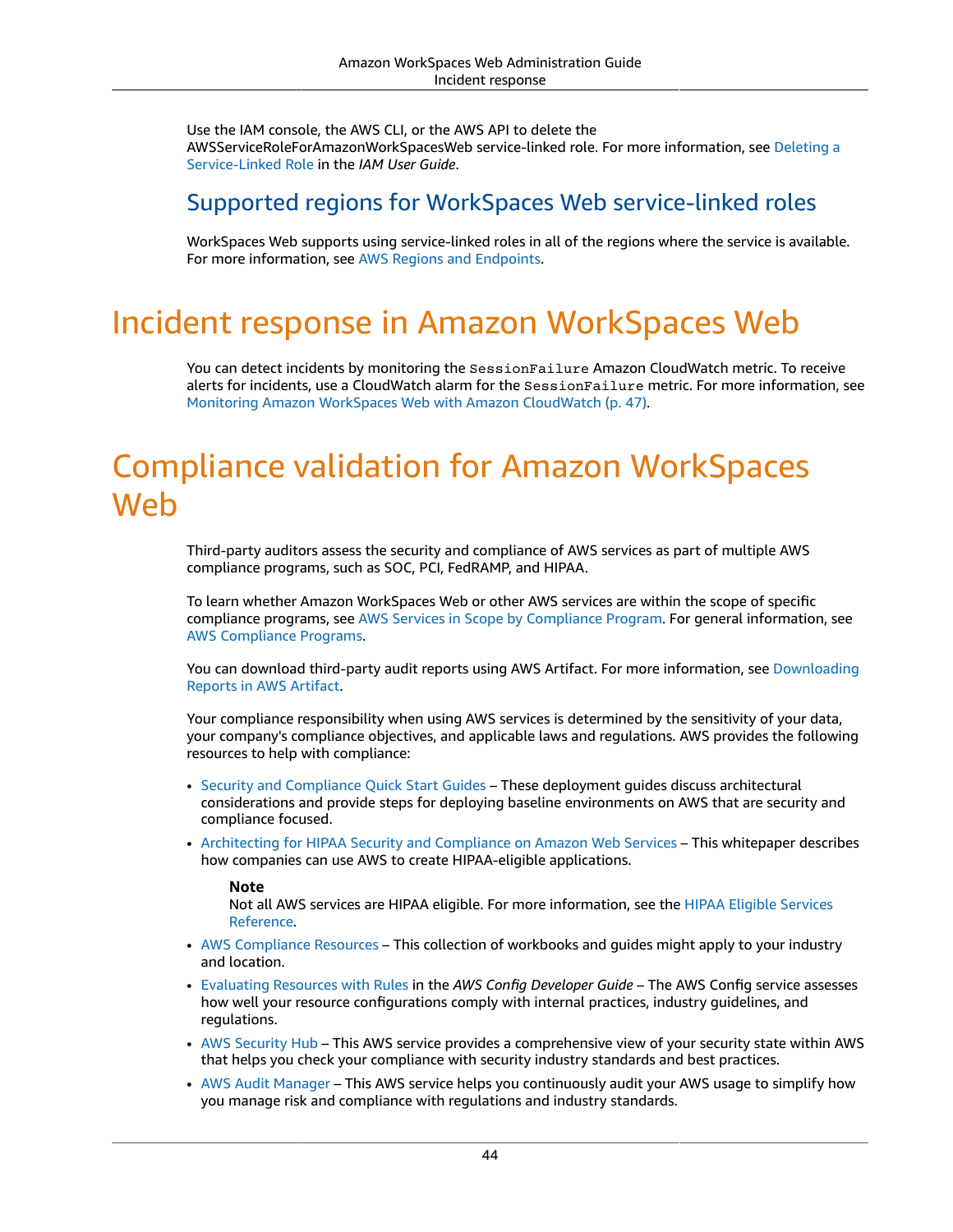Use the IAM console, the AWS CLI, or the AWS API to delete the AWSServiceRoleForAmazonWorkSpacesWeb service-linked role. For more information, see Deleting a Service-Linked Role in the *IAM User Guide*.

## Supported regions for WorkSpaces Web service-linked roles

WorkSpaces Web supports using service-linked roles in all of the regions where the service is available. For more information, see AWS Regions and Endpoints.

# Incident response in Amazon WorkSpaces Web

You can detect incidents by monitoring the `SessionFailure` Amazon CloudWatch metric. To receive alerts for incidents, use a CloudWatch alarm for the `SessionFailure` metric. For more information, see Monitoring Amazon WorkSpaces Web with Amazon CloudWatch (p. 47).

# Compliance validation for Amazon WorkSpaces Web

Third-party auditors assess the security and compliance of AWS services as part of multiple AWS compliance programs, such as SOC, PCI, FedRAMP, and HIPAA.

To learn whether Amazon WorkSpaces Web or other AWS services are within the scope of specific compliance programs, see AWS Services in Scope by Compliance Program. For general information, see AWS Compliance Programs.

You can download third-party audit reports using AWS Artifact. For more information, see Downloading Reports in AWS Artifact.

Your compliance responsibility when using AWS services is determined by the sensitivity of your data, your company's compliance objectives, and applicable laws and regulations. AWS provides the following resources to help with compliance:

- Security and Compliance Quick Start Guides – These deployment guides discuss architectural considerations and provide steps for deploying baseline environments on AWS that are security and compliance focused.
- Architecting for HIPAA Security and Compliance on Amazon Web Services – This whitepaper describes how companies can use AWS to create HIPAA-eligible applications.

  **Note**
  Not all AWS services are HIPAA eligible. For more information, see the HIPAA Eligible Services Reference.

- AWS Compliance Resources – This collection of workbooks and guides might apply to your industry and location.
- Evaluating Resources with Rules in the *AWS Config Developer Guide* – The AWS Config service assesses how well your resource configurations comply with internal practices, industry guidelines, and regulations.
- AWS Security Hub – This AWS service provides a comprehensive view of your security state within AWS that helps you check your compliance with security industry standards and best practices.
- AWS Audit Manager – This AWS service helps you continuously audit your AWS usage to simplify how you manage risk and compliance with regulations and industry standards.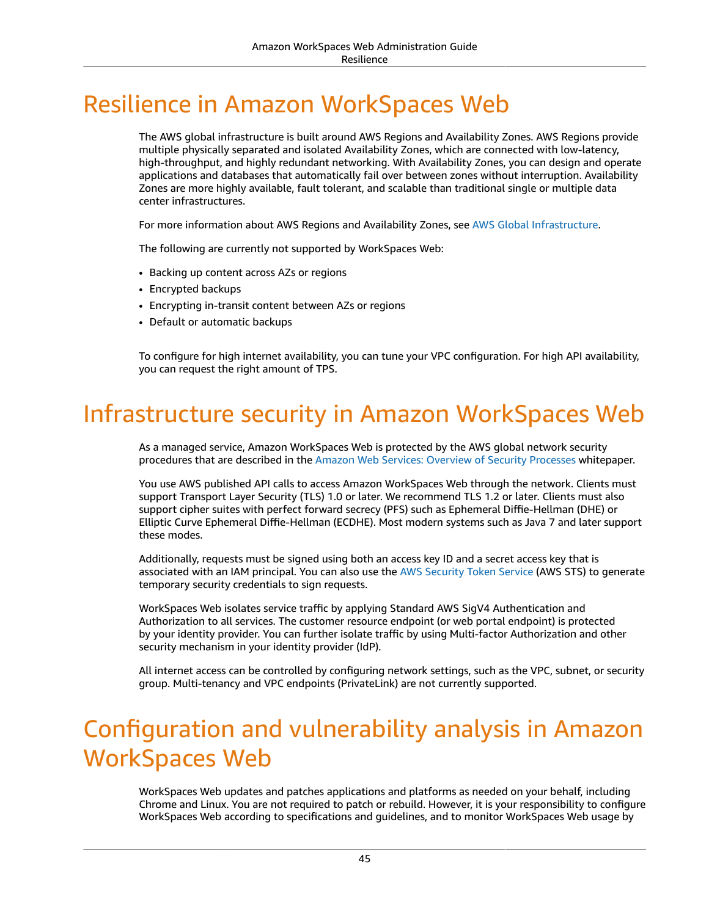# Resilience in Amazon WorkSpaces Web

The AWS global infrastructure is built around AWS Regions and Availability Zones. AWS Regions provide multiple physically separated and isolated Availability Zones, which are connected with low-latency, high-throughput, and highly redundant networking. With Availability Zones, you can design and operate applications and databases that automatically fail over between zones without interruption. Availability Zones are more highly available, fault tolerant, and scalable than traditional single or multiple data center infrastructures.

For more information about AWS Regions and Availability Zones, see AWS Global Infrastructure.

The following are currently not supported by WorkSpaces Web:

- Backing up content across AZs or regions
- Encrypted backups
- Encrypting in-transit content between AZs or regions
- Default or automatic backups

To configure for high internet availability, you can tune your VPC configuration. For high API availability, you can request the right amount of TPS.

# Infrastructure security in Amazon WorkSpaces Web

As a managed service, Amazon WorkSpaces Web is protected by the AWS global network security procedures that are described in the Amazon Web Services: Overview of Security Processes whitepaper.

You use AWS published API calls to access Amazon WorkSpaces Web through the network. Clients must support Transport Layer Security (TLS) 1.0 or later. We recommend TLS 1.2 or later. Clients must also support cipher suites with perfect forward secrecy (PFS) such as Ephemeral Diffie-Hellman (DHE) or Elliptic Curve Ephemeral Diffie-Hellman (ECDHE). Most modern systems such as Java 7 and later support these modes.

Additionally, requests must be signed using both an access key ID and a secret access key that is associated with an IAM principal. You can also use the AWS Security Token Service (AWS STS) to generate temporary security credentials to sign requests.

WorkSpaces Web isolates service traffic by applying Standard AWS SigV4 Authentication and Authorization to all services. The customer resource endpoint (or web portal endpoint) is protected by your identity provider. You can further isolate traffic by using Multi-factor Authorization and other security mechanism in your identity provider (IdP).

All internet access can be controlled by configuring network settings, such as the VPC, subnet, or security group. Multi-tenancy and VPC endpoints (PrivateLink) are not currently supported.

# Configuration and vulnerability analysis in Amazon WorkSpaces Web

WorkSpaces Web updates and patches applications and platforms as needed on your behalf, including Chrome and Linux. You are not required to patch or rebuild. However, it is your responsibility to configure WorkSpaces Web according to specifications and guidelines, and to monitor WorkSpaces Web usage by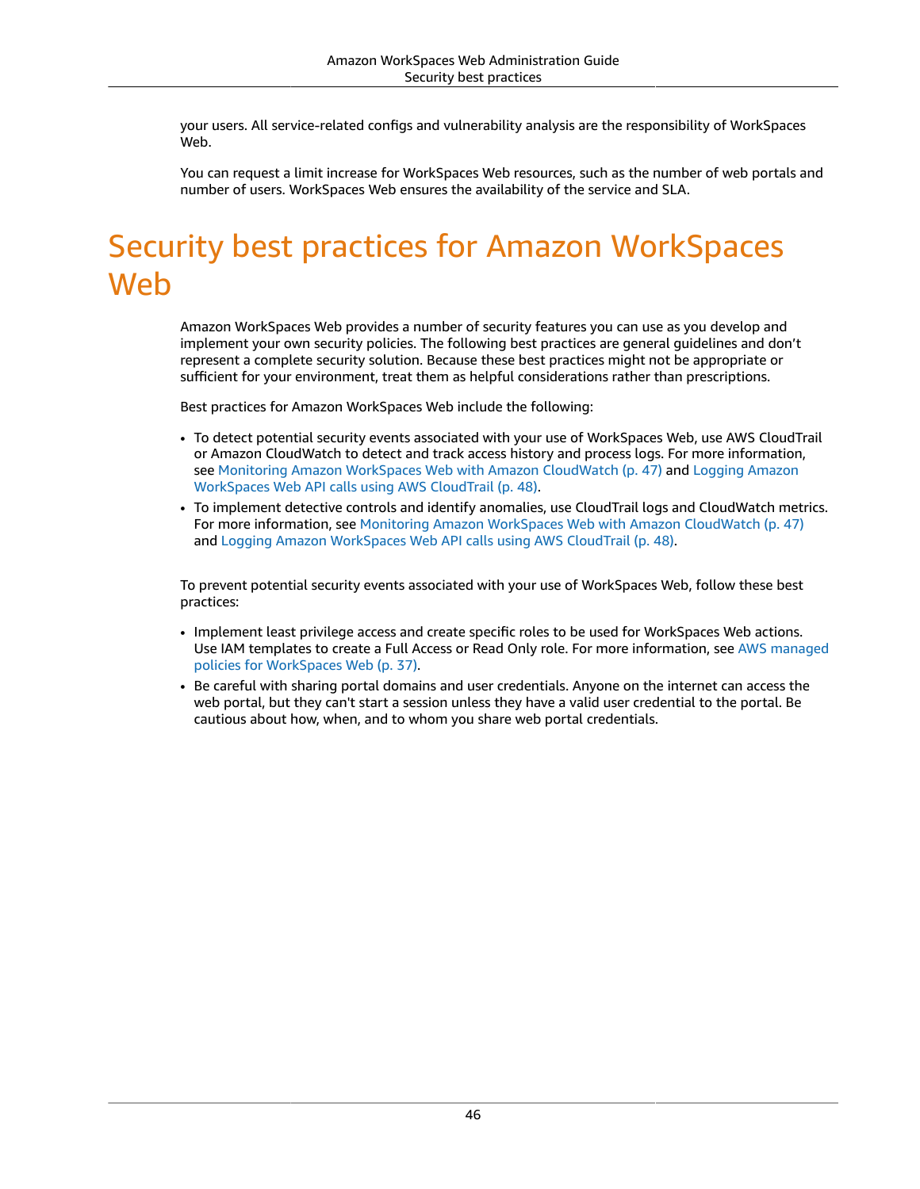your users. All service-related configs and vulnerability analysis are the responsibility of WorkSpaces Web.

You can request a limit increase for WorkSpaces Web resources, such as the number of web portals and number of users. WorkSpaces Web ensures the availability of the service and SLA.

# Security best practices for Amazon WorkSpaces Web

Amazon WorkSpaces Web provides a number of security features you can use as you develop and implement your own security policies. The following best practices are general guidelines and don't represent a complete security solution. Because these best practices might not be appropriate or sufficient for your environment, treat them as helpful considerations rather than prescriptions.

Best practices for Amazon WorkSpaces Web include the following:

- To detect potential security events associated with your use of WorkSpaces Web, use AWS CloudTrail or Amazon CloudWatch to detect and track access history and process logs. For more information, see Monitoring Amazon WorkSpaces Web with Amazon CloudWatch (p. 47) and Logging Amazon WorkSpaces Web API calls using AWS CloudTrail (p. 48).
- To implement detective controls and identify anomalies, use CloudTrail logs and CloudWatch metrics. For more information, see Monitoring Amazon WorkSpaces Web with Amazon CloudWatch (p. 47) and Logging Amazon WorkSpaces Web API calls using AWS CloudTrail (p. 48).

To prevent potential security events associated with your use of WorkSpaces Web, follow these best practices:

- Implement least privilege access and create specific roles to be used for WorkSpaces Web actions. Use IAM templates to create a Full Access or Read Only role. For more information, see AWS managed policies for WorkSpaces Web (p. 37).
- Be careful with sharing portal domains and user credentials. Anyone on the internet can access the web portal, but they can't start a session unless they have a valid user credential to the portal. Be cautious about how, when, and to whom you share web portal credentials.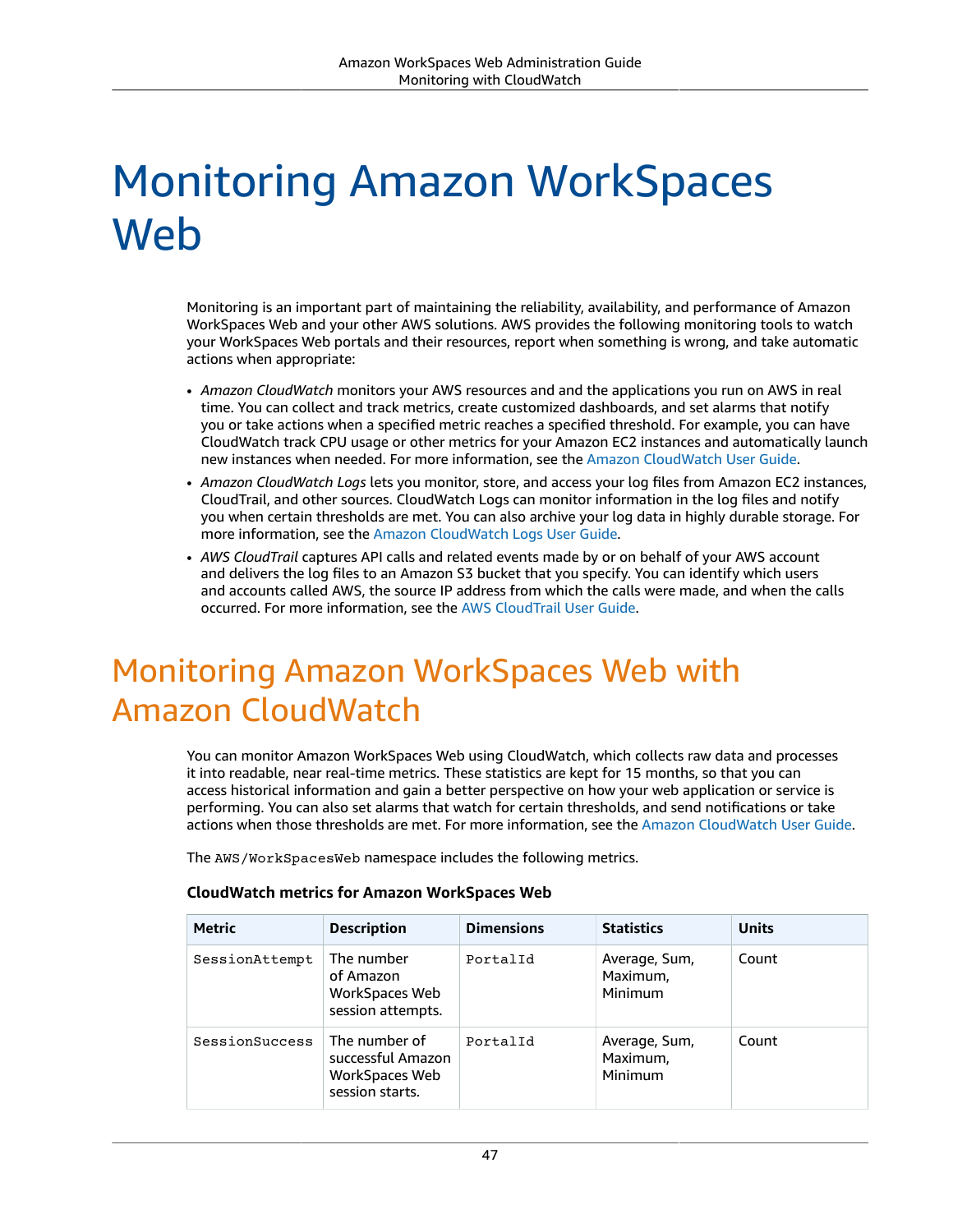# Monitoring Amazon WorkSpaces Web

Monitoring is an important part of maintaining the reliability, availability, and performance of Amazon WorkSpaces Web and your other AWS solutions. AWS provides the following monitoring tools to watch your WorkSpaces Web portals and their resources, report when something is wrong, and take automatic actions when appropriate:

- *Amazon CloudWatch* monitors your AWS resources and and the applications you run on AWS in real time. You can collect and track metrics, create customized dashboards, and set alarms that notify you or take actions when a specified metric reaches a specified threshold. For example, you can have CloudWatch track CPU usage or other metrics for your Amazon EC2 instances and automatically launch new instances when needed. For more information, see the Amazon CloudWatch User Guide.
- *Amazon CloudWatch Logs* lets you monitor, store, and access your log files from Amazon EC2 instances, CloudTrail, and other sources. CloudWatch Logs can monitor information in the log files and notify you when certain thresholds are met. You can also archive your log data in highly durable storage. For more information, see the Amazon CloudWatch Logs User Guide.
- *AWS CloudTrail* captures API calls and related events made by or on behalf of your AWS account and delivers the log files to an Amazon S3 bucket that you specify. You can identify which users and accounts called AWS, the source IP address from which the calls were made, and when the calls occurred. For more information, see the AWS CloudTrail User Guide.

## Monitoring Amazon WorkSpaces Web with Amazon CloudWatch

You can monitor Amazon WorkSpaces Web using CloudWatch, which collects raw data and processes it into readable, near real-time metrics. These statistics are kept for 15 months, so that you can access historical information and gain a better perspective on how your web application or service is performing. You can also set alarms that watch for certain thresholds, and send notifications or take actions when those thresholds are met. For more information, see the Amazon CloudWatch User Guide.

The `AWS/WorkSpacesWeb` namespace includes the following metrics.

**CloudWatch metrics for Amazon WorkSpaces Web**

| Metric | Description | Dimensions | Statistics | Units |
| --- | --- | --- | --- | --- |
| `SessionAttempt` | The number of Amazon WorkSpaces Web session attempts. | `PortalId` | Average, Sum, Maximum, Minimum | Count |
| `SessionSuccess` | The number of successful Amazon WorkSpaces Web session starts. | `PortalId` | Average, Sum, Maximum, Minimum | Count |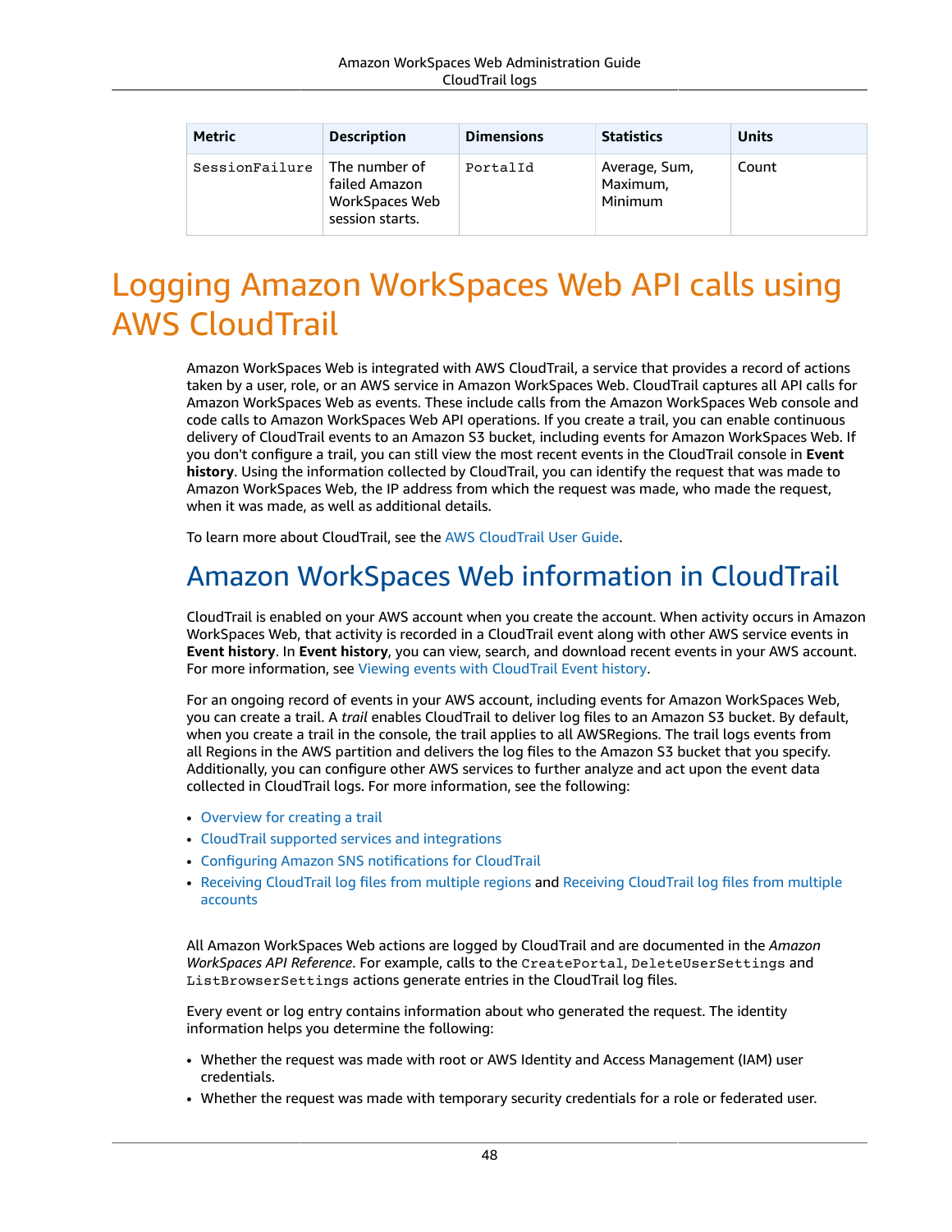| Metric | Description | Dimensions | Statistics | Units |
| --- | --- | --- | --- | --- |
| `SessionFailure` | The number of failed Amazon WorkSpaces Web session starts. | `PortalId` | Average, Sum, Maximum, Minimum | Count |

# Logging Amazon WorkSpaces Web API calls using AWS CloudTrail

Amazon WorkSpaces Web is integrated with AWS CloudTrail, a service that provides a record of actions taken by a user, role, or an AWS service in Amazon WorkSpaces Web. CloudTrail captures all API calls for Amazon WorkSpaces Web as events. These include calls from the Amazon WorkSpaces Web console and code calls to Amazon WorkSpaces Web API operations. If you create a trail, you can enable continuous delivery of CloudTrail events to an Amazon S3 bucket, including events for Amazon WorkSpaces Web. If you don't configure a trail, you can still view the most recent events in the CloudTrail console in **Event history**. Using the information collected by CloudTrail, you can identify the request that was made to Amazon WorkSpaces Web, the IP address from which the request was made, who made the request, when it was made, as well as additional details.

To learn more about CloudTrail, see the AWS CloudTrail User Guide.

## Amazon WorkSpaces Web information in CloudTrail

CloudTrail is enabled on your AWS account when you create the account. When activity occurs in Amazon WorkSpaces Web, that activity is recorded in a CloudTrail event along with other AWS service events in **Event history**. In **Event history**, you can view, search, and download recent events in your AWS account. For more information, see Viewing events with CloudTrail Event history.

For an ongoing record of events in your AWS account, including events for Amazon WorkSpaces Web, you can create a trail. A *trail* enables CloudTrail to deliver log files to an Amazon S3 bucket. By default, when you create a trail in the console, the trail applies to all AWSRegions. The trail logs events from all Regions in the AWS partition and delivers the log files to the Amazon S3 bucket that you specify. Additionally, you can configure other AWS services to further analyze and act upon the event data collected in CloudTrail logs. For more information, see the following:

- Overview for creating a trail
- CloudTrail supported services and integrations
- Configuring Amazon SNS notifications for CloudTrail
- Receiving CloudTrail log files from multiple regions and Receiving CloudTrail log files from multiple accounts

All Amazon WorkSpaces Web actions are logged by CloudTrail and are documented in the *Amazon WorkSpaces API Reference*. For example, calls to the `CreatePortal`, `DeleteUserSettings` and `ListBrowserSettings` actions generate entries in the CloudTrail log files.

Every event or log entry contains information about who generated the request. The identity information helps you determine the following:

- Whether the request was made with root or AWS Identity and Access Management (IAM) user credentials.
- Whether the request was made with temporary security credentials for a role or federated user.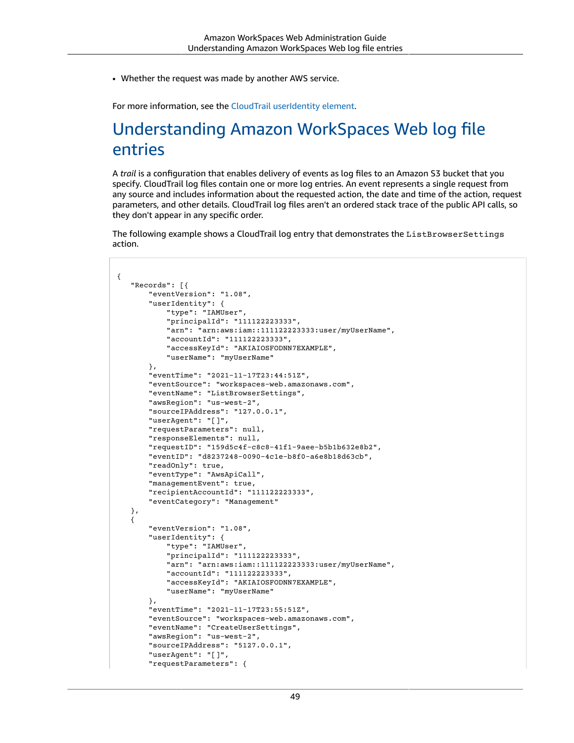- Whether the request was made by another AWS service.

For more information, see the CloudTrail userIdentity element.

# Understanding Amazon WorkSpaces Web log file entries

A *trail* is a configuration that enables delivery of events as log files to an Amazon S3 bucket that you specify. CloudTrail log files contain one or more log entries. An event represents a single request from any source and includes information about the requested action, the date and time of the action, request parameters, and other details. CloudTrail log files aren't an ordered stack trace of the public API calls, so they don't appear in any specific order.

The following example shows a CloudTrail log entry that demonstrates the `ListBrowserSettings` action.

```
{
   "Records": [{
       "eventVersion": "1.08",
       "userIdentity": {
           "type": "IAMUser",
           "principalId": "111122223333",
           "arn": "arn:aws:iam::111122223333:user/myUserName",
           "accountId": "111122223333",
           "accessKeyId": "AKIAIOSFODNN7EXAMPLE",
           "userName": "myUserName"
       },
       "eventTime": "2021-11-17T23:44:51Z",
       "eventSource": "workspaces-web.amazonaws.com",
       "eventName": "ListBrowserSettings",
       "awsRegion": "us-west-2",
       "sourceIPAddress": "127.0.0.1",
       "userAgent": "[]",
       "requestParameters": null,
       "responseElements": null,
       "requestID": "159d5c4f-c8c8-41f1-9aee-b5b1b632e8b2",
       "eventID": "d8237248-0090-4c1e-b8f0-a6e8b18d63cb",
       "readOnly": true,
       "eventType": "AwsApiCall",
       "managementEvent": true,
       "recipientAccountId": "111122223333",
       "eventCategory": "Management"
   },
   {
       "eventVersion": "1.08",
       "userIdentity": {
           "type": "IAMUser",
           "principalId": "111122223333",
           "arn": "arn:aws:iam::111122223333:user/myUserName",
           "accountId": "111122223333",
           "accessKeyId": "AKIAIOSFODNN7EXAMPLE",
           "userName": "myUserName"
       },
       "eventTime": "2021-11-17T23:55:51Z",
       "eventSource": "workspaces-web.amazonaws.com",
       "eventName": "CreateUserSettings",
       "awsRegion": "us-west-2",
       "sourceIPAddress": "5127.0.0.1",
       "userAgent": "[]",
       "requestParameters": {
```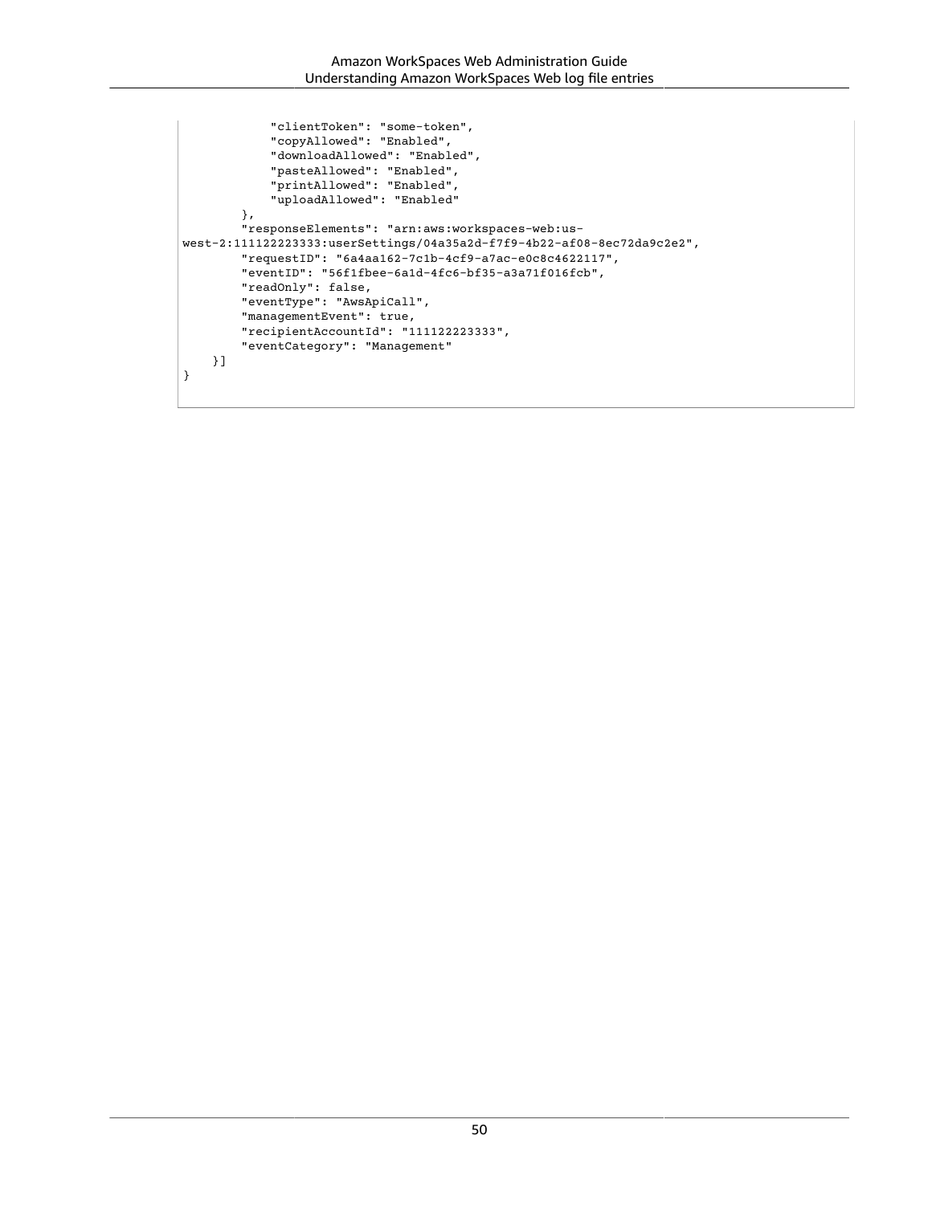```
            "clientToken": "some-token",
            "copyAllowed": "Enabled",
            "downloadAllowed": "Enabled",
            "pasteAllowed": "Enabled",
            "printAllowed": "Enabled",
            "uploadAllowed": "Enabled"
        },
        "responseElements": "arn:aws:workspaces-web:us-
west-2:111122223333:userSettings/04a35a2d-f7f9-4b22-af08-8ec72da9c2e2",
        "requestID": "6a4aa162-7c1b-4cf9-a7ac-e0c8c4622117",
        "eventID": "56f1fbee-6a1d-4fc6-bf35-a3a71f016fcb",
        "readOnly": false,
        "eventType": "AwsApiCall",
        "managementEvent": true,
        "recipientAccountId": "111122223333",
        "eventCategory": "Management"
    }]
}
```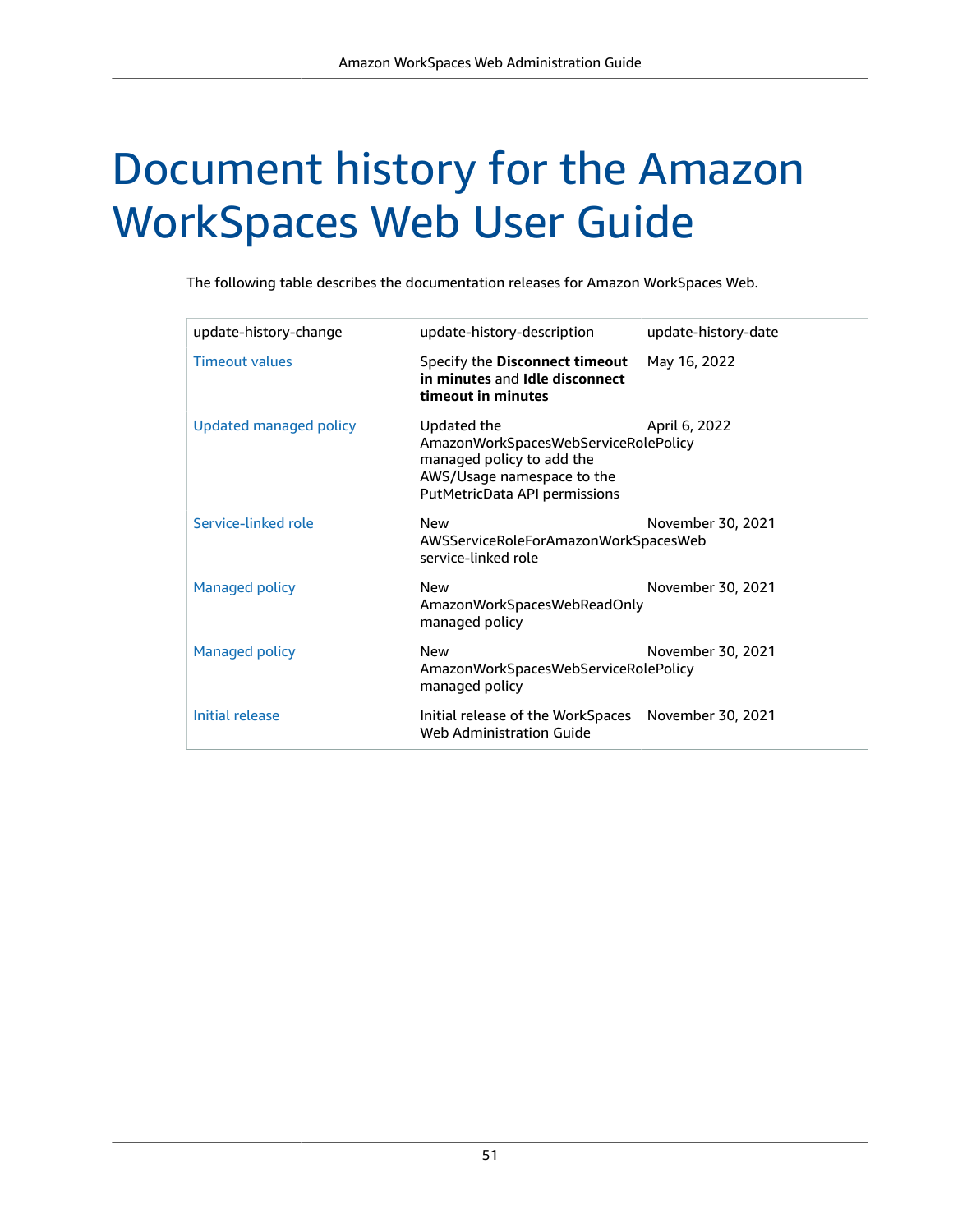# Document history for the Amazon WorkSpaces Web User Guide

The following table describes the documentation releases for Amazon WorkSpaces Web.

| update-history-change | update-history-description | update-history-date |
| --- | --- | --- |
| Timeout values | Specify the **Disconnect timeout in minutes** and **Idle disconnect timeout in minutes** | May 16, 2022 |
| Updated managed policy | Updated the AmazonWorkSpacesWebServiceRolePolicy managed policy to add the AWS/Usage namespace to the PutMetricData API permissions | April 6, 2022 |
| Service-linked role | New AWSServiceRoleForAmazonWorkSpacesWeb service-linked role | November 30, 2021 |
| Managed policy | New AmazonWorkSpacesWebReadOnly managed policy | November 30, 2021 |
| Managed policy | New AmazonWorkSpacesWebServiceRolePolicy managed policy | November 30, 2021 |
| Initial release | Initial release of the WorkSpaces Web Administration Guide | November 30, 2021 |